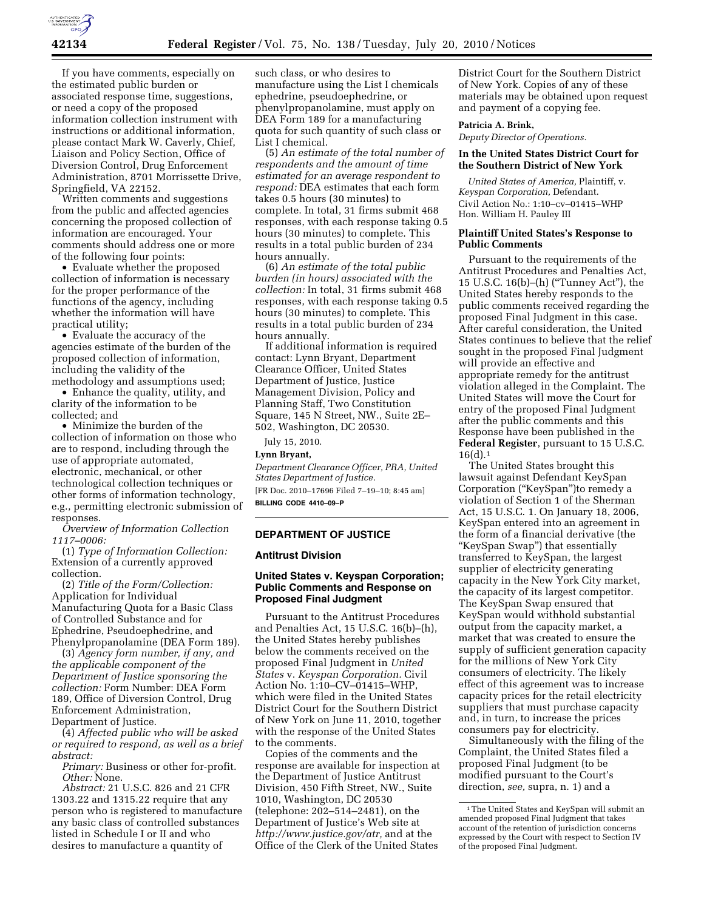If you have comments, especially on the estimated public burden or associated response time, suggestions, or need a copy of the proposed information collection instrument with instructions or additional information, please contact Mark W. Caverly, Chief, Liaison and Policy Section, Office of Diversion Control, Drug Enforcement Administration, 8701 Morrissette Drive, Springfield, VA 22152.

Written comments and suggestions from the public and affected agencies concerning the proposed collection of information are encouraged. Your comments should address one or more of the following four points:

- Evaluate whether the proposed collection of information is necessary for the proper performance of the functions of the agency, including whether the information will have practical utility;
- Evaluate the accuracy of the agencies estimate of the burden of the proposed collection of information, including the validity of the methodology and assumptions used;
- Enhance the quality, utility, and clarity of the information to be collected; and
- Minimize the burden of the collection of information on those who are to respond, including through the use of appropriate automated, electronic, mechanical, or other technological collection techniques or other forms of information technology, e.g., permitting electronic submission of responses.

*Overview of Information Collection 1117–0006:*

(1) *Type of Information Collection:* Extension of a currently approved collection.

(2) *Title of the Form/Collection:* Application for Individual Manufacturing Quota for a Basic Class of Controlled Substance and for Ephedrine, Pseudoephedrine, and Phenylpropanolamine (DEA Form 189).

(3) *Agency form number, if any, and the applicable component of the Department of Justice sponsoring the collection:* Form Number: DEA Form 189, Office of Diversion Control, Drug Enforcement Administration, Department of Justice.

(4) *Affected public who will be asked or required to respond, as well as a brief abstract:*

*Primary:* Business or other for-profit.
*Other:* None.

*Abstract:* 21 U.S.C. 826 and 21 CFR 1303.22 and 1315.22 require that any person who is registered to manufacture any basic class of controlled substances listed in Schedule I or II and who desires to manufacture a quantity of such class, or who desires to manufacture using the List I chemicals ephedrine, pseudoephedrine, or phenylpropanolamine, must apply on DEA Form 189 for a manufacturing quota for such quantity of such class or List I chemical.

(5) *An estimate of the total number of respondents and the amount of time estimated for an average respondent to respond:* DEA estimates that each form takes 0.5 hours (30 minutes) to complete. In total, 31 firms submit 468 responses, with each response taking 0.5 hours (30 minutes) to complete. This results in a total public burden of 234 hours annually.

(6) *An estimate of the total public burden (in hours) associated with the collection:* In total, 31 firms submit 468 responses, with each response taking 0.5 hours (30 minutes) to complete. This results in a total public burden of 234 hours annually.

If additional information is required contact: Lynn Bryant, Department Clearance Officer, United States Department of Justice, Justice Management Division, Policy and Planning Staff, Two Constitution Square, 145 N Street, NW., Suite 2E–502, Washington, DC 20530.

July 15, 2010.

**Lynn Bryant,**

*Department Clearance Officer, PRA, United States Department of Justice.*

[FR Doc. 2010–17696 Filed 7–19–10; 8:45 am]

**BILLING CODE 4410–09–P**

## DEPARTMENT OF JUSTICE

### Antitrust Division

### United States v. Keyspan Corporation; Public Comments and Response on Proposed Final Judgment

Pursuant to the Antitrust Procedures and Penalties Act, 15 U.S.C. 16(b)–(h), the United States hereby publishes below the comments received on the proposed Final Judgment in *United States* v. *Keyspan Corporation.* Civil Action No. 1:10–CV–01415–WHP, which were filed in the United States District Court for the Southern District of New York on June 11, 2010, together with the response of the United States to the comments.

Copies of the comments and the response are available for inspection at the Department of Justice Antitrust Division, 450 Fifth Street, NW., Suite 1010, Washington, DC 20530 (telephone: 202–514–2481), on the Department of Justice's Web site at *http://www.justice.gov/atr,* and at the Office of the Clerk of the United States District Court for the Southern District of New York. Copies of any of these materials may be obtained upon request and payment of a copying fee.

**Patricia A. Brink,**

*Deputy Director of Operations.*

### In the United States District Court for the Southern District of New York

*United States of America,* Plaintiff, v. *Keyspan Corporation,* Defendant.
Civil Action No.: 1:10–cv–01415–WHP
Hon. William H. Pauley III

### Plaintiff United States's Response to Public Comments

Pursuant to the requirements of the Antitrust Procedures and Penalties Act, 15 U.S.C. 16(b)–(h) ("Tunney Act"), the United States hereby responds to the public comments received regarding the proposed Final Judgment in this case. After careful consideration, the United States continues to believe that the relief sought in the proposed Final Judgment will provide an effective and appropriate remedy for the antitrust violation alleged in the Complaint. The United States will move the Court for entry of the proposed Final Judgment after the public comments and this Response have been published in the **Federal Register**, pursuant to 15 U.S.C. 16(d).[1]

The United States brought this lawsuit against Defendant KeySpan Corporation ("KeySpan")to remedy a violation of Section 1 of the Sherman Act, 15 U.S.C. 1. On January 18, 2006, KeySpan entered into an agreement in the form of a financial derivative (the "KeySpan Swap") that essentially transferred to KeySpan, the largest supplier of electricity generating capacity in the New York City market, the capacity of its largest competitor. The KeySpan Swap ensured that KeySpan would withhold substantial output from the capacity market, a market that was created to ensure the supply of sufficient generation capacity for the millions of New York City consumers of electricity. The likely effect of this agreement was to increase capacity prices for the retail electricity suppliers that must purchase capacity and, in turn, to increase the prices consumers pay for electricity.

Simultaneously with the filing of the Complaint, the United States filed a proposed Final Judgment (to be modified pursuant to the Court's direction, *see,* supra, n. 1) and a

[1] The United States and KeySpan will submit an amended proposed Final Judgment that takes account of the retention of jurisdiction concerns expressed by the Court with respect to Section IV of the proposed Final Judgment.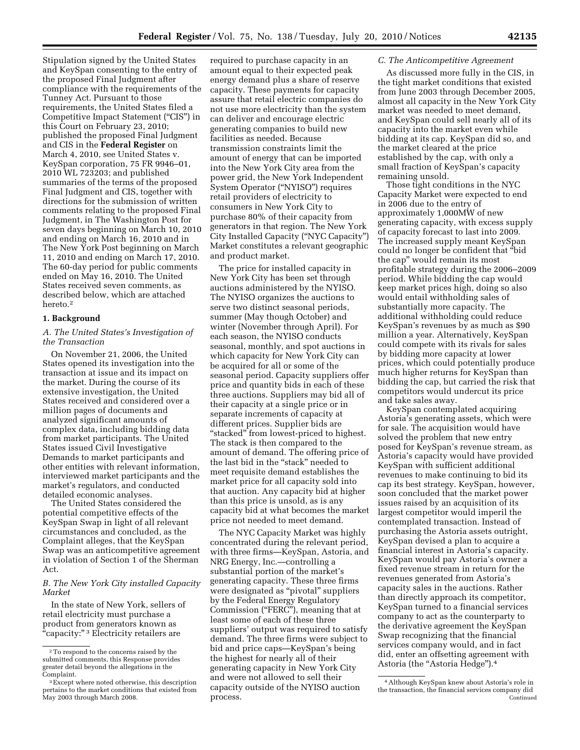Stipulation signed by the United States and KeySpan consenting to the entry of the proposed Final Judgment after compliance with the requirements of the Tunney Act. Pursuant to those requirements, the United States filed a Competitive Impact Statement ("CIS") in this Court on February 23, 2010; published the proposed Final Judgment and CIS in the **Federal Register** on March 4, 2010, see United States v. KeySpan corporation, 75 FR 9946–01, 2010 WL 723203; and published summaries of the terms of the proposed Final Judgment and CIS, together with directions for the submission of written comments relating to the proposed Final Judgment, in The Washington Post for seven days beginning on March 10, 2010 and ending on March 16, 2010 and in The New York Post beginning on March 11, 2010 and ending on March 17, 2010. The 60-day period for public comments ended on May 16, 2010. The United States received seven comments, as described below, which are attached hereto.[2]

## 1. Background

### *A. The United States's Investigation of the Transaction*

On November 21, 2006, the United States opened its investigation into the transaction at issue and its impact on the market. During the course of its extensive investigation, the United States received and considered over a million pages of documents and analyzed significant amounts of complex data, including bidding data from market participants. The United States issued Civil Investigative Demands to market participants and other entities with relevant information, interviewed market participants and the market's regulators, and conducted detailed economic analyses.

The United States considered the potential competitive effects of the KeySpan Swap in light of all relevant circumstances and concluded, as the Complaint alleges, that the KeySpan Swap was an anticompetitive agreement in violation of Section 1 of the Sherman Act.

### *B. The New York City installed Capacity Market*

In the state of New York, sellers of retail electricity must purchase a product from generators known as "capacity:"[3] Electricity retailers are required to purchase capacity in an amount equal to their expected peak energy demand plus a share of reserve capacity. These payments for capacity assure that retail electric companies do not use more electricity than the system can deliver and encourage electric generating companies to build new facilities as needed. Because transmission constraints limit the amount of energy that can be imported into the New York City area from the power grid, the New York Independent System Operator ("NYISO") requires retail providers of electricity to consumers in New York City to purchase 80% of their capacity from generators in that region. The New York City Installed Capacity ("NYC Capacity") Market constitutes a relevant geographic and product market.

The price for installed capacity in New York City has been set through auctions administered by the NYISO. The NYISO organizes the auctions to serve two distinct seasonal periods, summer (May though October) and winter (November through April). For each season, the NYISO conducts seasonal, monthly, and spot auctions in which capacity for New York City can be acquired for all or some of the seasonal period. Capacity suppliers offer price and quantity bids in each of these three auctions. Suppliers may bid all of their capacity at a single price or in separate increments of capacity at different prices. Supplier bids are "stacked" from lowest-priced to highest. The stack is then compared to the amount of demand. The offering price of the last bid in the "stack" needed to meet requisite demand establishes the market price for all capacity sold into that auction. Any capacity bid at higher than this price is unsold, as is any capacity bid at what becomes the market price not needed to meet demand.

The NYC Capacity Market was highly concentrated during the relevant period, with three firms—KeySpan, Astoria, and NRG Energy, Inc.—controlling a substantial portion of the market's generating capacity. These three firms were designated as "pivotal" suppliers by the Federal Energy Regulatory Commission ("FERC"), meaning that at least some of each of these three suppliers' output was required to satisfy demand. The three firms were subject to bid and price caps—KeySpan's being the highest for nearly all of their generating capacity in New York City and were not allowed to sell their capacity outside of the NYISO auction process.

### *C. The Anticompetitive Agreement*

As discussed more fully in the CIS, in the tight market conditions that existed from June 2003 through December 2005, almost all capacity in the New York City market was needed to meet demand, and KeySpan could sell nearly all of its capacity into the market even while bidding at its cap. KeySpan did so, and the market cleared at the price established by the cap, with only a small fraction of KeySpan's capacity remaining unsold.

Those tight conditions in the NYC Capacity Market were expected to end in 2006 due to the entry of approximately 1,000MW of new generating capacity, with excess supply of capacity forecast to last into 2009. The increased supply meant KeySpan could no longer be confident that "bid the cap" would remain its most profitable strategy during the 2006–2009 period. While bidding the cap would keep market prices high, doing so also would entail withholding sales of substantially more capacity. The additional withholding could reduce KeySpan's revenues by as much as $90 million a year. Alternatively, KeySpan could compete with its rivals for sales by bidding more capacity at lower prices, which could potentially produce much higher returns for KeySpan than bidding the cap, but carried the risk that competitors would undercut its price and take sales away.

KeySpan contemplated acquiring Astoria's generating assets, which were for sale. The acquisition would have solved the problem that new entry posed for KeySpan's revenue stream, as Astoria's capacity would have provided KeySpan with sufficient additional revenues to make continuing to bid its cap its best strategy. KeySpan, however, soon concluded that the market power issues raised by an acquisition of its largest competitor would imperil the contemplated transaction. Instead of purchasing the Astoria assets outright, KeySpan devised a plan to acquire a financial interest in Astoria's capacity. KeySpan would pay Astoria's owner a fixed revenue stream in return for the revenues generated from Astoria's capacity sales in the auctions. Rather than directly approach its competitor, KeySpan turned to a financial services company to act as the counterparty to the derivative agreement the KeySpan Swap recognizing that the financial services company would, and in fact did, enter an offsetting agreement with Astoria (the "Astoria Hedge").[4]

---

[2] To respond to the concerns raised by the submitted comments, this Response provides greater detail beyond the allegations in the Complaint.

[3] Except where noted otherwise, this description pertains to the market conditions that existed from May 2003 through March 2008.

[4] Although KeySpan knew about Astoria's role in the transaction, the financial services company did Continued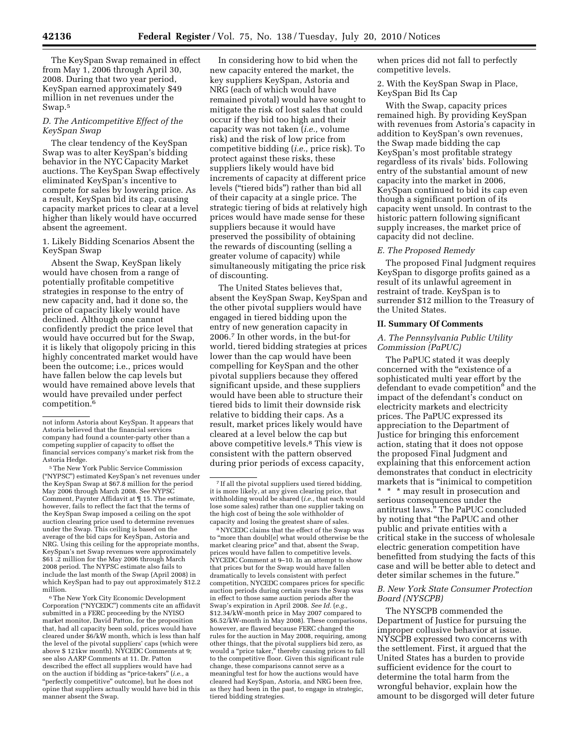The KeySpan Swap remained in effect from May 1, 2006 through April 30, 2008. During that two year period, KeySpan earned approximately $49 million in net revenues under the Swap.[5]

### D. The Anticompetitive Effect of the KeySpan Swap

The clear tendency of the KeySpan Swap was to alter KeySpan's bidding behavior in the NYC Capacity Market auctions. The KeySpan Swap effectively eliminated KeySpan's incentive to compete for sales by lowering price. As a result, KeySpan bid its cap, causing capacity market prices to clear at a level higher than likely would have occurred absent the agreement.

#### 1. Likely Bidding Scenarios Absent the KeySpan Swap

Absent the Swap, KeySpan likely would have chosen from a range of potentially profitable competitive strategies in response to the entry of new capacity and, had it done so, the price of capacity likely would have declined. Although one cannot confidently predict the price level that would have occurred but for the Swap, it is likely that oligopoly pricing in this highly concentrated market would have been the outcome; i.e., prices would have fallen below the cap levels but would have remained above levels that would have prevailed under perfect competition.[6]

In considering how to bid when the new capacity entered the market, the key suppliers KeySpan, Astoria and NRG (each of which would have remained pivotal) would have sought to mitigate the risk of lost sales that could occur if they bid too high and their capacity was not taken (*i.e.,* volume risk) and the risk of low price from competitive bidding (*i.e.,* price risk). To protect against these risks, these suppliers likely would have bid increments of capacity at different price levels ("tiered bids") rather than bid all of their capacity at a single price. The strategic tiering of bids at relatively high prices would have made sense for these suppliers because it would have preserved the possibility of obtaining the rewards of discounting (selling a greater volume of capacity) while simultaneously mitigating the price risk of discounting.

The United States believes that, absent the KeySpan Swap, KeySpan and the other pivotal suppliers would have engaged in tiered bidding upon the entry of new generation capacity in 2006.[7] In other words, in the but-for world, tiered bidding strategies at prices lower than the cap would have been compelling for KeySpan and the other pivotal suppliers because they offered significant upside, and these suppliers would have been able to structure their tiered bids to limit their downside risk relative to bidding their caps. As a result, market prices likely would have cleared at a level below the cap but above competitive levels.[8] This view is consistent with the pattern observed during prior periods of excess capacity, when prices did not fall to perfectly competitive levels.

#### 2. With the KeySpan Swap in Place, KeySpan Bid Its Cap

With the Swap, capacity prices remained high. By providing KeySpan with revenues from Astoria's capacity in addition to KeySpan's own revenues, the Swap made bidding the cap KeySpan's most profitable strategy regardless of its rivals' bids. Following entry of the substantial amount of new capacity into the market in 2006, KeySpan continued to bid its cap even though a significant portion of its capacity went unsold. In contrast to the historic pattern following significant supply increases, the market price of capacity did not decline.

### E. The Proposed Remedy

The proposed Final Judgment requires KeySpan to disgorge profits gained as a result of its unlawful agreement in restraint of trade. KeySpan is to surrender $12 million to the Treasury of the United States.

## II. Summary Of Comments

### A. The Pennsylvania Public Utility Commission (PaPUC)

The PaPUC stated it was deeply concerned with the "existence of a sophisticated multi year effort by the defendant to evade competition" and the impact of the defendant's conduct on electricity markets and electricity prices. The PaPUC expressed its appreciation to the Department of Justice for bringing this enforcement action, stating that it does not oppose the proposed Final Judgment and explaining that this enforcement action demonstrates that conduct in electricity markets that is "inimical to competition * * * may result in prosecution and serious consequences under the antitrust laws." The PaPUC concluded by noting that "the PaPUC and other public and private entities with a critical stake in the success of wholesale electric generation competition have benefitted from studying the facts of this case and will be better able to detect and deter similar schemes in the future."

### B. New York State Consumer Protection Board (NYSCPB)

The NYSCPB commended the Department of Justice for pursuing the improper collusive behavior at issue. NYSCPB expressed two concerns with the settlement. First, it argued that the United States has a burden to provide sufficient evidence for the court to determine the total harm from the wrongful behavior, explain how the amount to be disgorged will deter future

---

not inform Astoria about KeySpan. It appears that Astoria believed that the financial services company had found a counter-party other than a competing supplier of capacity to offset the financial services company's market risk from the Astoria Hedge.

[5] The New York Public Service Commission ("NYPSC") estimated KeySpan's net revenues under the KeySpan Swap at $67.8 million for the period May 2006 through March 2008. See NYPSC Comment, Paynter Affidavit at ¶ 15. The estimate, however, fails to reflect the fact that the terms of the KeySpan Swap imposed a ceiling on the spot auction clearing price used to determine revenues under the Swap. This ceiling is based on the average of the bid caps for KeySpan, Astoria and NRG. Using this ceiling for the appropriate months, KeySpan's net Swap revenues were approximately $61 .2 million for the May 2006 through March 2008 period. The NYPSC estimate also fails to include the last month of the Swap (April 2008) in which KeySpan had to pay out approximately $12.2 million.

[6] The New York City Economic Development Corporation ("NYCEDC") comments cite an affidavit submitted in a FERC proceeding by the NYISO market monitor, David Patton, for the proposition that, had all capacity been sold, prices would have cleared under $6/kW month, which is less than half the level of the pivotal suppliers' caps (which were above $ 121kw month). NYCEDC Comments at 9; see also AARP Comments at 11. Dr. Patton described the effect all suppliers would have had on the auction if bidding as "price-takers" (*i.e.,* a "perfectly competitive" outcome), but he does not opine that suppliers actually would have bid in this manner absent the Swap.

[7] If all the pivotal suppliers used tiered bidding, it is more likely, at any given clearing price, that withholding would be shared (*i.e.,* that each would lose some sales) rather than one supplier taking on the high cost of being the sole withholder of capacity and losing the greatest share of sales.

[8] NYCEDC claims that the effect of the Swap was to "more than doubl[e] what would otherwise be the market clearing price" and that, absent the Swap, prices would have fallen to competitive levels. NYCEDC Comment at 9–10. In an attempt to show that prices but for the Swap would have fallen dramatically to levels consistent with perfect competition, NYCEDC compares prices for specific auction periods during certain years the Swap was in effect to those same auction periods after the Swap's expiration in April 2008. *See Id.* (*e.g.,* $12.34/kW-month price in May 2007 compared to $6.52/kW-month in May 2008). These comparisons, however, are flawed because FERC changed the rules for the auction in May 2008, requiring, among other things, that the pivotal suppliers bid zero, as would a "price taker," thereby causing prices to fall to the competitive floor. Given this significant rule change, these comparisons cannot serve as a meaningful test for how the auctions would have cleared had KeySpan, Astoria, and NRG been free, as they had been in the past, to engage in strategic, tiered bidding strategies.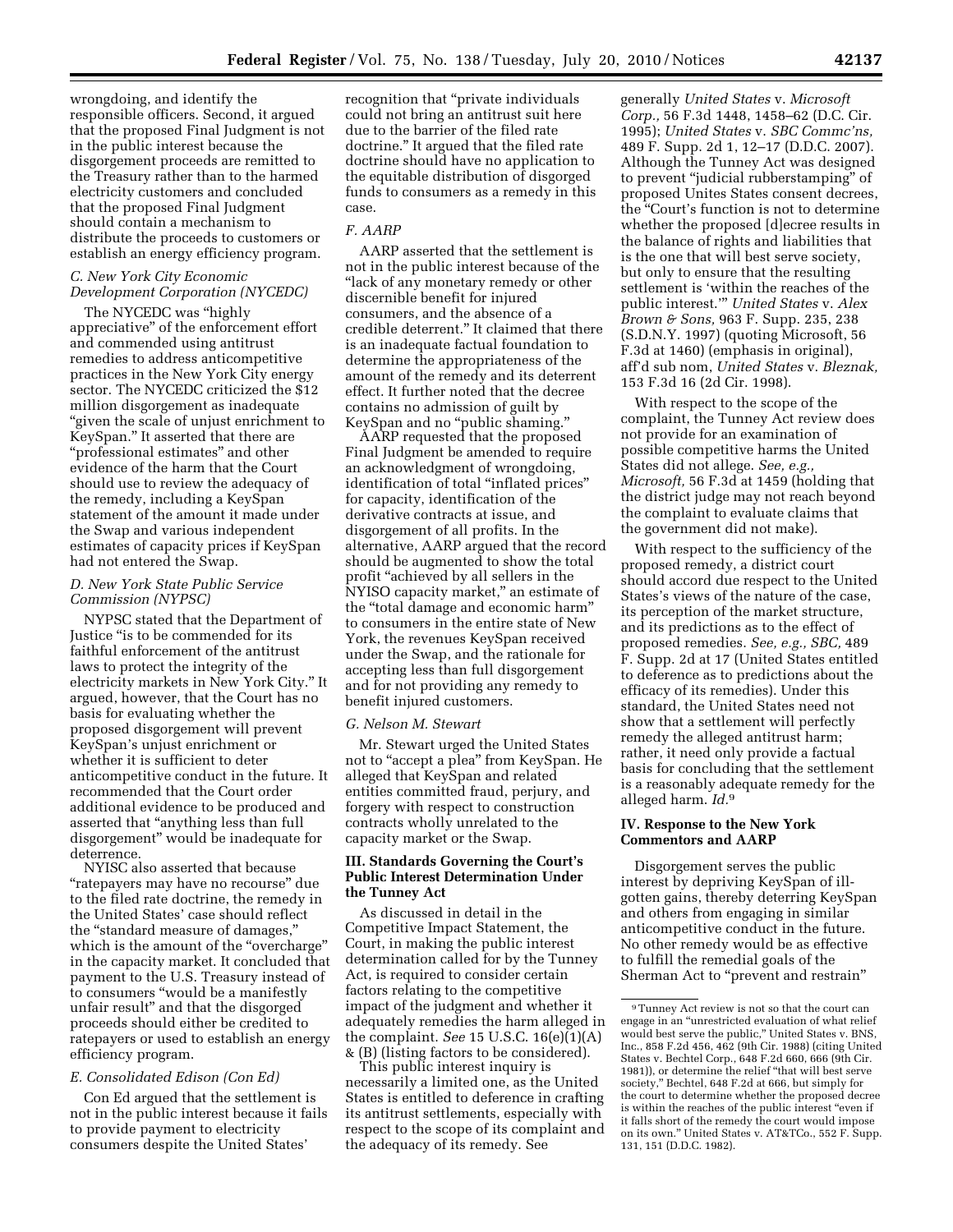wrongdoing, and identify the responsible officers. Second, it argued that the proposed Final Judgment is not in the public interest because the disgorgement proceeds are remitted to the Treasury rather than to the harmed electricity customers and concluded that the proposed Final Judgment should contain a mechanism to distribute the proceeds to customers or establish an energy efficiency program.

### C. New York City Economic Development Corporation (NYCEDC)

The NYCEDC was "highly appreciative" of the enforcement effort and commended using antitrust remedies to address anticompetitive practices in the New York City energy sector. The NYCEDC criticized the $12 million disgorgement as inadequate "given the scale of unjust enrichment to KeySpan." It asserted that there are "professional estimates" and other evidence of the harm that the Court should use to review the adequacy of the remedy, including a KeySpan statement of the amount it made under the Swap and various independent estimates of capacity prices if KeySpan had not entered the Swap.

### D. New York State Public Service Commission (NYPSC)

NYPSC stated that the Department of Justice "is to be commended for its faithful enforcement of the antitrust laws to protect the integrity of the electricity markets in New York City." It argued, however, that the Court has no basis for evaluating whether the proposed disgorgement will prevent KeySpan's unjust enrichment or whether it is sufficient to deter anticompetitive conduct in the future. It recommended that the Court order additional evidence to be produced and asserted that "anything less than full disgorgement" would be inadequate for deterrence.

NYISC also asserted that because "ratepayers may have no recourse" due to the filed rate doctrine, the remedy in the United States' case should reflect the "standard measure of damages," which is the amount of the "overcharge" in the capacity market. It concluded that payment to the U.S. Treasury instead of to consumers "would be a manifestly unfair result" and that the disgorged proceeds should either be credited to ratepayers or used to establish an energy efficiency program.

### E. Consolidated Edison (Con Ed)

Con Ed argued that the settlement is not in the public interest because it fails to provide payment to electricity consumers despite the United States' recognition that "private individuals could not bring an antitrust suit here due to the barrier of the filed rate doctrine." It argued that the filed rate doctrine should have no application to the equitable distribution of disgorged funds to consumers as a remedy in this case.

### F. AARP

AARP asserted that the settlement is not in the public interest because of the "lack of any monetary remedy or other discernible benefit for injured consumers, and the absence of a credible deterrent." It claimed that there is an inadequate factual foundation to determine the appropriateness of the amount of the remedy and its deterrent effect. It further noted that the decree contains no admission of guilt by KeySpan and no "public shaming."

AARP requested that the proposed Final Judgment be amended to require an acknowledgment of wrongdoing, identification of total "inflated prices" for capacity, identification of the derivative contracts at issue, and disgorgement of all profits. In the alternative, AARP argued that the record should be augmented to show the total profit "achieved by all sellers in the NYISO capacity market," an estimate of the "total damage and economic harm" to consumers in the entire state of New York, the revenues KeySpan received under the Swap, and the rationale for accepting less than full disgorgement and for not providing any remedy to benefit injured customers.

### G. Nelson M. Stewart

Mr. Stewart urged the United States not to "accept a plea" from KeySpan. He alleged that KeySpan and related entities committed fraud, perjury, and forgery with respect to construction contracts wholly unrelated to the capacity market or the Swap.

## III. Standards Governing the Court's Public Interest Determination Under the Tunney Act

As discussed in detail in the Competitive Impact Statement, the Court, in making the public interest determination called for by the Tunney Act, is required to consider certain factors relating to the competitive impact of the judgment and whether it adequately remedies the harm alleged in the complaint. *See* 15 U.S.C. 16(e)(1)(A) & (B) (listing factors to be considered).

This public interest inquiry is necessarily a limited one, as the United States is entitled to deference in crafting its antitrust settlements, especially with respect to the scope of its complaint and the adequacy of its remedy. See generally *United States* v. *Microsoft Corp.,* 56 F.3d 1448, 1458–62 (D.C. Cir. 1995); *United States* v. *SBC Commc'ns,* 489 F. Supp. 2d 1, 12–17 (D.D.C. 2007). Although the Tunney Act was designed to prevent "judicial rubberstamping" of proposed Unites States consent decrees, the "Court's function is not to determine whether the proposed [d]ecree results in the balance of rights and liabilities that is the one that will best serve society, but only to ensure that the resulting settlement is 'within the reaches of the public interest.'" *United States* v. *Alex Brown & Sons,* 963 F. Supp. 235, 238 (S.D.N.Y. 1997) (quoting Microsoft, 56 F.3d at 1460) (emphasis in original), aff'd sub nom, *United States* v. *Bleznak,* 153 F.3d 16 (2d Cir. 1998).

With respect to the scope of the complaint, the Tunney Act review does not provide for an examination of possible competitive harms the United States did not allege. *See, e.g., Microsoft,* 56 F.3d at 1459 (holding that the district judge may not reach beyond the complaint to evaluate claims that the government did not make).

With respect to the sufficiency of the proposed remedy, a district court should accord due respect to the United States's views of the nature of the case, its perception of the market structure, and its predictions as to the effect of proposed remedies. *See, e.g., SBC,* 489 F. Supp. 2d at 17 (United States entitled to deference as to predictions about the efficacy of its remedies). Under this standard, the United States need not show that a settlement will perfectly remedy the alleged antitrust harm; rather, it need only provide a factual basis for concluding that the settlement is a reasonably adequate remedy for the alleged harm. *Id.*[9]

## IV. Response to the New York Commentors and AARP

Disgorgement serves the public interest by depriving KeySpan of ill-gotten gains, thereby deterring KeySpan and others from engaging in similar anticompetitive conduct in the future. No other remedy would be as effective to fulfill the remedial goals of the Sherman Act to "prevent and restrain"

[9] Tunney Act review is not so that the court can engage in an "unrestricted evaluation of what relief would best serve the public," United States v. BNS, Inc., 858 F.2d 456, 462 (9th Cir. 1988) (citing United States v. Bechtel Corp., 648 F.2d 660, 666 (9th Cir. 1981)), or determine the relief "that will best serve society," Bechtel, 648 F.2d at 666, but simply for the court to determine whether the proposed decree is within the reaches of the public interest "even if it falls short of the remedy the court would impose on its own." United States v. AT&TCo., 552 F. Supp. 131, 151 (D.D.C. 1982).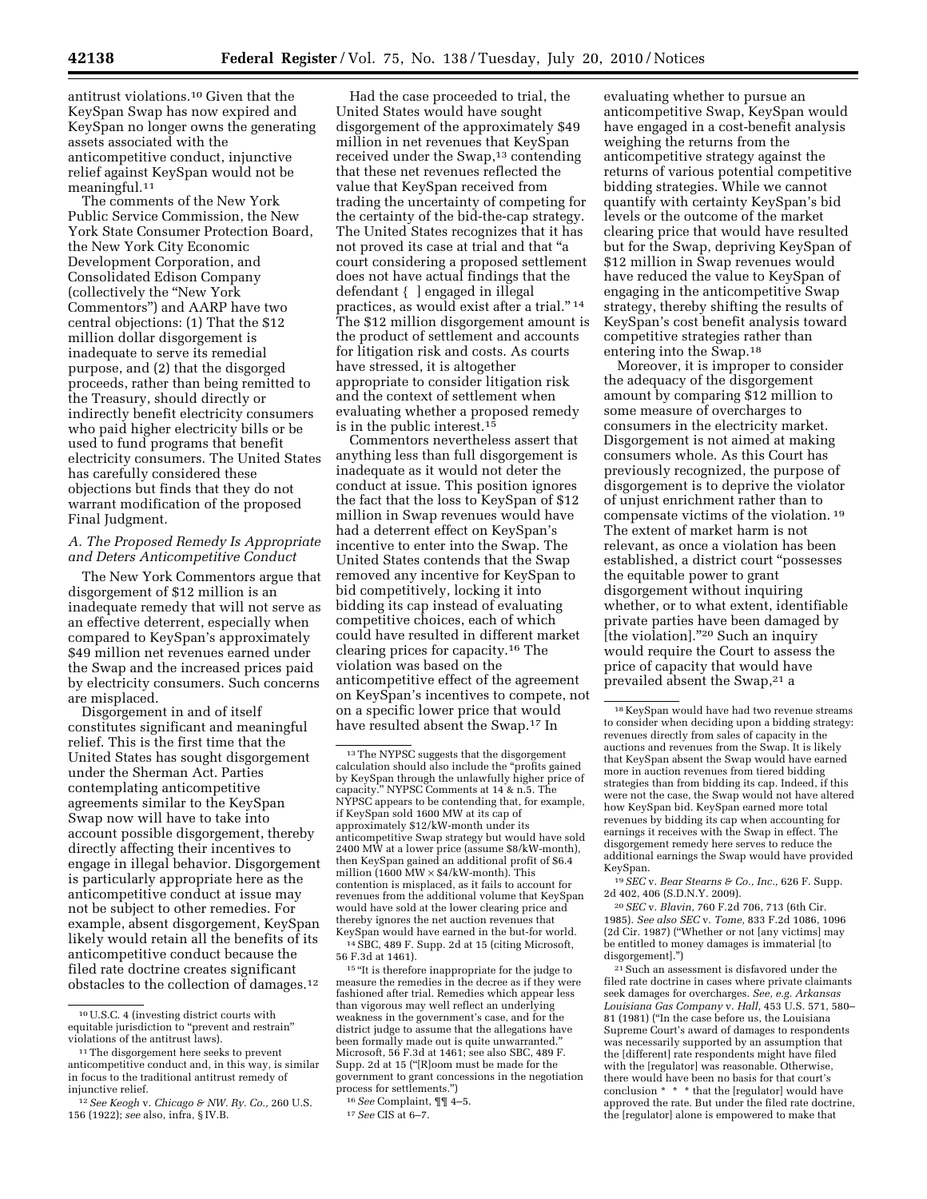antitrust violations.[10] Given that the KeySpan Swap has now expired and KeySpan no longer owns the generating assets associated with the anticompetitive conduct, injunctive relief against KeySpan would not be meaningful.[11]

The comments of the New York Public Service Commission, the New York State Consumer Protection Board, the New York City Economic Development Corporation, and Consolidated Edison Company (collectively the "New York Commentors") and AARP have two central objections: (1) That the $12 million dollar disgorgement is inadequate to serve its remedial purpose, and (2) that the disgorged proceeds, rather than being remitted to the Treasury, should directly or indirectly benefit electricity consumers who paid higher electricity bills or be used to fund programs that benefit electricity consumers. The United States has carefully considered these objections but finds that they do not warrant modification of the proposed Final Judgment.

### *A. The Proposed Remedy Is Appropriate and Deters Anticompetitive Conduct*

The New York Commentors argue that disgorgement of $12 million is an inadequate remedy that will not serve as an effective deterrent, especially when compared to KeySpan's approximately $49 million net revenues earned under the Swap and the increased prices paid by electricity consumers. Such concerns are misplaced.

Disgorgement in and of itself constitutes significant and meaningful relief. This is the first time that the United States has sought disgorgement under the Sherman Act. Parties contemplating anticompetitive agreements similar to the KeySpan Swap now will have to take into account possible disgorgement, thereby directly affecting their incentives to engage in illegal behavior. Disgorgement is particularly appropriate here as the anticompetitive conduct at issue may not be subject to other remedies. For example, absent disgorgement, KeySpan likely would retain all the benefits of its anticompetitive conduct because the filed rate doctrine creates significant obstacles to the collection of damages.[12]

Had the case proceeded to trial, the United States would have sought disgorgement of the approximately $49 million in net revenues that KeySpan received under the Swap,[13] contending that these net revenues reflected the value that KeySpan received from trading the uncertainty of competing for the certainty of the bid-the-cap strategy. The United States recognizes that it has not proved its case at trial and that "a court considering a proposed settlement does not have actual findings that the defendant [ ] engaged in illegal practices, as would exist after a trial." [14] The $12 million disgorgement amount is the product of settlement and accounts for litigation risk and costs. As courts have stressed, it is altogether appropriate to consider litigation risk and the context of settlement when evaluating whether a proposed remedy is in the public interest.[15]

Commentors nevertheless assert that anything less than full disgorgement is inadequate as it would not deter the conduct at issue. This position ignores the fact that the loss to KeySpan of $12 million in Swap revenues would have had a deterrent effect on KeySpan's incentive to enter into the Swap. The United States contends that the Swap removed any incentive for KeySpan to bid competitively, locking it into bidding its cap instead of evaluating competitive choices, each of which could have resulted in different market clearing prices for capacity.[16] The violation was based on the anticompetitive effect of the agreement on KeySpan's incentives to compete, not on a specific lower price that would have resulted absent the Swap.[17] In evaluating whether to pursue an anticompetitive Swap, KeySpan would have engaged in a cost-benefit analysis weighing the returns from the anticompetitive strategy against the returns of various potential competitive bidding strategies. While we cannot quantify with certainty KeySpan's bid levels or the outcome of the market clearing price that would have resulted but for the Swap, depriving KeySpan of $12 million in Swap revenues would have reduced the value to KeySpan of engaging in the anticompetitive Swap strategy, thereby shifting the results of KeySpan's cost benefit analysis toward competitive strategies rather than entering into the Swap.[18]

Moreover, it is improper to consider the adequacy of the disgorgement amount by comparing $12 million to some measure of overcharges to consumers in the electricity market. Disgorgement is not aimed at making consumers whole. As this Court has previously recognized, the purpose of disgorgement is to deprive the violator of unjust enrichment rather than to compensate victims of the violation. [19] The extent of market harm is not relevant, as once a violation has been established, a district court "possesses the equitable power to grant disgorgement without inquiring whether, or to what extent, identifiable private parties have been damaged by [the violation]."[20] Such an inquiry would require the Court to assess the price of capacity that would have prevailed absent the Swap,[21] a

---

[10] U.S.C. 4 (investing district courts with equitable jurisdiction to "prevent and restrain" violations of the antitrust laws).

[11] The disgorgement here seeks to prevent anticompetitive conduct and, in this way, is similar in focus to the traditional antitrust remedy of injunctive relief.

[12] *See Keogh* v. *Chicago & NW. Ry. Co.,* 260 U.S. 156 (1922); *see* also, infra, § IV.B.

[13] The NYPSC suggests that the disgorgement calculation should also include the "profits gained by KeySpan through the unlawfully higher price of capacity." NYPSC Comments at 14 & n.5. The NYPSC appears to be contending that, for example, if KeySpan sold 1600 MW at its cap of approximately $12/kW-month under its anticompetitive Swap strategy but would have sold 2400 MW at a lower price (assume $8/kW-month), then KeySpan gained an additional profit of $6.4 million (1600 MW × $4/kW-month). This contention is misplaced, as it fails to account for revenues from the additional volume that KeySpan would have sold at the lower clearing price and thereby ignores the net auction revenues that KeySpan would have earned in the but-for world.

[14] SBC, 489 F. Supp. 2d at 15 (citing Microsoft, 56 F.3d at 1461).

[15] "It is therefore inappropriate for the judge to measure the remedies in the decree as if they were fashioned after trial. Remedies which appear less than vigorous may well reflect an underlying weakness in the government's case, and for the district judge to assume that the allegations have been formally made out is quite unwarranted." Microsoft, 56 F.3d at 1461; see also SBC, 489 F. Supp. 2d at 15 ("[R]oom must be made for the government to grant concessions in the negotiation process for settlements.")

[16] *See* Complaint, ¶¶ 4–5.

[17] *See* CIS at 6–7.

[18] KeySpan would have had two revenue streams to consider when deciding upon a bidding strategy: revenues directly from sales of capacity in the auctions and revenues from the Swap. It is likely that KeySpan absent the Swap would have earned more in auction revenues from tiered bidding strategies than from bidding its cap. Indeed, if this were not the case, the Swap would not have altered how KeySpan bid. KeySpan earned more total revenues by bidding its cap when accounting for earnings it receives with the Swap in effect. The disgorgement remedy here serves to reduce the additional earnings the Swap would have provided KeySpan.

[19] *SEC* v. *Bear Stearns & Co., Inc.,* 626 F. Supp. 2d 402, 406 (S.D.N.Y. 2009).

[20] *SEC* v. *Blavin,* 760 F.2d 706, 713 (6th Cir. 1985). *See also SEC* v. *Tome,* 833 F.2d 1086, 1096 (2d Cir. 1987) ("Whether or not [any victims] may be entitled to money damages is immaterial [to disgorgement].")

[21] Such an assessment is disfavored under the filed rate doctrine in cases where private claimants seek damages for overcharges. *See, e.g. Arkansas Louisiana Gas Company* v. *Hall,* 453 U.S. 571, 580–81 (1981) ("In the case before us, the Louisiana Supreme Court's award of damages to respondents was necessarily supported by an assumption that the [different] rate respondents might have filed with the [regulator] was reasonable. Otherwise, there would have been no basis for that court's conclusion * * * that the [regulator] would have approved the rate. But under the filed rate doctrine, the [regulator] alone is empowered to make that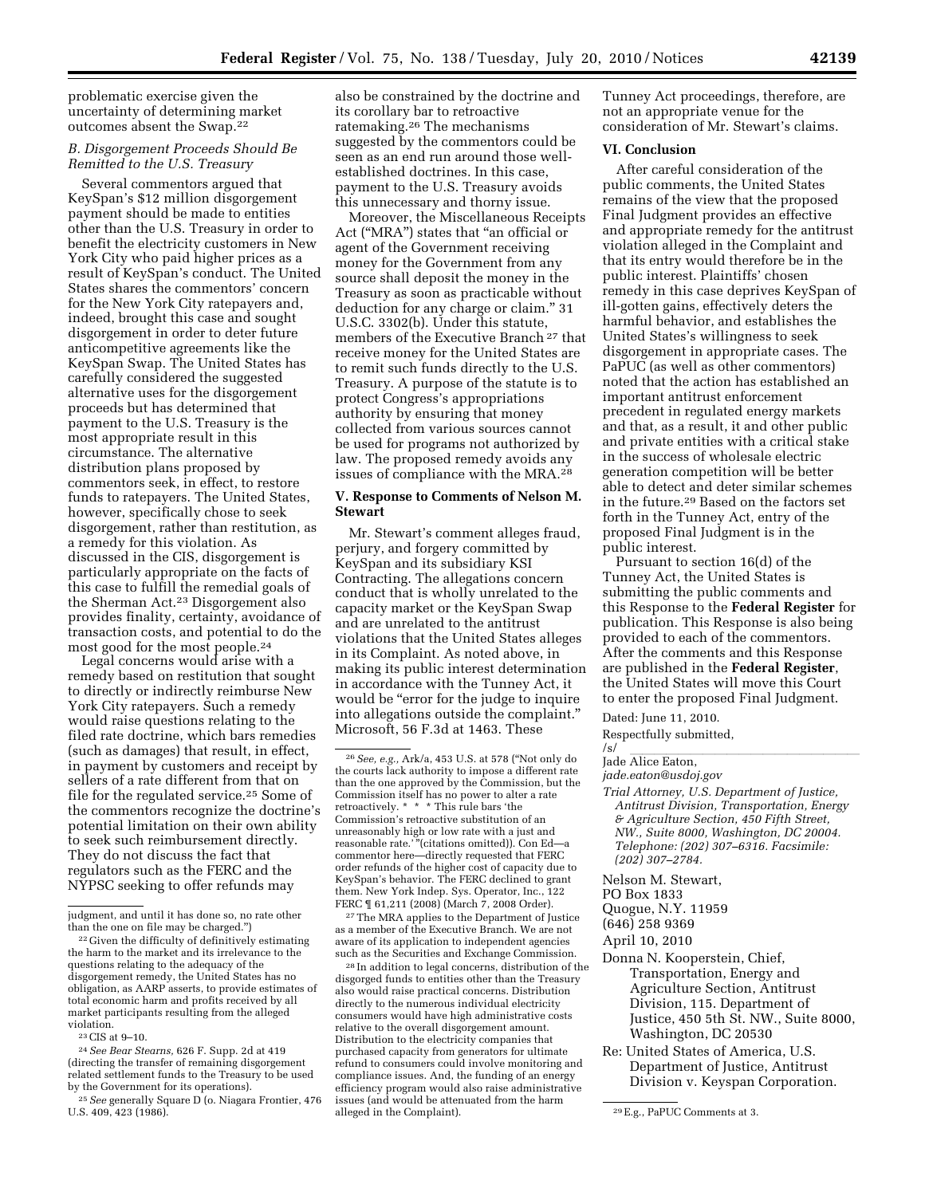problematic exercise given the uncertainty of determining market outcomes absent the Swap.[22]

### B. Disgorgement Proceeds Should Be Remitted to the U.S. Treasury

Several commentors argued that KeySpan's $12 million disgorgement payment should be made to entities other than the U.S. Treasury in order to benefit the electricity customers in New York City who paid higher prices as a result of KeySpan's conduct. The United States shares the commentors' concern for the New York City ratepayers and, indeed, brought this case and sought disgorgement in order to deter future anticompetitive agreements like the KeySpan Swap. The United States has carefully considered the suggested alternative uses for the disgorgement proceeds but has determined that payment to the U.S. Treasury is the most appropriate result in this circumstance. The alternative distribution plans proposed by commentors seek, in effect, to restore funds to ratepayers. The United States, however, specifically chose to seek disgorgement, rather than restitution, as a remedy for this violation. As discussed in the CIS, disgorgement is particularly appropriate on the facts of this case to fulfill the remedial goals of the Sherman Act.[23] Disgorgement also provides finality, certainty, avoidance of transaction costs, and potential to do the most good for the most people.[24]

Legal concerns would arise with a remedy based on restitution that sought to directly or indirectly reimburse New York City ratepayers. Such a remedy would raise questions relating to the filed rate doctrine, which bars remedies (such as damages) that result, in effect, in payment by customers and receipt by sellers of a rate different from that on file for the regulated service.[25] Some of the commentors recognize the doctrine's potential limitation on their own ability to seek such reimbursement directly. They do not discuss the fact that regulators such as the FERC and the NYPSC seeking to offer refunds may also be constrained by the doctrine and its corollary bar to retroactive ratemaking.[26] The mechanisms suggested by the commentors could be seen as an end run around those well-established doctrines. In this case, payment to the U.S. Treasury avoids this unnecessary and thorny issue.

Moreover, the Miscellaneous Receipts Act ("MRA") states that "an official or agent of the Government receiving money for the Government from any source shall deposit the money in the Treasury as soon as practicable without deduction for any charge or claim." 31 U.S.C. 3302(b). Under this statute, members of the Executive Branch [27] that receive money for the United States are to remit such funds directly to the U.S. Treasury. A purpose of the statute is to protect Congress's appropriations authority by ensuring that money collected from various sources cannot be used for programs not authorized by law. The proposed remedy avoids any issues of compliance with the MRA.[28]

## V. Response to Comments of Nelson M. Stewart

Mr. Stewart's comment alleges fraud, perjury, and forgery committed by KeySpan and its subsidiary KSI Contracting. The allegations concern conduct that is wholly unrelated to the capacity market or the KeySpan Swap and are unrelated to the antitrust violations that the United States alleges in its Complaint. As noted above, in making its public interest determination in accordance with the Tunney Act, it would be "error for the judge to inquire into allegations outside the complaint." Microsoft, 56 F.3d at 1463. These Tunney Act proceedings, therefore, are not an appropriate venue for the consideration of Mr. Stewart's claims.

## VI. Conclusion

After careful consideration of the public comments, the United States remains of the view that the proposed Final Judgment provides an effective and appropriate remedy for the antitrust violation alleged in the Complaint and that its entry would therefore be in the public interest. Plaintiffs' chosen remedy in this case deprives KeySpan of ill-gotten gains, effectively deters the harmful behavior, and establishes the United States's willingness to seek disgorgement in appropriate cases. The PaPUC (as well as other commentors) noted that the action has established an important antitrust enforcement precedent in regulated energy markets and that, as a result, it and other public and private entities with a critical stake in the success of wholesale electric generation competition will be better able to detect and deter similar schemes in the future.[29] Based on the factors set forth in the Tunney Act, entry of the proposed Final Judgment is in the public interest.

Pursuant to section 16(d) of the Tunney Act, the United States is submitting the public comments and this Response to the **Federal Register** for publication. This Response is also being provided to each of the commentors. After the comments and this Response are published in the **Federal Register**, the United States will move this Court to enter the proposed Final Judgment.

Dated: June 11, 2010.

Respectfully submitted,

/s/

Jade Alice Eaton,
*jade.eaton@usdoj.gov*

*Trial Attorney, U.S. Department of Justice, Antitrust Division, Transportation, Energy & Agriculture Section, 450 Fifth Street, NW., Suite 8000, Washington, DC 20004. Telephone: (202) 307–6316. Facsimile: (202) 307–2784.*

Nelson M. Stewart,
PO Box 1833
Quogue, N.Y. 11959
(646) 258 9369

April 10, 2010

Donna N. Kooperstein, Chief, Transportation, Energy and Agriculture Section, Antitrust Division, 115. Department of Justice, 450 5th St. NW., Suite 8000, Washington, DC 20530

Re: United States of America, U.S. Department of Justice, Antitrust Division v. Keyspan Corporation.

---

judgment, and until it has done so, no rate other than the one on file may be charged.")

[22] Given the difficulty of definitively estimating the harm to the market and its irrelevance to the questions relating to the adequacy of the disgorgement remedy, the United States has no obligation, as AARP asserts, to provide estimates of total economic harm and profits received by all market participants resulting from the alleged violation.

[23] CIS at 9–10.

[24] *See Bear Stearns,* 626 F. Supp. 2d at 419 (directing the transfer of remaining disgorgement related settlement funds to the Treasury to be used by the Government for its operations).

[25] *See* generally Square D (o. Niagara Frontier, 476 U.S. 409, 423 (1986).

[26] *See, e.g.,* Ark/a, 453 U.S. at 578 ("Not only do the courts lack authority to impose a different rate than the one approved by the Commission, but the Commission itself has no power to alter a rate retroactively. * * * This rule bars 'the Commission's retroactive substitution of an unreasonably high or low rate with a just and reasonable rate.' "(citations omitted)). Con Ed—a commentor here—directly requested that FERC order refunds of the higher cost of capacity due to KeySpan's behavior. The FERC declined to grant them. New York Indep. Sys. Operator, Inc., 122 FERC ¶ 61,211 (2008) (March 7, 2008 Order).

[27] The MRA applies to the Department of Justice as a member of the Executive Branch. We are not aware of its application to independent agencies such as the Securities and Exchange Commission.

[28] In addition to legal concerns, distribution of the disgorged funds to entities other than the Treasury also would raise practical concerns. Distribution directly to the numerous individual electricity consumers would have high administrative costs relative to the overall disgorgement amount. Distribution to the electricity companies that purchased capacity from generators for ultimate refund to consumers could involve monitoring and compliance issues. And, the funding of an energy efficiency program would also raise administrative issues (and would be attenuated from the harm alleged in the Complaint).

[29] E.g., PaPUC Comments at 3.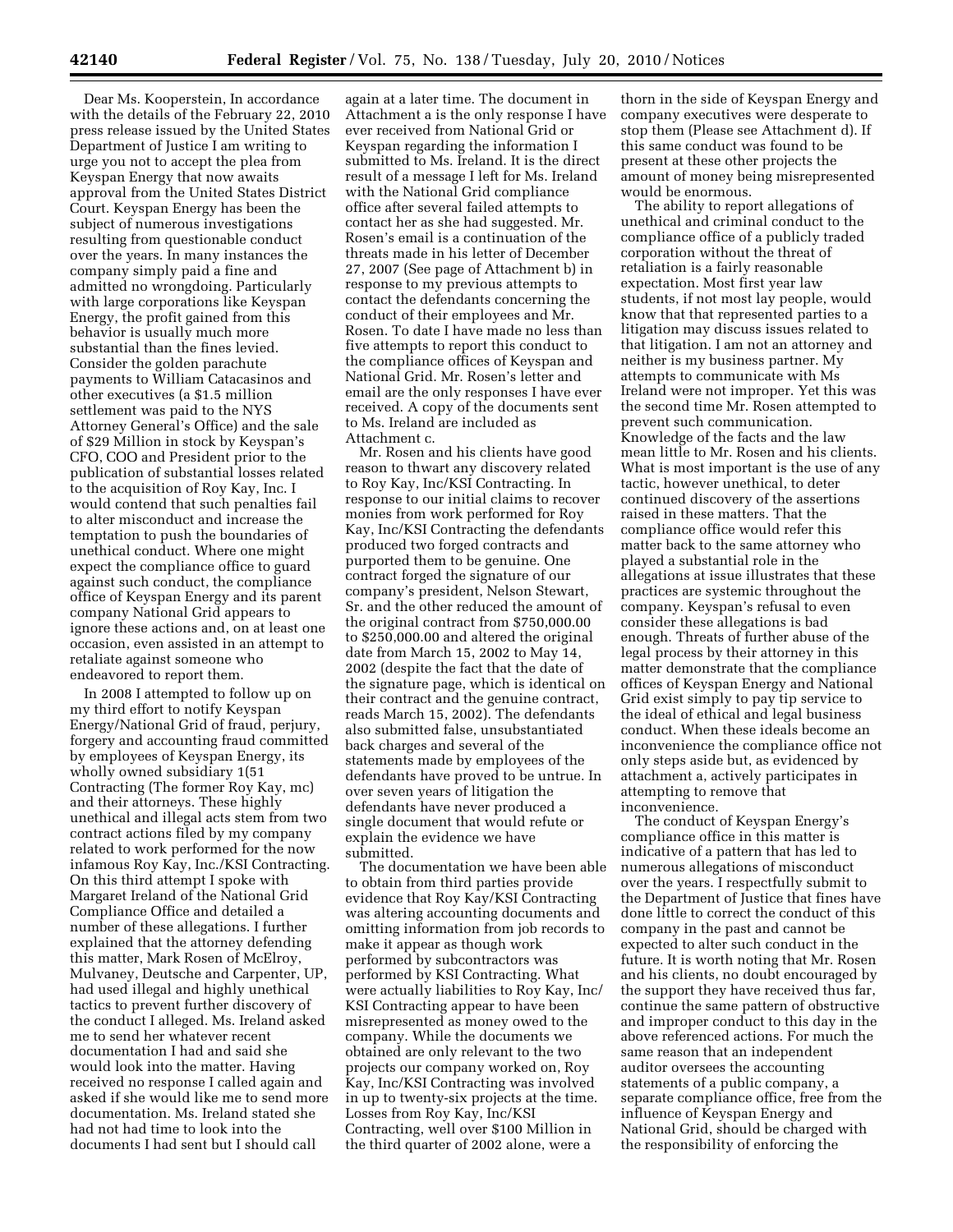Dear Ms. Kooperstein, In accordance with the details of the February 22, 2010 press release issued by the United States Department of Justice I am writing to urge you not to accept the plea from Keyspan Energy that now awaits approval from the United States District Court. Keyspan Energy has been the subject of numerous investigations resulting from questionable conduct over the years. In many instances the company simply paid a fine and admitted no wrongdoing. Particularly with large corporations like Keyspan Energy, the profit gained from this behavior is usually much more substantial than the fines levied. Consider the golden parachute payments to William Catacasinos and other executives (a $1.5 million settlement was paid to the NYS Attorney General's Office) and the sale of $29 Million in stock by Keyspan's CFO, COO and President prior to the publication of substantial losses related to the acquisition of Roy Kay, Inc. I would contend that such penalties fail to alter misconduct and increase the temptation to push the boundaries of unethical conduct. Where one might expect the compliance office to guard against such conduct, the compliance office of Keyspan Energy and its parent company National Grid appears to ignore these actions and, on at least one occasion, even assisted in an attempt to retaliate against someone who endeavored to report them.

In 2008 I attempted to follow up on my third effort to notify Keyspan Energy/National Grid of fraud, perjury, forgery and accounting fraud committed by employees of Keyspan Energy, its wholly owned subsidiary 1(51 Contracting (The former Roy Kay, mc) and their attorneys. These highly unethical and illegal acts stem from two contract actions filed by my company related to work performed for the now infamous Roy Kay, Inc./KSI Contracting. On this third attempt I spoke with Margaret Ireland of the National Grid Compliance Office and detailed a number of these allegations. I further explained that the attorney defending this matter, Mark Rosen of McElroy, Mulvaney, Deutsche and Carpenter, UP, had used illegal and highly unethical tactics to prevent further discovery of the conduct I alleged. Ms. Ireland asked me to send her whatever recent documentation I had and said she would look into the matter. Having received no response I called again and asked if she would like me to send more documentation. Ms. Ireland stated she had not had time to look into the documents I had sent but I should call again at a later time. The document in Attachment a is the only response I have ever received from National Grid or Keyspan regarding the information I submitted to Ms. Ireland. It is the direct result of a message I left for Ms. Ireland with the National Grid compliance office after several failed attempts to contact her as she had suggested. Mr. Rosen's email is a continuation of the threats made in his letter of December 27, 2007 (See page of Attachment b) in response to my previous attempts to contact the defendants concerning the conduct of their employees and Mr. Rosen. To date I have made no less than five attempts to report this conduct to the compliance offices of Keyspan and National Grid. Mr. Rosen's letter and email are the only responses I have ever received. A copy of the documents sent to Ms. Ireland are included as Attachment c.

Mr. Rosen and his clients have good reason to thwart any discovery related to Roy Kay, Inc/KSI Contracting. In response to our initial claims to recover monies from work performed for Roy Kay, Inc/KSI Contracting the defendants produced two forged contracts and purported them to be genuine. One contract forged the signature of our company's president, Nelson Stewart, Sr. and the other reduced the amount of the original contract from $750,000.00 to $250,000.00 and altered the original date from March 15, 2002 to May 14, 2002 (despite the fact that the date of the signature page, which is identical on their contract and the genuine contract, reads March 15, 2002). The defendants also submitted false, unsubstantiated back charges and several of the statements made by employees of the defendants have proved to be untrue. In over seven years of litigation the defendants have never produced a single document that would refute or explain the evidence we have submitted.

The documentation we have been able to obtain from third parties provide evidence that Roy Kay/KSI Contracting was altering accounting documents and omitting information from job records to make it appear as though work performed by subcontractors was performed by KSI Contracting. What were actually liabilities to Roy Kay, Inc/KSI Contracting appear to have been misrepresented as money owed to the company. While the documents we obtained are only relevant to the two projects our company worked on, Roy Kay, Inc/KSI Contracting was involved in up to twenty-six projects at the time. Losses from Roy Kay, Inc/KSI Contracting, well over $100 Million in the third quarter of 2002 alone, were a thorn in the side of Keyspan Energy and company executives were desperate to stop them (Please see Attachment d). If this same conduct was found to be present at these other projects the amount of money being misrepresented would be enormous.

The ability to report allegations of unethical and criminal conduct to the compliance office of a publicly traded corporation without the threat of retaliation is a fairly reasonable expectation. Most first year law students, if not most lay people, would know that that represented parties to a litigation may discuss issues related to that litigation. I am not an attorney and neither is my business partner. My attempts to communicate with Ms Ireland were not improper. Yet this was the second time Mr. Rosen attempted to prevent such communication. Knowledge of the facts and the law mean little to Mr. Rosen and his clients. What is most important is the use of any tactic, however unethical, to deter continued discovery of the assertions raised in these matters. That the compliance office would refer this matter back to the same attorney who played a substantial role in the allegations at issue illustrates that these practices are systemic throughout the company. Keyspan's refusal to even consider these allegations is bad enough. Threats of further abuse of the legal process by their attorney in this matter demonstrate that the compliance offices of Keyspan Energy and National Grid exist simply to pay tip service to the ideal of ethical and legal business conduct. When these ideals become an inconvenience the compliance office not only steps aside but, as evidenced by attachment a, actively participates in attempting to remove that inconvenience.

The conduct of Keyspan Energy's compliance office in this matter is indicative of a pattern that has led to numerous allegations of misconduct over the years. I respectfully submit to the Department of Justice that fines have done little to correct the conduct of this company in the past and cannot be expected to alter such conduct in the future. It is worth noting that Mr. Rosen and his clients, no doubt encouraged by the support they have received thus far, continue the same pattern of obstructive and improper conduct to this day in the above referenced actions. For much the same reason that an independent auditor oversees the accounting statements of a public company, a separate compliance office, free from the influence of Keyspan Energy and National Grid, should be charged with the responsibility of enforcing the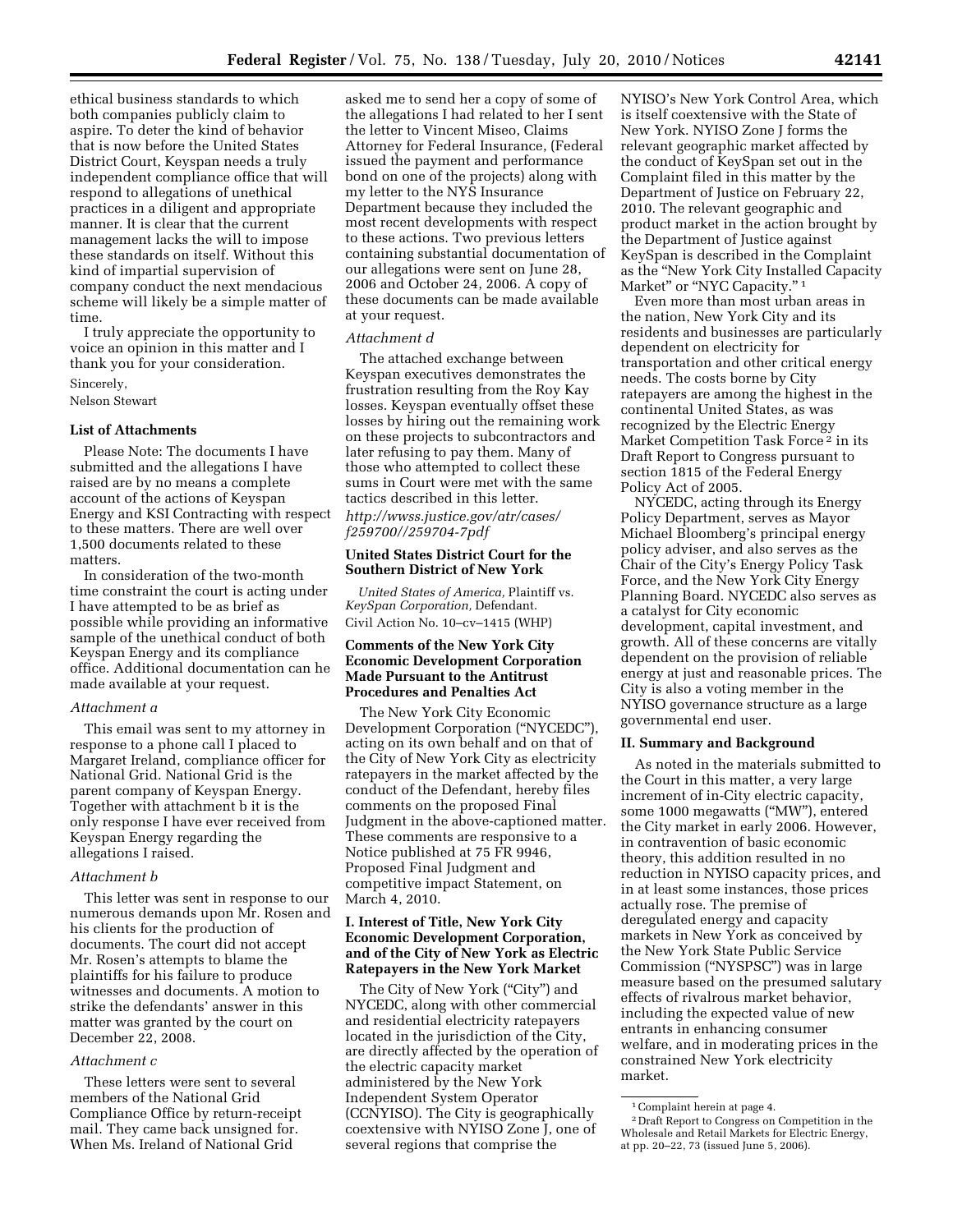ethical business standards to which both companies publicly claim to aspire. To deter the kind of behavior that is now before the United States District Court, Keyspan needs a truly independent compliance office that will respond to allegations of unethical practices in a diligent and appropriate manner. It is clear that the current management lacks the will to impose these standards on itself. Without this kind of impartial supervision of company conduct the next mendacious scheme will likely be a simple matter of time.

I truly appreciate the opportunity to voice an opinion in this matter and I thank you for your consideration.

Sincerely,

Nelson Stewart

**List of Attachments**

Please Note: The documents I have submitted and the allegations I have raised are by no means a complete account of the actions of Keyspan Energy and KSI Contracting with respect to these matters. There are well over 1,500 documents related to these matters.

In consideration of the two-month time constraint the court is acting under I have attempted to be as brief as possible while providing an informative sample of the unethical conduct of both Keyspan Energy and its compliance office. Additional documentation can he made available at your request.

*Attachment a*

This email was sent to my attorney in response to a phone call I placed to Margaret Ireland, compliance officer for National Grid. National Grid is the parent company of Keyspan Energy. Together with attachment b it is the only response I have ever received from Keyspan Energy regarding the allegations I raised.

*Attachment b*

This letter was sent in response to our numerous demands upon Mr. Rosen and his clients for the production of documents. The court did not accept Mr. Rosen's attempts to blame the plaintiffs for his failure to produce witnesses and documents. A motion to strike the defendants' answer in this matter was granted by the court on December 22, 2008.

*Attachment c*

These letters were sent to several members of the National Grid Compliance Office by return-receipt mail. They came back unsigned for. When Ms. Ireland of National Grid asked me to send her a copy of some of the allegations I had related to her I sent the letter to Vincent Miseo, Claims Attorney for Federal Insurance, (Federal issued the payment and performance bond on one of the projects) along with my letter to the NYS Insurance Department because they included the most recent developments with respect to these actions. Two previous letters containing substantial documentation of our allegations were sent on June 28, 2006 and October 24, 2006. A copy of these documents can be made available at your request.

*Attachment d*

The attached exchange between Keyspan executives demonstrates the frustration resulting from the Roy Kay losses. Keyspan eventually offset these losses by hiring out the remaining work on these projects to subcontractors and later refusing to pay them. Many of those who attempted to collect these sums in Court were met with the same tactics described in this letter.

*http://wwss.justice.gov/atr/cases/f259700//259704-7pdf*

**United States District Court for the Southern District of New York**

*United States of America,* Plaintiff vs. *KeySpan Corporation,* Defendant.

Civil Action No. 10–cv–1415 (WHP)

**Comments of the New York City Economic Development Corporation Made Pursuant to the Antitrust Procedures and Penalties Act**

The New York City Economic Development Corporation ("NYCEDC"), acting on its own behalf and on that of the City of New York City as electricity ratepayers in the market affected by the conduct of the Defendant, hereby files comments on the proposed Final Judgment in the above-captioned matter. These comments are responsive to a Notice published at 75 FR 9946, Proposed Final Judgment and competitive impact Statement, on March 4, 2010.

**I. Interest of Title, New York City Economic Development Corporation, and of the City of New York as Electric Ratepayers in the New York Market**

The City of New York ("City") and NYCEDC, along with other commercial and residential electricity ratepayers located in the jurisdiction of the City, are directly affected by the operation of the electric capacity market administered by the New York Independent System Operator (CCNYISO). The City is geographically coextensive with NYISO Zone J, one of several regions that comprise the NYISO's New York Control Area, which is itself coextensive with the State of New York. NYISO Zone J forms the relevant geographic market affected by the conduct of KeySpan set out in the Complaint filed in this matter by the Department of Justice on February 22, 2010. The relevant geographic and product market in the action brought by the Department of Justice against KeySpan is described in the Complaint as the "New York City Installed Capacity Market" or "NYC Capacity." [1]

Even more than most urban areas in the nation, New York City and its residents and businesses are particularly dependent on electricity for transportation and other critical energy needs. The costs borne by City ratepayers are among the highest in the continental United States, as was recognized by the Electric Energy Market Competition Task Force [2] in its Draft Report to Congress pursuant to section 1815 of the Federal Energy Policy Act of 2005.

NYCEDC, acting through its Energy Policy Department, serves as Mayor Michael Bloomberg's principal energy policy adviser, and also serves as the Chair of the City's Energy Policy Task Force, and the New York City Energy Planning Board. NYCEDC also serves as a catalyst for City economic development, capital investment, and growth. All of these concerns are vitally dependent on the provision of reliable energy at just and reasonable prices. The City is also a voting member in the NYISO governance structure as a large governmental end user.

**II. Summary and Background**

As noted in the materials submitted to the Court in this matter, a very large increment of in-City electric capacity, some 1000 megawatts ("MW"), entered the City market in early 2006. However, in contravention of basic economic theory, this addition resulted in no reduction in NYISO capacity prices, and in at least some instances, those prices actually rose. The premise of deregulated energy and capacity markets in New York as conceived by the New York State Public Service Commission ("NYSPSC") was in large measure based on the presumed salutary effects of rivalrous market behavior, including the expected value of new entrants in enhancing consumer welfare, and in moderating prices in the constrained New York electricity market.

[1] Complaint herein at page 4.

[2] Draft Report to Congress on Competition in the Wholesale and Retail Markets for Electric Energy, at pp. 20–22, 73 (issued June 5, 2006).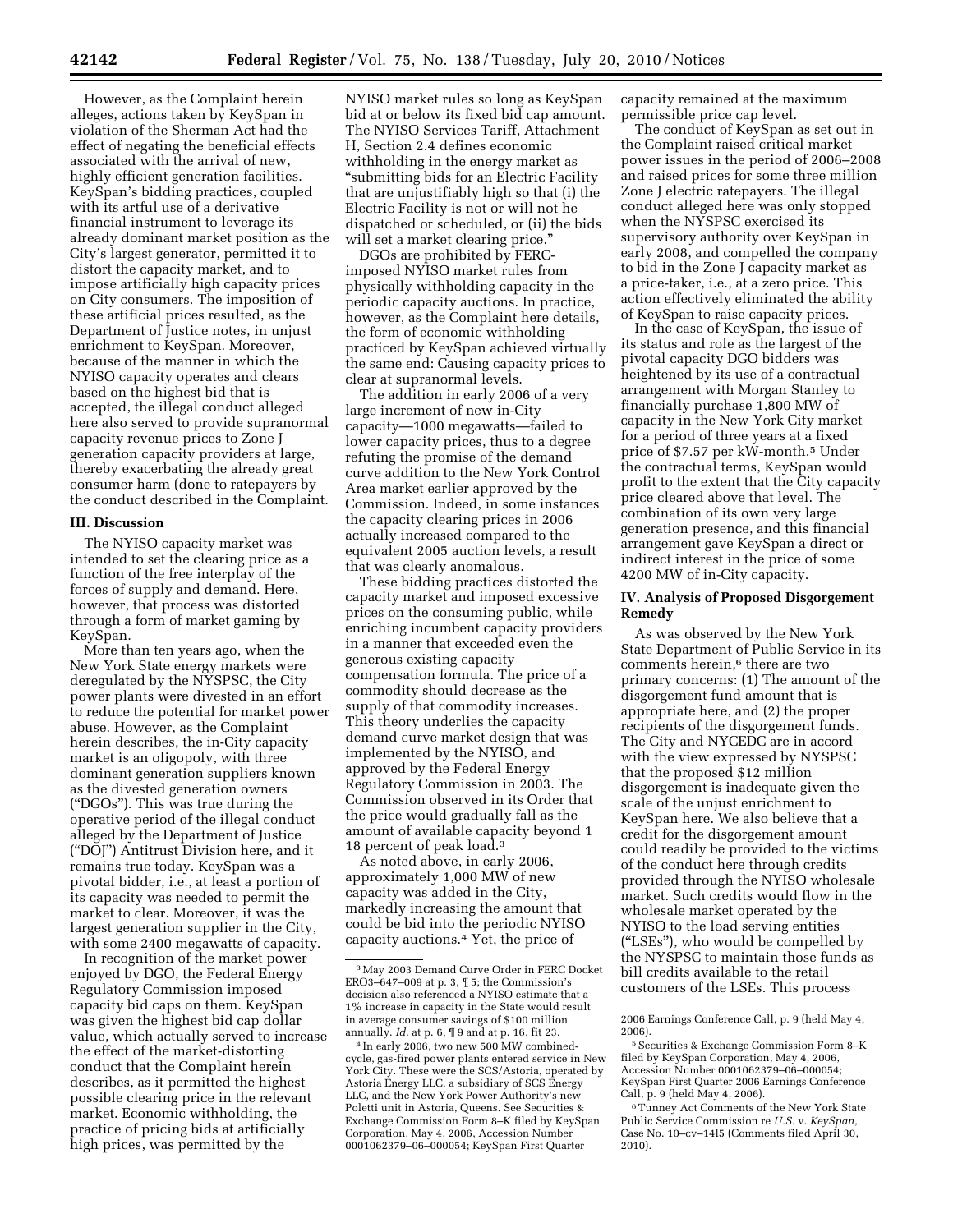However, as the Complaint herein alleges, actions taken by KeySpan in violation of the Sherman Act had the effect of negating the beneficial effects associated with the arrival of new, highly efficient generation facilities. KeySpan's bidding practices, coupled with its artful use of a derivative financial instrument to leverage its already dominant market position as the City's largest generator, permitted it to distort the capacity market, and to impose artificially high capacity prices on City consumers. The imposition of these artificial prices resulted, as the Department of Justice notes, in unjust enrichment to KeySpan. Moreover, because of the manner in which the NYISO capacity operates and clears based on the highest bid that is accepted, the illegal conduct alleged here also served to provide supranormal capacity revenue prices to Zone J generation capacity providers at large, thereby exacerbating the already great consumer harm (done to ratepayers by the conduct described in the Complaint.

## III. Discussion

The NYISO capacity market was intended to set the clearing price as a function of the free interplay of the forces of supply and demand. Here, however, that process was distorted through a form of market gaming by KeySpan.

More than ten years ago, when the New York State energy markets were deregulated by the NYSPSC, the City power plants were divested in an effort to reduce the potential for market power abuse. However, as the Complaint herein describes, the in-City capacity market is an oligopoly, with three dominant generation suppliers known as the divested generation owners ("DGOs"). This was true during the operative period of the illegal conduct alleged by the Department of Justice ("DOJ") Antitrust Division here, and it remains true today. KeySpan was a pivotal bidder, i.e., at least a portion of its capacity was needed to permit the market to clear. Moreover, it was the largest generation supplier in the City, with some 2400 megawatts of capacity.

In recognition of the market power enjoyed by DGO, the Federal Energy Regulatory Commission imposed capacity bid caps on them. KeySpan was given the highest bid cap dollar value, which actually served to increase the effect of the market-distorting conduct that the Complaint herein describes, as it permitted the highest possible clearing price in the relevant market. Economic withholding, the practice of pricing bids at artificially high prices, was permitted by the NYISO market rules so long as KeySpan bid at or below its fixed bid cap amount. The NYISO Services Tariff, Attachment H, Section 2.4 defines economic withholding in the energy market as "submitting bids for an Electric Facility that are unjustifiably high so that (i) the Electric Facility is not or will not he dispatched or scheduled, or (ii) the bids will set a market clearing price."

DGOs are prohibited by FERC-imposed NYISO market rules from physically withholding capacity in the periodic capacity auctions. In practice, however, as the Complaint here details, the form of economic withholding practiced by KeySpan achieved virtually the same end: Causing capacity prices to clear at supranormal levels.

The addition in early 2006 of a very large increment of new in-City capacity—1000 megawatts—failed to lower capacity prices, thus to a degree refuting the promise of the demand curve addition to the New York Control Area market earlier approved by the Commission. Indeed, in some instances the capacity clearing prices in 2006 actually increased compared to the equivalent 2005 auction levels, a result that was clearly anomalous.

These bidding practices distorted the capacity market and imposed excessive prices on the consuming public, while enriching incumbent capacity providers in a manner that exceeded even the generous existing capacity compensation formula. The price of a commodity should decrease as the supply of that commodity increases. This theory underlies the capacity demand curve market design that was implemented by the NYISO, and approved by the Federal Energy Regulatory Commission in 2003. The Commission observed in its Order that the price would gradually fall as the amount of available capacity beyond 1 18 percent of peak load.[3]

As noted above, in early 2006, approximately 1,000 MW of new capacity was added in the City, markedly increasing the amount that could be bid into the periodic NYISO capacity auctions.[4] Yet, the price of capacity remained at the maximum permissible price cap level.

The conduct of KeySpan as set out in the Complaint raised critical market power issues in the period of 2006–2008 and raised prices for some three million Zone J electric ratepayers. The illegal conduct alleged here was only stopped when the NYSPSC exercised its supervisory authority over KeySpan in early 2008, and compelled the company to bid in the Zone J capacity market as a price-taker, i.e., at a zero price. This action effectively eliminated the ability of KeySpan to raise capacity prices.

In the case of KeySpan, the issue of its status and role as the largest of the pivotal capacity DGO bidders was heightened by its use of a contractual arrangement with Morgan Stanley to financially purchase 1,800 MW of capacity in the New York City market for a period of three years at a fixed price of $7.57 per kW-month.[5] Under the contractual terms, KeySpan would profit to the extent that the City capacity price cleared above that level. The combination of its own very large generation presence, and this financial arrangement gave KeySpan a direct or indirect interest in the price of some 4200 MW of in-City capacity.

## IV. Analysis of Proposed Disgorgement Remedy

As was observed by the New York State Department of Public Service in its comments herein,[6] there are two primary concerns: (1) The amount of the disgorgement fund amount that is appropriate here, and (2) the proper recipients of the disgorgement funds. The City and NYCEDC are in accord with the view expressed by NYSPSC that the proposed $12 million disgorgement is inadequate given the scale of the unjust enrichment to KeySpan here. We also believe that a credit for the disgorgement amount could readily be provided to the victims of the conduct here through credits provided through the NYISO wholesale market. Such credits would flow in the wholesale market operated by the NYISO to the load serving entities ("LSEs"), who would be compelled by the NYSPSC to maintain those funds as bill credits available to the retail customers of the LSEs. This process

---

[3] May 2003 Demand Curve Order in FERC Docket ERO3–647–009 at p. 3, ¶ 5; the Commission's decision also referenced a NYISO estimate that a 1% increase in capacity in the State would result in average consumer savings of $100 million annually. *Id.* at p. 6, ¶ 9 and at p. 16, fit 23.

[4] In early 2006, two new 500 MW combined-cycle, gas-fired power plants entered service in New York City. These were the SCS/Astoria, operated by Astoria Energy LLC, a subsidiary of SCS Energy LLC, and the New York Power Authority's new Poletti unit in Astoria, Queens. See Securities & Exchange Commission Form 8–K filed by KeySpan Corporation, May 4, 2006, Accession Number 0001062379–06–000054; KeySpan First Quarter 2006 Earnings Conference Call, p. 9 (held May 4, 2006).

[5] Securities & Exchange Commission Form 8–K filed by KeySpan Corporation, May 4, 2006, Accession Number 0001062379–06–000054; KeySpan First Quarter 2006 Earnings Conference Call, p. 9 (held May 4, 2006).

[6] Tunney Act Comments of the New York State Public Service Commission re *U.S.* v. *KeySpan,* Case No. 10–cv–14l5 (Comments filed April 30, 2010).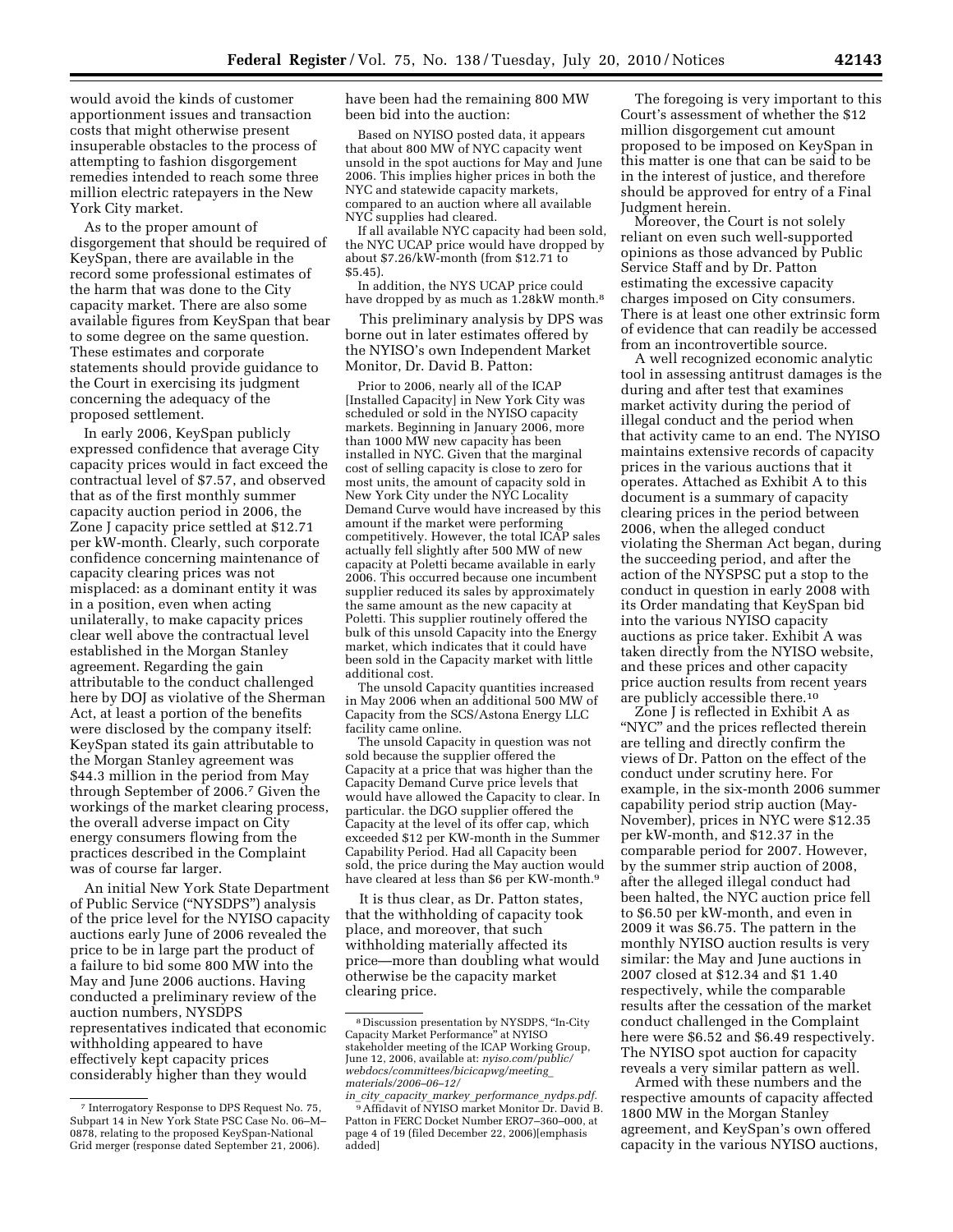would avoid the kinds of customer apportionment issues and transaction costs that might otherwise present insuperable obstacles to the process of attempting to fashion disgorgement remedies intended to reach some three million electric ratepayers in the New York City market.

As to the proper amount of disgorgement that should be required of KeySpan, there are available in the record some professional estimates of the harm that was done to the City capacity market. There are also some available figures from KeySpan that bear to some degree on the same question. These estimates and corporate statements should provide guidance to the Court in exercising its judgment concerning the adequacy of the proposed settlement.

In early 2006, KeySpan publicly expressed confidence that average City capacity prices would in fact exceed the contractual level of $7.57, and observed that as of the first monthly summer capacity auction period in 2006, the Zone J capacity price settled at $12.71 per kW-month. Clearly, such corporate confidence concerning maintenance of capacity clearing prices was not misplaced: as a dominant entity it was in a position, even when acting unilaterally, to make capacity prices clear well above the contractual level established in the Morgan Stanley agreement. Regarding the gain attributable to the conduct challenged here by DOJ as violative of the Sherman Act, at least a portion of the benefits were disclosed by the company itself: KeySpan stated its gain attributable to the Morgan Stanley agreement was $44.3 million in the period from May through September of 2006.[7] Given the workings of the market clearing process, the overall adverse impact on City energy consumers flowing from the practices described in the Complaint was of course far larger.

An initial New York State Department of Public Service ("NYSDPS") analysis of the price level for the NYISO capacity auctions early June of 2006 revealed the price to be in large part the product of a failure to bid some 800 MW into the May and June 2006 auctions. Having conducted a preliminary review of the auction numbers, NYSDPS representatives indicated that economic withholding appeared to have effectively kept capacity prices considerably higher than they would have been had the remaining 800 MW been bid into the auction:

> Based on NYISO posted data, it appears that about 800 MW of NYC capacity went unsold in the spot auctions for May and June 2006. This implies higher prices in both the NYC and statewide capacity markets, compared to an auction where all available NYC supplies had cleared.
>
> If all available NYC capacity had been sold, the NYC UCAP price would have dropped by about $7.26/kW-month (from $12.71 to $5.45).
>
> In addition, the NYS UCAP price could have dropped by as much as 1.28kW month.[8]

This preliminary analysis by DPS was borne out in later estimates offered by the NYISO's own Independent Market Monitor, Dr. David B. Patton:

> Prior to 2006, nearly all of the ICAP [Installed Capacity] in New York City was scheduled or sold in the NYISO capacity markets. Beginning in January 2006, more than 1000 MW new capacity has been installed in NYC. Given that the marginal cost of selling capacity is close to zero for most units, the amount of capacity sold in New York City under the NYC Locality Demand Curve would have increased by this amount if the market were performing competitively. However, the total ICAP sales actually fell slightly after 500 MW of new capacity at Poletti became available in early 2006. This occurred because one incumbent supplier reduced its sales by approximately the same amount as the new capacity at Poletti. This supplier routinely offered the bulk of this unsold Capacity into the Energy market, which indicates that it could have been sold in the Capacity market with little additional cost.
>
> The unsold Capacity quantities increased in May 2006 when an additional 500 MW of Capacity from the SCS/Astona Energy LLC facility came online.
>
> The unsold Capacity in question was not sold because the supplier offered the Capacity at a price that was higher than the Capacity Demand Curve price levels that would have allowed the Capacity to clear. In particular. the DGO supplier offered the Capacity at the level of its offer cap, which exceeded $12 per KW-month in the Summer Capability Period. Had all Capacity been sold, the price during the May auction would have cleared at less than $6 per KW-month.[9]

It is thus clear, as Dr. Patton states, that the withholding of capacity took place, and moreover, that such withholding materially affected its price—more than doubling what would otherwise be the capacity market clearing price.

The foregoing is very important to this Court's assessment of whether the $12 million disgorgement cut amount proposed to be imposed on KeySpan in this matter is one that can be said to be in the interest of justice, and therefore should be approved for entry of a Final Judgment herein.

Moreover, the Court is not solely reliant on even such well-supported opinions as those advanced by Public Service Staff and by Dr. Patton estimating the excessive capacity charges imposed on City consumers. There is at least one other extrinsic form of evidence that can readily be accessed from an incontrovertible source.

A well recognized economic analytic tool in assessing antitrust damages is the during and after test that examines market activity during the period of illegal conduct and the period when that activity came to an end. The NYISO maintains extensive records of capacity prices in the various auctions that it operates. Attached as Exhibit A to this document is a summary of capacity clearing prices in the period between 2006, when the alleged conduct violating the Sherman Act began, during the succeeding period, and after the action of the NYSPSC put a stop to the conduct in question in early 2008 with its Order mandating that KeySpan bid into the various NYISO capacity auctions as price taker. Exhibit A was taken directly from the NYISO website, and these prices and other capacity price auction results from recent years are publicly accessible there.[10]

Zone J is reflected in Exhibit A as "NYC" and the prices reflected therein are telling and directly confirm the views of Dr. Patton on the effect of the conduct under scrutiny here. For example, in the six-month 2006 summer capability period strip auction (May-November), prices in NYC were $12.35 per kW-month, and $12.37 in the comparable period for 2007. However, by the summer strip auction of 2008, after the alleged illegal conduct had been halted, the NYC auction price fell to $6.50 per kW-month, and even in 2009 it was $6.75. The pattern in the monthly NYISO auction results is very similar: the May and June auctions in 2007 closed at $12.34 and $1 1.40 respectively, while the comparable results after the cessation of the market conduct challenged in the Complaint here were $6.52 and $6.49 respectively. The NYISO spot auction for capacity reveals a very similar pattern as well.

Armed with these numbers and the respective amounts of capacity affected 1800 MW in the Morgan Stanley agreement, and KeySpan's own offered capacity in the various NYISO auctions,

---

[7] Interrogatory Response to DPS Request No. 75, Subpart 14 in New York State PSC Case No. 06–M–0878, relating to the proposed KeySpan-National Grid merger (response dated September 21, 2006).

[8] Discussion presentation by NYSDPS, "In-City Capacity Market Performance" at NYISO stakeholder meeting of the ICAP Working Group, June 12, 2006, available at: *nyiso.com/public/webdocs/committees/bicicapwg/meeting_materials/2006–06–12/in_city_capacity_markey_performance_nydps.pdf.*

[9] Affidavit of NYISO market Monitor Dr. David B. Patton in FERC Docket Number ERO7–360–000, at page 4 of 19 (filed December 22, 2006)[emphasis added]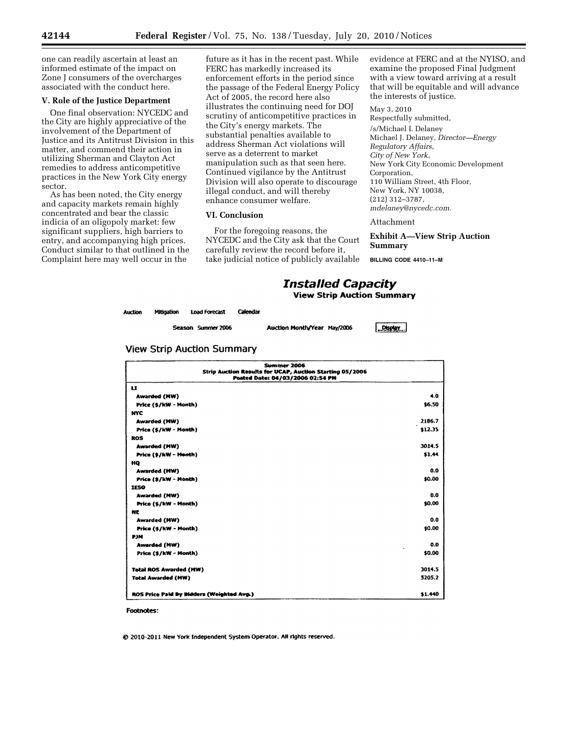one can readily ascertain at least an informed estimate of the impact on Zone J consumers of the overcharges associated with the conduct here.

**V. Role of the Justice Department**

One final observation: NYCEDC and the City are highly appreciative of the involvement of the Department of Justice and its Antitrust Division in this matter, and commend their action in utilizing Sherman and Clayton Act remedies to address anticompetitive practices in the New York City energy sector.

As has been noted, the City energy and capacity markets remain highly concentrated and bear the classic indicia of an oligopoly market: few significant suppliers, high barriers to entry, and accompanying high prices. Conduct similar to that outlined in the Complaint here may well occur in the future as it has in the recent past. While FERC has markedly increased its enforcement efforts in the period since the passage of the Federal Energy Policy Act of 2005, the record here also illustrates the continuing need for DOJ scrutiny of anticompetitive practices in the City's energy markets. The substantial penalties available to address Sherman Act violations will serve as a deterrent to market manipulation such as that seen here. Continued vigilance by the Antitrust Division will also operate to discourage illegal conduct, and will thereby enhance consumer welfare.

**VI. Conclusion**

For the foregoing reasons, the NYCEDC and the City ask that the Court carefully review the record before it, take judicial notice of publicly available evidence at FERC and at the NYISO, and examine the proposed Final Judgment with a view toward arriving at a result that will be equitable and will advance the interests of justice.

May 3, 2010

Respectfully submitted,

/s/Michael I. Delaney

Michael J. Delaney, *Director—Energy Regulatory Affairs*, *City of New York*, New York City Economic Development Corporation, 110 William Street, 4th Floor, New York, NY 10038, (212) 312–3787, *mdelaney@nycedc.com.*

Attachment

**Exhibit A—View Strip Auction Summary**

BILLING CODE 4410–11–M

**Installed Capacity**

**View Strip Auction Summary**

Auction Mitigation Load Forecast Calendar

Season Summer 2006 Auction Month/Year May/2006 Display

View Strip Auction Summary

| Summer 2006<br>Strip Auction Results for UCAP, Auction Starting 05/2006<br>Posted Date: 04/03/2006 02:54 PM | |
|---|---|
| **LI** | |
| Awarded (MW) | 4.0 |
| Price ($/kW - Month) | $6.50 |
| **NYC** | |
| Awarded (MW) | 2186.7 |
| Price ($/kW - Month) | $12.35 |
| **ROS** | |
| Awarded (MW) | 3014.5 |
| Price ($/kW - Month) | $1.44 |
| **HQ** | |
| Awarded (MW) | 0.0 |
| Price ($/kW - Month) | $0.00 |
| **IESO** | |
| Awarded (MW) | 0.0 |
| Price ($/kW - Month) | $0.00 |
| **NE** | |
| Awarded (MW) | 0.0 |
| Price ($/kW - Month) | $0.00 |
| **PJM** | |
| Awarded (MW) | 0.0 |
| Price ($/kW - Month) | $0.00 |
| Total ROS Awarded (MW) | 3014.5 |
| Total Awarded (MW) | 5205.2 |
| ROS Price Paid By Bidders (Weighted Avg.) | $1.440 |

Footnotes:

© 2010-2011 New York Independent System Operator. All rights reserved.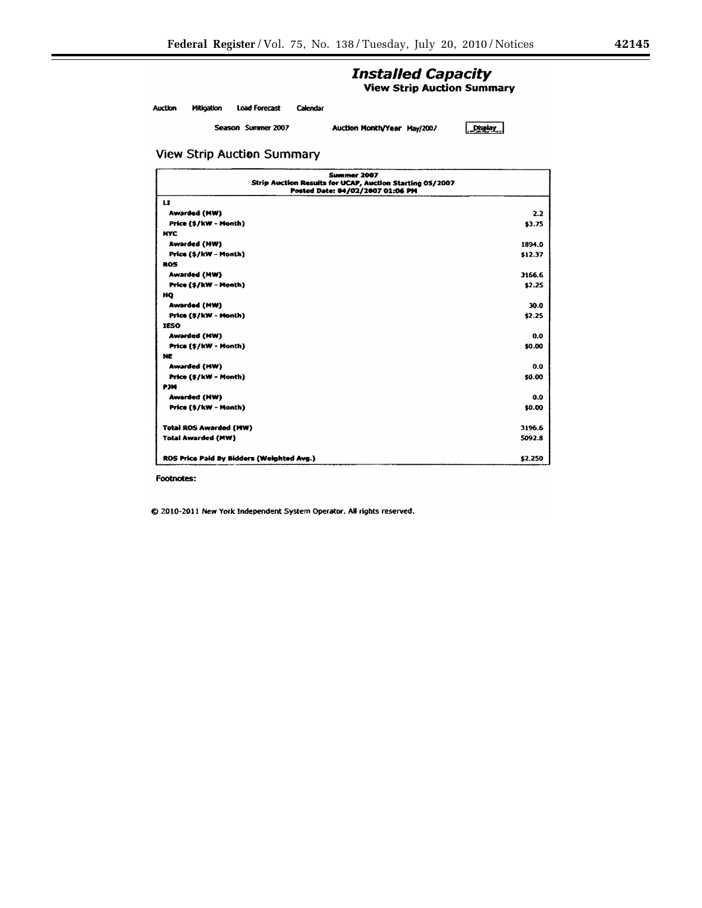## Installed Capacity

### View Strip Auction Summary

Auction  Mitigation  Load Forecast  Calendar

Season Summer 2007  Auction Month/Year May/2007  Display

## View Strip Auction Summary

| Summer 2007<br>Strip Auction Results for UCAP, Auction Starting 05/2007<br>Posted Date: 04/02/2007 01:06 PM | |
|---|---|
| **LI** | |
| Awarded (MW) | 2.2 |
| Price ($/kW - Month) | $3.75 |
| **NYC** | |
| Awarded (MW) | 1894.0 |
| Price ($/kW - Month) | $12.37 |
| **ROS** | |
| Awarded (MW) | 3166.6 |
| Price ($/kW - Month) | $2.25 |
| **HQ** | |
| Awarded (MW) | 30.0 |
| Price ($/kW - Month) | $2.25 |
| **IESO** | |
| Awarded (MW) | 0.0 |
| Price ($/kW - Month) | $0.00 |
| **NE** | |
| Awarded (MW) | 0.0 |
| Price ($/kW - Month) | $0.00 |
| **PJM** | |
| Awarded (MW) | 0.0 |
| Price ($/kW - Month) | $0.00 |
| Total ROS Awarded (MW) | 3196.6 |
| Total Awarded (MW) | 5092.8 |
| ROS Price Paid By Bidders (Weighted Avg.) | $2.250 |

Footnotes:

© 2010-2011 New York Independent System Operator. All rights reserved.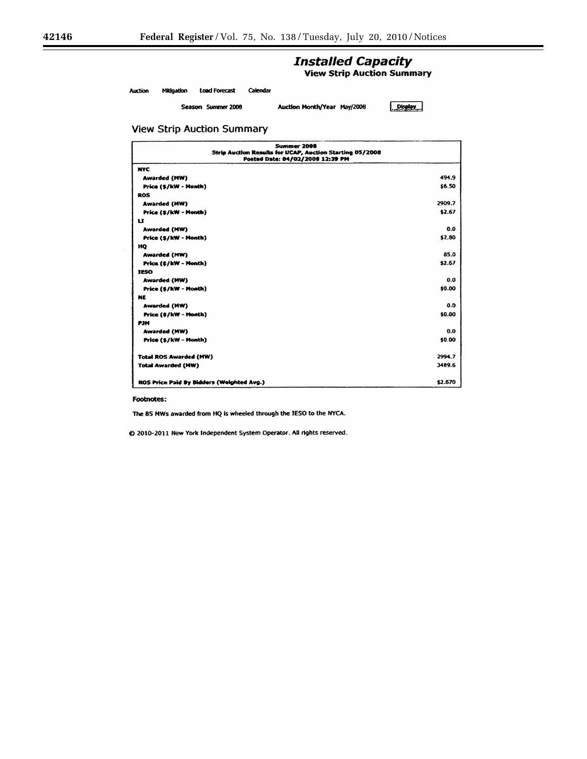# Installed Capacity

## View Strip Auction Summary

Auction Mitigation Load Forecast Calendar

Season Summer 2008 Auction Month/Year May/2008 Display

## View Strip Auction Summary

| Summer 2008<br>Strip Auction Results for UCAP, Auction Starting 05/2008<br>Posted Date: 04/02/2008 12:39 PM | |
|---|---|
| **NYC** | |
| Awarded (MW) | 494.9 |
| Price ($/kW - Month) | $6.50 |
| **ROS** | |
| Awarded (MW) | 2909.7 |
| Price ($/kW - Month) | $2.67 |
| **LI** | |
| Awarded (MW) | 0.0 |
| Price ($/kW - Month) | $2.80 |
| **HQ** | |
| Awarded (MW) | 85.0 |
| Price ($/kW - Month) | $2.67 |
| **IESO** | |
| Awarded (MW) | 0.0 |
| Price ($/kW - Month) | $0.00 |
| **NE** | |
| Awarded (MW) | 0.0 |
| Price ($/kW - Month) | $0.00 |
| **PJM** | |
| Awarded (MW) | 0.0 |
| Price ($/kW - Month) | $0.00 |
| **Total ROS Awarded (MW)** | 2994.7 |
| **Total Awarded (MW)** | 3489.6 |
| **ROS Price Paid By Bidders (Weighted Avg.)** | $2.670 |

**Footnotes:**

The 85 MWs awarded from HQ is wheeled through the IESO to the NYCA.

© 2010-2011 New York Independent System Operator. All rights reserved.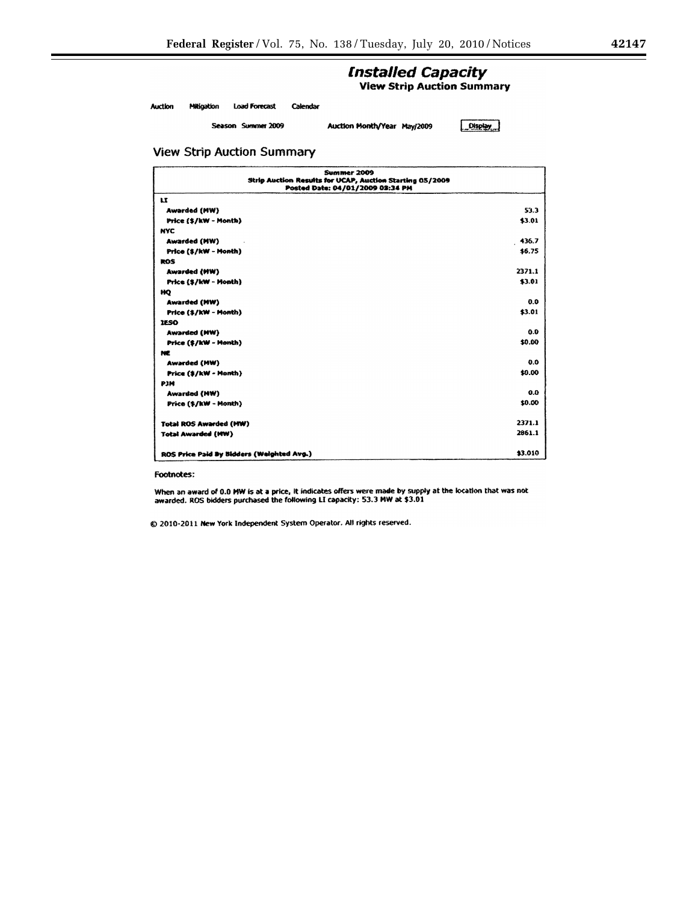# Installed Capacity

## View Strip Auction Summary

Auction Mitigation Load Forecast Calendar

Season Summer 2009 Auction Month/Year May/2009 Display

## View Strip Auction Summary

| Summer 2009<br>Strip Auction Results for UCAP, Auction Starting 05/2009<br>Posted Date: 04/01/2009 02:34 PM | |
|---|---|
| **LI** | |
| Awarded (MW) | 53.3 |
| Price ($/kW - Month) | $3.01 |
| **NYC** | |
| Awarded (MW) | 436.7 |
| Price ($/kW - Month) | $6.75 |
| **ROS** | |
| Awarded (MW) | 2371.1 |
| Price ($/kW - Month) | $3.01 |
| **HQ** | |
| Awarded (MW) | 0.0 |
| Price ($/kW - Month) | $3.01 |
| **IESO** | |
| Awarded (MW) | 0.0 |
| Price ($/kW - Month) | $0.00 |
| **NE** | |
| Awarded (MW) | 0.0 |
| Price ($/kW - Month) | $0.00 |
| **PJM** | |
| Awarded (MW) | 0.0 |
| Price ($/kW - Month) | $0.00 |
| **Total ROS Awarded (MW)** | 2371.1 |
| **Total Awarded (MW)** | 2861.1 |
| **ROS Price Paid By Bidders (Weighted Avg.)** | $3.010 |

Footnotes:

When an award of 0.0 MW is at a price, it indicates offers were made by supply at the location that was not awarded. ROS bidders purchased the following LI capacity: 53.3 MW at $3.01

© 2010-2011 New York Independent System Operator. All rights reserved.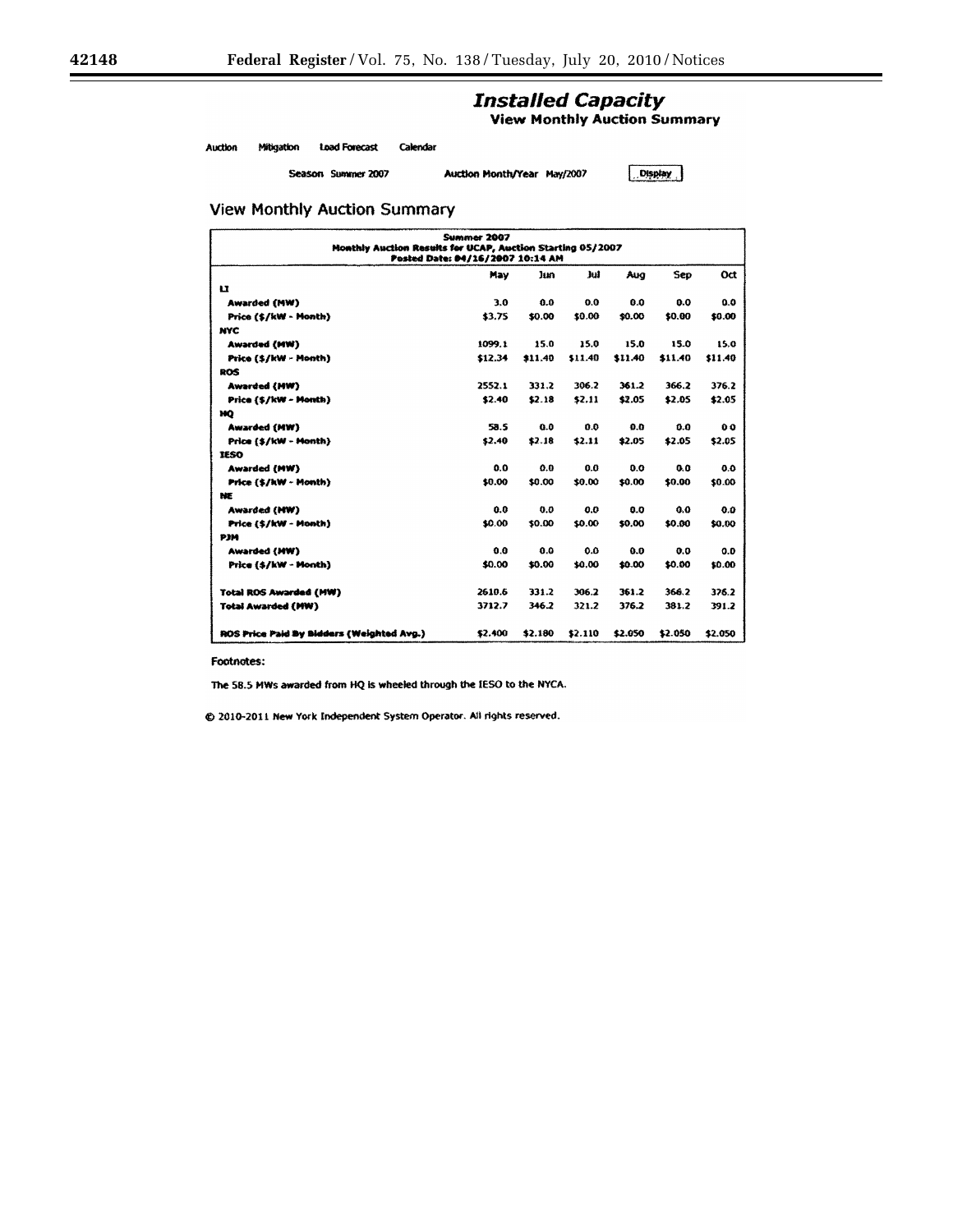## Installed Capacity

### View Monthly Auction Summary

Auction    Mitigation    Load Forecast    Calendar

Season Summer 2007    Auction Month/Year May/2007    Display

## View Monthly Auction Summary

**Summer 2007**
**Monthly Auction Results for UCAP, Auction Starting 05/2007**
**Posted Date: 04/16/2007 10:14 AM**

| | May | Jun | Jul | Aug | Sep | Oct |
|---|---|---|---|---|---|---|
| **LI** | | | | | | |
| Awarded (MW) | 3.0 | 0.0 | 0.0 | 0.0 | 0.0 | 0.0 |
| Price ($/kW - Month) | $3.75 | $0.00 | $0.00 | $0.00 | $0.00 | $0.00 |
| **NYC** | | | | | | |
| Awarded (MW) | 1099.1 | 15.0 | 15.0 | 15.0 | 15.0 | 15.0 |
| Price ($/kW - Month) | $12.34 | $11.40 | $11.40 | $11.40 | $11.40 | $11.40 |
| **ROS** | | | | | | |
| Awarded (MW) | 2552.1 | 331.2 | 306.2 | 361.2 | 366.2 | 376.2 |
| Price ($/kW - Month) | $2.40 | $2.18 | $2.11 | $2.05 | $2.05 | $2.05 |
| **HQ** | | | | | | |
| Awarded (MW) | 58.5 | 0.0 | 0.0 | 0.0 | 0.0 | 0.0 |
| Price ($/kW - Month) | $2.40 | $2.18 | $2.11 | $2.05 | $2.05 | $2.05 |
| **IESO** | | | | | | |
| Awarded (MW) | 0.0 | 0.0 | 0.0 | 0.0 | 0.0 | 0.0 |
| Price ($/kW - Month) | $0.00 | $0.00 | $0.00 | $0.00 | $0.00 | $0.00 |
| **NE** | | | | | | |
| Awarded (MW) | 0.0 | 0.0 | 0.0 | 0.0 | 0.0 | 0.0 |
| Price ($/kW - Month) | $0.00 | $0.00 | $0.00 | $0.00 | $0.00 | $0.00 |
| **PJM** | | | | | | |
| Awarded (MW) | 0.0 | 0.0 | 0.0 | 0.0 | 0.0 | 0.0 |
| Price ($/kW - Month) | $0.00 | $0.00 | $0.00 | $0.00 | $0.00 | $0.00 |
| **Total ROS Awarded (MW)** | 2610.6 | 331.2 | 306.2 | 361.2 | 366.2 | 376.2 |
| **Total Awarded (MW)** | 3712.7 | 346.2 | 321.2 | 376.2 | 381.2 | 391.2 |
| **ROS Price Paid By Bidders (Weighted Avg.)** | $2.400 | $2.180 | $2.110 | $2.050 | $2.050 | $2.050 |

Footnotes:

The 58.5 MWs awarded from HQ is wheeled through the IESO to the NYCA.

© 2010-2011 New York Independent System Operator. All rights reserved.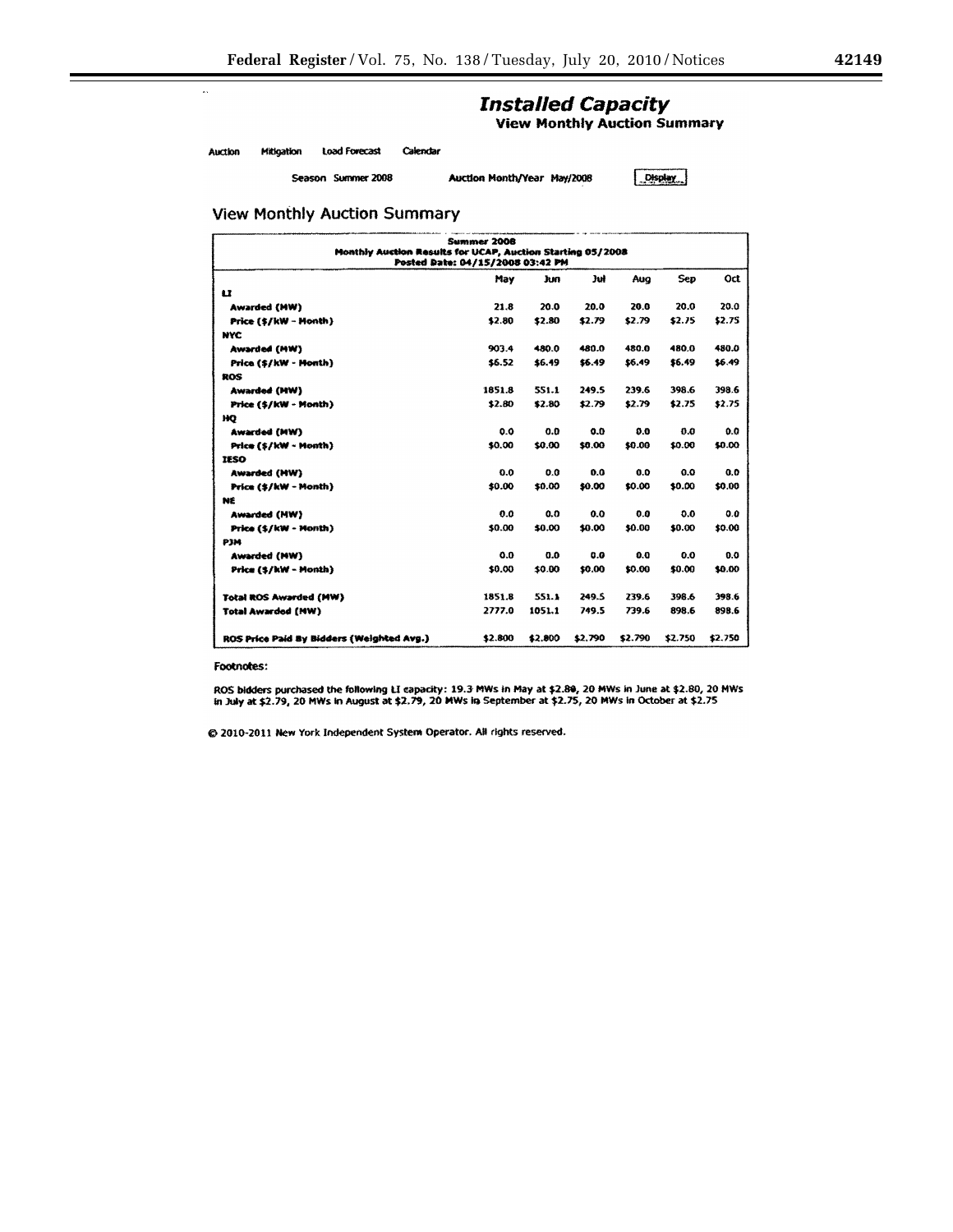# Installed Capacity

## View Monthly Auction Summary

Auction Mitigation Load Forecast Calendar

Season Summer 2008 Auction Month/Year May/2008 Display

## View Monthly Auction Summary

**Summer 2008**
**Monthly Auction Results for UCAP, Auction Starting 05/2008**
**Posted Date: 04/15/2008 03:42 PM**

| | May | Jun | Jul | Aug | Sep | Oct |
|---|---|---|---|---|---|---|
| **LI** | | | | | | |
| **Awarded (MW)** | 21.8 | 20.0 | 20.0 | 20.0 | 20.0 | 20.0 |
| **Price ($/kW - Month)** | $2.80 | $2.80 | $2.79 | $2.79 | $2.75 | $2.75 |
| **NYC** | | | | | | |
| **Awarded (MW)** | 903.4 | 480.0 | 480.0 | 480.0 | 480.0 | 480.0 |
| **Price ($/kW - Month)** | $6.52 | $6.49 | $6.49 | $6.49 | $6.49 | $6.49 |
| **ROS** | | | | | | |
| **Awarded (MW)** | 1851.8 | 551.1 | 249.5 | 239.6 | 398.6 | 398.6 |
| **Price ($/kW - Month)** | $2.80 | $2.80 | $2.79 | $2.79 | $2.75 | $2.75 |
| **HQ** | | | | | | |
| **Awarded (MW)** | 0.0 | 0.0 | 0.0 | 0.0 | 0.0 | 0.0 |
| **Price ($/kW - Month)** | $0.00 | $0.00 | $0.00 | $0.00 | $0.00 | $0.00 |
| **IESO** | | | | | | |
| **Awarded (MW)** | 0.0 | 0.0 | 0.0 | 0.0 | 0.0 | 0.0 |
| **Price ($/kW - Month)** | $0.00 | $0.00 | $0.00 | $0.00 | $0.00 | $0.00 |
| **NE** | | | | | | |
| **Awarded (MW)** | 0.0 | 0.0 | 0.0 | 0.0 | 0.0 | 0.0 |
| **Price ($/kW - Month)** | $0.00 | $0.00 | $0.00 | $0.00 | $0.00 | $0.00 |
| **PJM** | | | | | | |
| **Awarded (MW)** | 0.0 | 0.0 | 0.0 | 0.0 | 0.0 | 0.0 |
| **Price ($/kW - Month)** | $0.00 | $0.00 | $0.00 | $0.00 | $0.00 | $0.00 |
| **Total ROS Awarded (MW)** | 1851.8 | 551.1 | 249.5 | 239.6 | 398.6 | 398.6 |
| **Total Awarded (MW)** | 2777.0 | 1051.1 | 749.5 | 739.6 | 898.6 | 898.6 |
| **ROS Price Paid By Bidders (Weighted Avg.)** | $2.800 | $2.800 | $2.790 | $2.790 | $2.750 | $2.750 |

Footnotes:

ROS bidders purchased the following LI capacity: 19.3 MWs in May at $2.80, 20 MWs in June at $2.80, 20 MWs in July at $2.79, 20 MWs in August at $2.79, 20 MWs in September at $2.75, 20 MWs in October at $2.75

© 2010-2011 New York Independent System Operator. All rights reserved.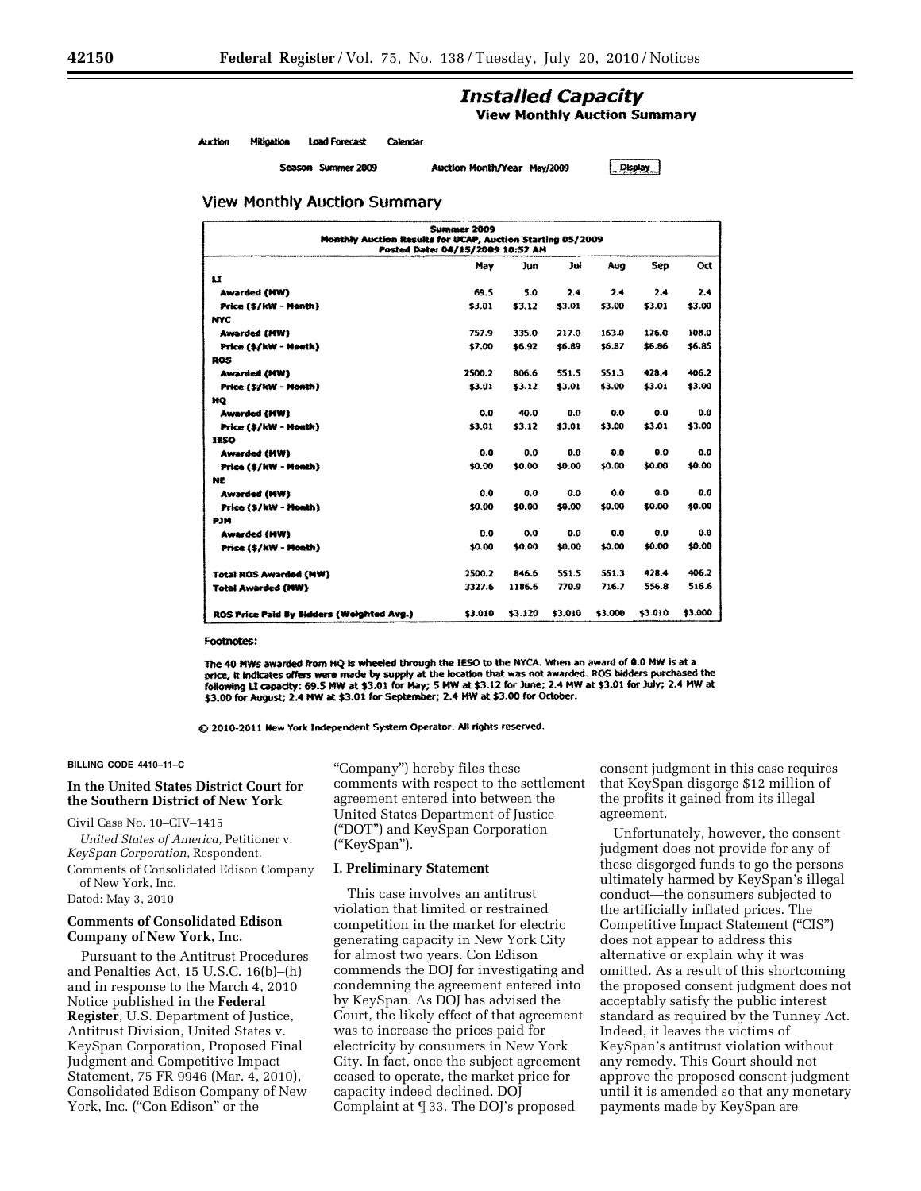## Installed Capacity

**View Monthly Auction Summary**

Auction Mitigation Load Forecast Calendar

Season Summer 2009 Auction Month/Year May/2009 Display

### View Monthly Auction Summary

**Summer 2009**
**Monthly Auction Results for UCAP, Auction Starting 05/2009**
**Posted Date: 04/15/2009 10:57 AM**

| | May | Jun | Jul | Aug | Sep | Oct |
|---|---|---|---|---|---|---|
| **LI** | | | | | | |
| **Awarded (MW)** | 69.5 | 5.0 | 2.4 | 2.4 | 2.4 | 2.4 |
| **Price ($/kW - Month)** | $3.01 | $3.12 | $3.01 | $3.00 | $3.01 | $3.00 |
| **NYC** | | | | | | |
| **Awarded (MW)** | 757.9 | 335.0 | 217.0 | 163.0 | 126.0 | 108.0 |
| **Price ($/kW - Month)** | $7.00 | $6.92 | $6.89 | $6.87 | $6.86 | $6.85 |
| **ROS** | | | | | | |
| **Awarded (MW)** | 2500.2 | 806.6 | 551.5 | 551.3 | 428.4 | 406.2 |
| **Price ($/kW - Month)** | $3.01 | $3.12 | $3.01 | $3.00 | $3.01 | $3.00 |
| **HQ** | | | | | | |
| **Awarded (MW)** | 0.0 | 40.0 | 0.0 | 0.0 | 0.0 | 0.0 |
| **Price ($/kW - Month)** | $3.01 | $3.12 | $3.01 | $3.00 | $3.01 | $3.00 |
| **IESO** | | | | | | |
| **Awarded (MW)** | 0.0 | 0.0 | 0.0 | 0.0 | 0.0 | 0.0 |
| **Price ($/kW - Month)** | $0.00 | $0.00 | $0.00 | $0.00 | $0.00 | $0.00 |
| **NE** | | | | | | |
| **Awarded (MW)** | 0.0 | 0.0 | 0.0 | 0.0 | 0.0 | 0.0 |
| **Price ($/kW - Month)** | $0.00 | $0.00 | $0.00 | $0.00 | $0.00 | $0.00 |
| **PJM** | | | | | | |
| **Awarded (MW)** | 0.0 | 0.0 | 0.0 | 0.0 | 0.0 | 0.0 |
| **Price ($/kW - Month)** | $0.00 | $0.00 | $0.00 | $0.00 | $0.00 | $0.00 |
| **Total ROS Awarded (MW)** | 2500.2 | 846.6 | 551.5 | 551.3 | 428.4 | 406.2 |
| **Total Awarded (MW)** | 3327.6 | 1186.6 | 770.9 | 716.7 | 556.8 | 516.6 |
| **ROS Price Paid By Bidders (Weighted Avg.)** | $3.010 | $3.120 | $3.010 | $3.000 | $3.010 | $3.000 |

**Footnotes:**

The 40 MWs awarded from HQ is wheeled through the IESO to the NYCA. When an award of 0.0 MW is at a price, it indicates offers were made by supply at the location that was not awarded. ROS bidders purchased the following LI capacity: 69.5 MW at $3.01 for May; 5 MW at $3.12 for June; 2.4 MW at $3.01 for July; 2.4 MW at $3.00 for August; 2.4 MW at $3.01 for September; 2.4 MW at $3.00 for October.

© 2010-2011 New York Independent System Operator. All rights reserved.

BILLING CODE 4410–11–C

### In the United States District Court for the Southern District of New York

Civil Case No. 10–CIV–1415

*United States of America,* Petitioner v. *KeySpan Corporation,* Respondent.

Comments of Consolidated Edison Company of New York, Inc.

Dated: May 3, 2010

### Comments of Consolidated Edison Company of New York, Inc.

Pursuant to the Antitrust Procedures and Penalties Act, 15 U.S.C. 16(b)–(h) and in response to the March 4, 2010 Notice published in the **Federal Register**, U.S. Department of Justice, Antitrust Division, United States v. KeySpan Corporation, Proposed Final Judgment and Competitive Impact Statement, 75 FR 9946 (Mar. 4, 2010), Consolidated Edison Company of New York, Inc. ("Con Edison" or the "Company") hereby files these comments with respect to the settlement agreement entered into between the United States Department of Justice ("DOT") and KeySpan Corporation ("KeySpan").

### I. Preliminary Statement

This case involves an antitrust violation that limited or restrained competition in the market for electric generating capacity in New York City for almost two years. Con Edison commends the DOJ for investigating and condemning the agreement entered into by KeySpan. As DOJ has advised the Court, the likely effect of that agreement was to increase the prices paid for electricity by consumers in New York City. In fact, once the subject agreement ceased to operate, the market price for capacity indeed declined. DOJ Complaint at ¶ 33. The DOJ's proposed consent judgment in this case requires that KeySpan disgorge $12 million of the profits it gained from its illegal agreement.

Unfortunately, however, the consent judgment does not provide for any of these disgorged funds to go the persons ultimately harmed by KeySpan's illegal conduct—the consumers subjected to the artificially inflated prices. The Competitive Impact Statement ("CIS") does not appear to address this alternative or explain why it was omitted. As a result of this shortcoming the proposed consent judgment does not acceptably satisfy the public interest standard as required by the Tunney Act. Indeed, it leaves the victims of KeySpan's antitrust violation without any remedy. This Court should not approve the proposed consent judgment until it is amended so that any monetary payments made by KeySpan are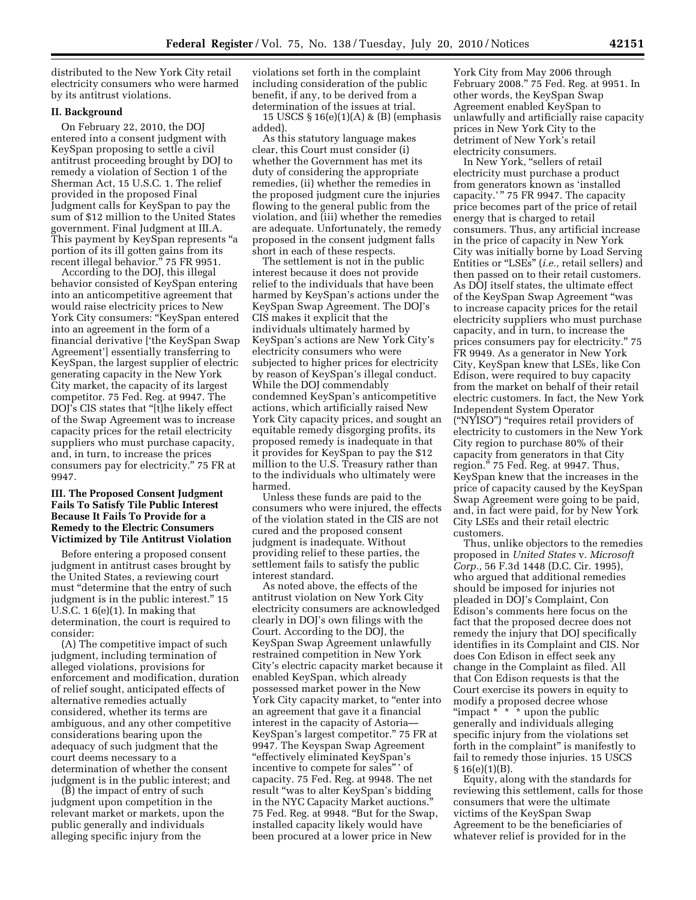distributed to the New York City retail electricity consumers who were harmed by its antitrust violations.

## II. Background

On February 22, 2010, the DOJ entered into a consent judgment with KeySpan proposing to settle a civil antitrust proceeding brought by DOJ to remedy a violation of Section 1 of the Sherman Act, 15 U.S.C. 1. The relief provided in the proposed Final Judgment calls for KeySpan to pay the sum of $12 million to the United States government. Final Judgment at III.A. This payment by KeySpan represents "a portion of its ill gotten gains from its recent illegal behavior." 75 FR 9951.

According to the DOJ, this illegal behavior consisted of KeySpan entering into an anticompetitive agreement that would raise electricity prices to New York City consumers: "KeySpan entered into an agreement in the form of a financial derivative ['the KeySpan Swap Agreement'] essentially transferring to KeySpan, the largest supplier of electric generating capacity in the New York City market, the capacity of its largest competitor. 75 Fed. Reg. at 9947. The DOJ's CIS states that "[t]he likely effect of the Swap Agreement was to increase capacity prices for the retail electricity suppliers who must purchase capacity, and, in turn, to increase the prices consumers pay for electricity." 75 FR at 9947.

## III. The Proposed Consent Judgment Fails To Satisfy Tile Public Interest Because It Fails To Provide for a Remedy to the Electric Consumers Victimized by Tile Antitrust Violation

Before entering a proposed consent judgment in antitrust cases brought by the United States, a reviewing court must "determine that the entry of such judgment is in the public interest." 15 U.S.C. 1 6(e)(1). In making that determination, the court is required to consider:

(A) The competitive impact of such judgment, including termination of alleged violations, provisions for enforcement and modification, duration of relief sought, anticipated effects of alternative remedies actually considered, whether its terms are ambiguous, and any other competitive considerations bearing upon the adequacy of such judgment that the court deems necessary to a determination of whether the consent judgment is in the public interest; and

(B) the impact of entry of such judgment upon competition in the relevant market or markets, upon the public generally and individuals alleging specific injury from the violations set forth in the complaint including consideration of the public benefit, if any, to be derived from a determination of the issues at trial.

15 USCS § 16(e)(1)(A) & (B) (emphasis added).

As this statutory language makes clear, this Court must consider (i) whether the Government has met its duty of considering the appropriate remedies, (ii) whether the remedies in the proposed judgment cure the injuries flowing to the general public from the violation, and (iii) whether the remedies are adequate. Unfortunately, the remedy proposed in the consent judgment falls short in each of these respects.

The settlement is not in the public interest because it does not provide relief to the individuals that have been harmed by KeySpan's actions under the KeySpan Swap Agreement. The DOJ's CIS makes it explicit that the individuals ultimately harmed by KeySpan's actions are New York City's electricity consumers who were subjected to higher prices for electricity by reason of KeySpan's illegal conduct. While the DOJ commendably condemned KeySpan's anticompetitive actions, which artificially raised New York City capacity prices, and sought an equitable remedy disgorging profits, its proposed remedy is inadequate in that it provides for KeySpan to pay the $12 million to the U.S. Treasury rather than to the individuals who ultimately were harmed.

Unless these funds are paid to the consumers who were injured, the effects of the violation stated in the CIS are not cured and the proposed consent judgment is inadequate. Without providing relief to these parties, the settlement fails to satisfy the public interest standard.

As noted above, the effects of the antitrust violation on New York City electricity consumers are acknowledged clearly in DOJ's own filings with the Court. According to the DOJ, the KeySpan Swap Agreement unlawfully restrained competition in New York City's electric capacity market because it enabled KeySpan, which already possessed market power in the New York City capacity market, to "enter into an agreement that gave it a financial interest in the capacity of Astoria—KeySpan's largest competitor." 75 FR at 9947. The Keyspan Swap Agreement "effectively eliminated KeySpan's incentive to compete for sales" ' of capacity. 75 Fed. Reg. at 9948. The net result "was to alter KeySpan's bidding in the NYC Capacity Market auctions." 75 Fed. Reg. at 9948. "But for the Swap, installed capacity likely would have been procured at a lower price in New York City from May 2006 through February 2008." 75 Fed. Reg. at 9951. In other words, the KeySpan Swap Agreement enabled KeySpan to unlawfully and artificially raise capacity prices in New York City to the detriment of New York's retail electricity consumers.

In New York, "sellers of retail electricity must purchase a product from generators known as 'installed capacity.' " 75 FR 9947. The capacity price becomes part of the price of retail energy that is charged to retail consumers. Thus, any artificial increase in the price of capacity in New York City was initially borne by Load Serving Entities or "LSEs" (*i.e.,* retail sellers) and then passed on to their retail customers. As DOJ itself states, the ultimate effect of the KeySpan Swap Agreement "was to increase capacity prices for the retail electricity suppliers who must purchase capacity, and in turn, to increase the prices consumers pay for electricity." 75 FR 9949. As a generator in New York City, KeySpan knew that LSEs, like Con Edison, were required to buy capacity from the market on behalf of their retail electric customers. In fact, the New York Independent System Operator ("NYISO") "requires retail providers of electricity to customers in the New York City region to purchase 80% of their capacity from generators in that City region." 75 Fed. Reg. at 9947. Thus, KeySpan knew that the increases in the price of capacity caused by the KeySpan Swap Agreement were going to be paid, and, in fact were paid, for by New York City LSEs and their retail electric customers.

Thus, unlike objectors to the remedies proposed in *United States* v. *Microsoft Corp.,* 56 F.3d 1448 (D.C. Cir. 1995), who argued that additional remedies should be imposed for injuries not pleaded in DOJ's Complaint, Con Edison's comments here focus on the fact that the proposed decree does not remedy the injury that DOJ specifically identifies in its Complaint and CIS. Nor does Con Edison in effect seek any change in the Complaint as filed. All that Con Edison requests is that the Court exercise its powers in equity to modify a proposed decree whose "impact * * * upon the public generally and individuals alleging specific injury from the violations set forth in the complaint" is manifestly to fail to remedy those injuries. 15 USCS § 16(e)(1)(B).

Equity, along with the standards for reviewing this settlement, calls for those consumers that were the ultimate victims of the KeySpan Swap Agreement to be the beneficiaries of whatever relief is provided for in the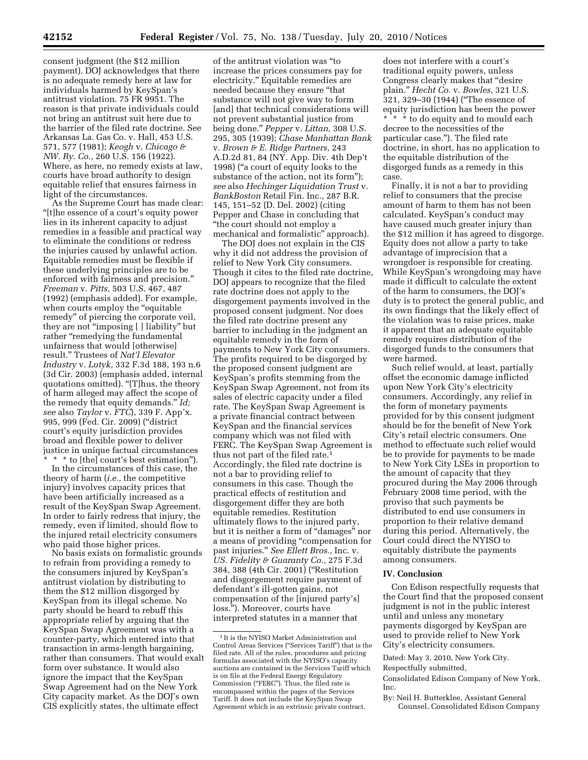consent judgment (the $12 million payment). DOJ acknowledges that there is no adequate remedy here at law for individuals harmed by KeySpan's antitrust violation. 75 FR 9951. The reason is that private individuals could not bring an antitrust suit here due to the barrier of the filed rate doctrine. See Arkansas La. Gas Co. v. Hall, 453 U.S. 571, 577 (1981); *Keogh* v. *Chicago & NW. Ry. Co.,* 260 U.S. 156 (1922). Where, as here, no remedy exists at law, courts have broad authority to design equitable relief that ensures fairness in light of the circumstances.

As the Supreme Court has made clear: "[t]he essence of a court's equity power lies in its inherent capacity to adjust remedies in a feasible and practical way to eliminate the conditions or redress the injuries caused by unlawful action. Equitable remedies must be flexible if these underlying principles are to be enforced with fairness and precision." *Freeman* v. *Pitts,* 503 U.S. 467, 487 (1992) (emphasis added). For example, when courts employ the "equitable remedy" of piercing the corporate veil, they are not "imposing [ ] liability" but rather "remedying the fundamental unfairness that would [otherwise] result." Trustees of *Nat'l Elevator Industry* v. *Lutyk,* 332 F.3d 188, 193 n.6 (3d Cir. 2003) (emphasis added, internal quotations omitted). "[T]hus, the theory of harm alleged may affect the scope of the remedy that equity demands." *Id; see* also *Taylor* v. *FTC*), 339 F. App'x. 995, 999 (Fed. Cir. 2009) ("district court's equity jurisdiction provides broad and flexible power to deliver justice in unique factual circumstances * * * to [the] court's best estimation").

In the circumstances of this case, the theory of harm (*i.e.,* the competitive injury) involves capacity prices that have been artificially increased as a result of the KeySpan Swap Agreement. In order to fairly redress that injury, the remedy, even if limited, should flow to the injured retail electricity consumers who paid those higher prices.

No basis exists on formalistic grounds to refrain from providing a remedy to the consumers injured by KeySpan's antitrust violation by distributing to them the $12 million disgorged by KeySpan from its illegal scheme. No party should be heard to rebuff this appropriate relief by arguing that the KeySpan Swap Agreement was with a counter-party, which entered into that transaction in arms-length bargaining, rather than consumers. That would exalt form over substance. It would also ignore the impact that the KeySpan Swap Agreement had on the New York City capacity market. As the DOJ's own CIS explicitly states, the ultimate effect of the antitrust violation was "to increase the prices consumers pay for electricity." Equitable remedies are needed because they ensure "that substance will not give way to form [and] that technical considerations will not prevent substantial justice from being done." *Pepper* v. *Littan,* 308 U.S. 295, 305 (1939); *Chase Manhattan Bank* v. *Brown & E. Ridge Partners,* 243 A.D.2d 81, 84 (NY. App. Div. 4th Dep't 1998) ("a court of equity looks to the substance of the action, not its form"); *see* also *Hechinger Liquidation Trust* v. *BankBoston* Retail Fin. Inc., 287 B.R. 145, 151–52 (D. Del. 2002) (citing Pepper and Chase in concluding that "the court should not employ a mechanical and formalistic" approach).

The DOJ does not explain in the CIS why it did not address the provision of relief to New York City consumers. Though it cites to the filed rate doctrine, DOJ appears to recognize that the filed rate doctrine does not apply to the disgorgement payments involved in the proposed consent judgment. Nor does the filed rate doctrine present any barrier to including in the judgment an equitable remedy in the form of payments to New York City consumers. The profits required to be disgorged by the proposed consent judgment are KeySpan's profits stemming from the KeySpan Swap Agreement, not from its sales of electric capacity under a filed rate. The KeySpan Swap Agreement is a private financial contract between KeySpan and the financial services company which was not filed with FERC. The KeySpan Swap Agreement is thus not part of the filed rate.[1] Accordingly, the filed rate doctrine is not a bar to providing relief to consumers in this case. Though the practical effects of restitution and disgorgement differ they are both equitable remedies. Restitution ultimately flows to the injured party, but it is neither a form of "damages" nor a means of providing "compensation for past injuries." *See Ellett Bros.,* Inc. v. *US. Fidelity & Guaranty Co.,* 275 F.3d 384, 388 (4th Cir. 2001) ("Restitution and disgorgement require payment of defendant's ill-gotten gains, not compensation of the [injured party's] loss."). Moreover, courts have interpreted statutes in a manner that does not interfere with a court's traditional equity powers, unless Congress clearly makes that "desire plain." *Hecht Co.* v. *Bowles,* 321 U.S. 321, 329–30 (1944) ("The essence of equity jurisdiction has been the power * * * to do equity and to mould each decree to the necessities of the particular case."). The filed rate doctrine, in short, has no application to the equitable distribution of the disgorged funds as a remedy in this case.

Finally, it is not a bar to providing relief to consumers that the precise amount of harm to them has not been calculated. KeySpan's conduct may have caused much greater injury than the $12 million it has agreed to disgorge. Equity does not allow a party to take advantage of imprecision that a wrongdoer is responsible for creating. While KeySpan's wrongdoing may have made it difficult to calculate the extent of the harm to consumers, the DOJ's duty is to protect the general public, and its own findings that the likely effect of the violation was to raise prices, make it apparent that an adequate equitable remedy requires distribution of the disgorged funds to the consumers that were harmed.

Such relief would, at least, partially offset the economic damage inflicted upon New York City's electricity consumers. Accordingly, any relief in the form of monetary payments provided for by this consent judgment should be for the benefit of New York City's retail electric consumers. One method to effectuate such relief would be to provide for payments to be made to New York City LSEs in proportion to the amount of capacity that they procured during the May 2006 through February 2008 time period, with the proviso that such payments be distributed to end use consumers in proportion to their relative demand during this period. Alternatively, the Court could direct the NYISO to equitably distribute the payments among consumers.

## IV. Conclusion

Con Edison respectfully requests that the Court find that the proposed consent judgment is not in the public interest until and unless any monetary payments disgorged by KeySpan are used to provide relief to New York City's electricity consumers.

Dated: May 3, 2010, New York City.

Respectfully submitted,

Consolidated Edison Company of New York, Inc.

By: Neil H. Butterklee, Assistant General Counsel, Consolidated Edison Company

---

[1] It is the NYISO Market Administration and Control Areas Services ("Services Tariff") that is the filed rate. All of the rules, procedures and pricing formulas associated with the NYISO's capacity auctions are contained in the Services Tariff which is on file at the Federal Energy Regulatory Commission ("FERC"). Thus, the filed rate is encompassed within the pages of the Services Tariff. It does not include the KeySpan Swap Agreement which is an extrinsic private contract.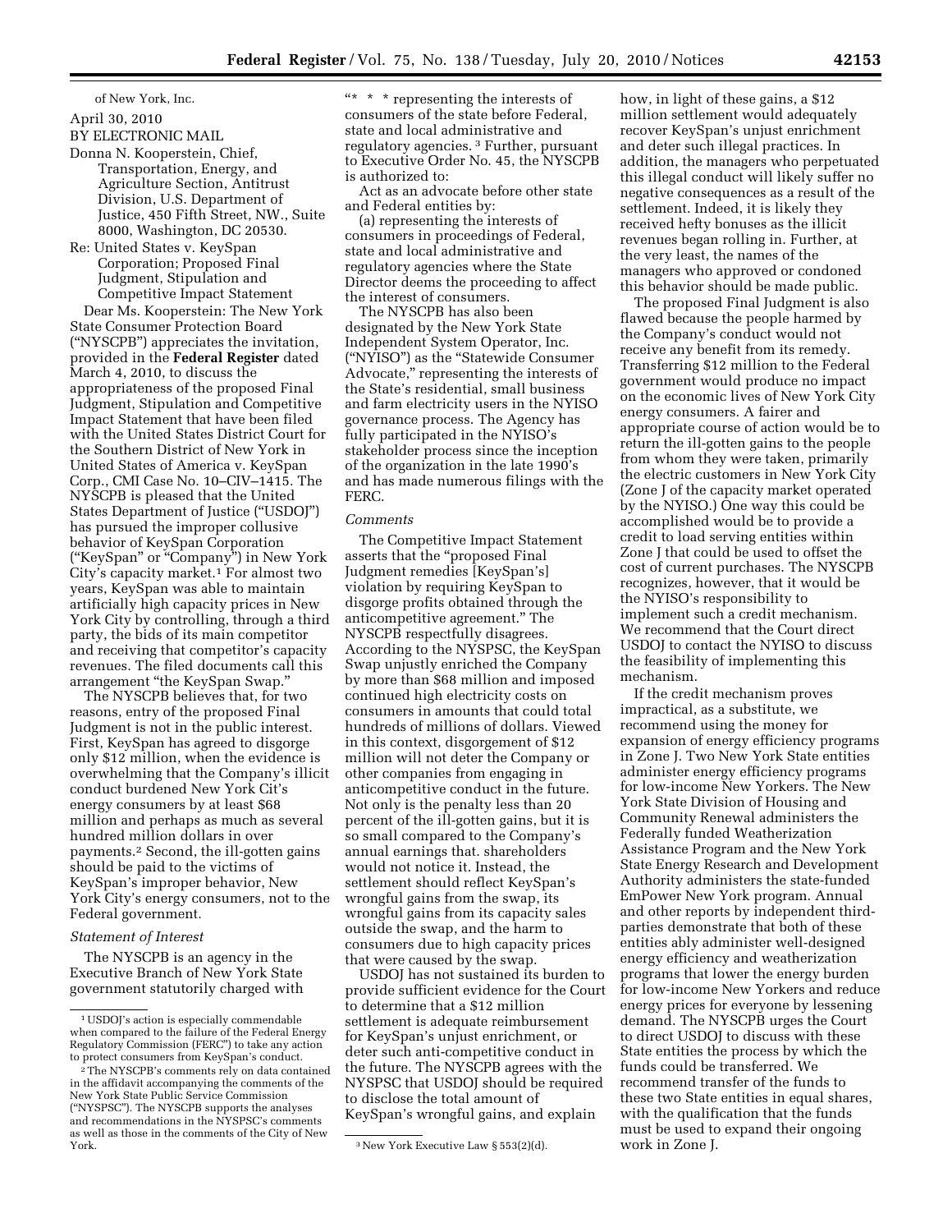of New York, Inc.

April 30, 2010

BY ELECTRONIC MAIL

Donna N. Kooperstein, Chief, Transportation, Energy, and Agriculture Section, Antitrust Division, U.S. Department of Justice, 450 Fifth Street, NW., Suite 8000, Washington, DC 20530.

Re: United States v. KeySpan Corporation; Proposed Final Judgment, Stipulation and Competitive Impact Statement

Dear Ms. Kooperstein: The New York State Consumer Protection Board ("NYSCPB") appreciates the invitation, provided in the **Federal Register** dated March 4, 2010, to discuss the appropriateness of the proposed Final Judgment, Stipulation and Competitive Impact Statement that have been filed with the United States District Court for the Southern District of New York in United States of America v. KeySpan Corp., CMI Case No. 10–CIV–1415. The NYSCPB is pleased that the United States Department of Justice ("USDOJ") has pursued the improper collusive behavior of KeySpan Corporation ("KeySpan" or "Company") in New York City's capacity market.[1] For almost two years, KeySpan was able to maintain artificially high capacity prices in New York City by controlling, through a third party, the bids of its main competitor and receiving that competitor's capacity revenues. The filed documents call this arrangement "the KeySpan Swap."

The NYSCPB believes that, for two reasons, entry of the proposed Final Judgment is not in the public interest. First, KeySpan has agreed to disgorge only $12 million, when the evidence is overwhelming that the Company's illicit conduct burdened New York Cit's energy consumers by at least $68 million and perhaps as much as several hundred million dollars in over payments.[2] Second, the ill-gotten gains should be paid to the victims of KeySpan's improper behavior, New York City's energy consumers, not to the Federal government.

*Statement of Interest*

The NYSCPB is an agency in the Executive Branch of New York State government statutorily charged with "* * * representing the interests of consumers of the state before Federal, state and local administrative and regulatory agencies. [3] Further, pursuant to Executive Order No. 45, the NYSCPB is authorized to:

Act as an advocate before other state and Federal entities by:

(a) representing the interests of consumers in proceedings of Federal, state and local administrative and regulatory agencies where the State Director deems the proceeding to affect the interest of consumers.

The NYSCPB has also been designated by the New York State Independent System Operator, Inc. ("NYISO") as the "Statewide Consumer Advocate," representing the interests of the State's residential, small business and farm electricity users in the NYISO governance process. The Agency has fully participated in the NYISO's stakeholder process since the inception of the organization in the late 1990's and has made numerous filings with the FERC.

*Comments*

The Competitive Impact Statement asserts that the "proposed Final Judgment remedies [KeySpan's] violation by requiring KeySpan to disgorge profits obtained through the anticompetitive agreement." The NYSCPB respectfully disagrees. According to the NYSPSC, the KeySpan Swap unjustly enriched the Company by more than $68 million and imposed continued high electricity costs on consumers in amounts that could total hundreds of millions of dollars. Viewed in this context, disgorgement of $12 million will not deter the Company or other companies from engaging in anticompetitive conduct in the future. Not only is the penalty less than 20 percent of the ill-gotten gains, but it is so small compared to the Company's annual earnings that. shareholders would not notice it. Instead, the settlement should reflect KeySpan's wrongful gains from the swap, its wrongful gains from its capacity sales outside the swap, and the harm to consumers due to high capacity prices that were caused by the swap.

USDOJ has not sustained its burden to provide sufficient evidence for the Court to determine that a $12 million settlement is adequate reimbursement for KeySpan's unjust enrichment, or deter such anti-competitive conduct in the future. The NYSCPB agrees with the NYSPSC that USDOJ should be required to disclose the total amount of KeySpan's wrongful gains, and explain how, in light of these gains, a $12 million settlement would adequately recover KeySpan's unjust enrichment and deter such illegal practices. In addition, the managers who perpetuated this illegal conduct will likely suffer no negative consequences as a result of the settlement. Indeed, it is likely they received hefty bonuses as the illicit revenues began rolling in. Further, at the very least, the names of the managers who approved or condoned this behavior should be made public.

The proposed Final Judgment is also flawed because the people harmed by the Company's conduct would not receive any benefit from its remedy. Transferring $12 million to the Federal government would produce no impact on the economic lives of New York City energy consumers. A fairer and appropriate course of action would be to return the ill-gotten gains to the people from whom they were taken, primarily the electric customers in New York City (Zone J of the capacity market operated by the NYISO.) One way this could be accomplished would be to provide a credit to load serving entities within Zone J that could be used to offset the cost of current purchases. The NYSCPB recognizes, however, that it would be the NYISO's responsibility to implement such a credit mechanism. We recommend that the Court direct USDOJ to contact the NYISO to discuss the feasibility of implementing this mechanism.

If the credit mechanism proves impractical, as a substitute, we recommend using the money for expansion of energy efficiency programs in Zone J. Two New York State entities administer energy efficiency programs for low-income New Yorkers. The New York State Division of Housing and Community Renewal administers the Federally funded Weatherization Assistance Program and the New York State Energy Research and Development Authority administers the state-funded EmPower New York program. Annual and other reports by independent third-parties demonstrate that both of these entities ably administer well-designed energy efficiency and weatherization programs that lower the energy burden for low-income New Yorkers and reduce energy prices for everyone by lessening demand. The NYSCPB urges the Court to direct USDOJ to discuss with these State entities the process by which the funds could be transferred. We recommend transfer of the funds to these two State entities in equal shares, with the qualification that the funds must be used to expand their ongoing work in Zone J.

[1] USDOJ's action is especially commendable when compared to the failure of the Federal Energy Regulatory Commission (FERC") to take any action to protect consumers from KeySpan's conduct.

[2] The NYSCPB's comments rely on data contained in the affidavit accompanying the comments of the New York State Public Service Commission ("NYSPSC"). The NYSCPB supports the analyses and recommendations in the NYSPSC's comments as well as those in the comments of the City of New York.

[3] New York Executive Law § 553(2)(d).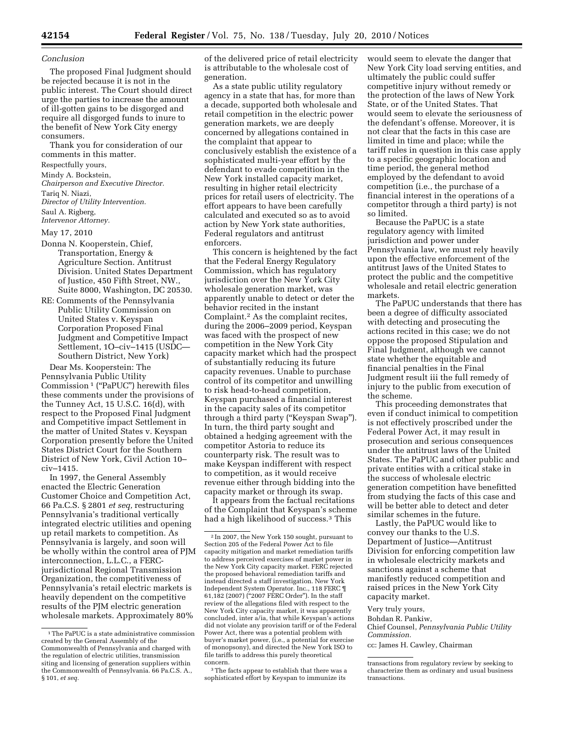*Conclusion*

The proposed Final Judgment should be rejected because it is not in the public interest. The Court should direct urge the parties to increase the amount of ill-gotten gains to be disgorged and require all disgorged funds to inure to the benefit of New York City energy consumers.

Thank you for consideration of our comments in this matter.

Respectfully yours,

Mindy A. Bockstein,
*Chairperson and Executive Director.*

Tariq N. Niazi,
*Director of Utility Intervention.*

Saul A. Rigberg,
*Intervenor Attorney.*

May 17, 2010

Donna N. Kooperstein, Chief, Transportation, Energy & Agriculture Section. Antitrust Division. United States Department of Justice, 450 Fifth Street, NW., Suite 8000, Washington, DC 20530.

RE: Comments of the Pennsylvania Public Utility Commission on United States v. Keyspan Corporation Proposed Final Judgment and Competitive Impact Settlement, 1O–civ–1415 (USDC—Southern District, New York)

Dear Ms. Kooperstein: The Pennsylvania Public Utility Commission [1] ("PaPUC") herewith files these comments under the provisions of the Tunney Act, 15 U.S.C. 16(d), with respect to the Proposed Final Judgment and Competitive impact Settlement in the matter of United States v. Keyspan Corporation presently before the United States District Court for the Southern District of New York, Civil Action 10–civ–1415.

In 1997, the General Assembly enacted the Electric Generation Customer Choice and Competition Act, 66 Pa.C.S. § 2801 *et seq,* restructuring Pennsylvania's traditional vertically integrated electric utilities and opening up retail markets to competition. As Pennsylvania is largely, and soon will be wholly within the control area of PJM interconnection, L.L.C., a FERC-jurisdictional Regional Transmission Organization, the competitiveness of Pennsylvania's retail electric markets is heavily dependent on the competitive results of the PJM electric generation wholesale markets. Approximately 80% of the delivered price of retail electricity is attributable to the wholesale cost of generation.

As a state public utility regulatory agency in a state that has, for more than a decade, supported both wholesale and retail competition in the electric power generation markets, we are deeply concerned by allegations contained in the complaint that appear to conclusively establish the existence of a sophisticated multi-year effort by the defendant to evade competition in the New York installed capacity market, resulting in higher retail electricity prices for retail users of electricity. The effort appears to have been carefully calculated and executed so as to avoid action by New York state authorities, Federal regulators and antitrust enforcers.

This concern is heightened by the fact that the Federal Energy Regulatory Commission, which has regulatory jurisdiction over the New York City wholesale generation market, was apparently unable to detect or deter the behavior recited in the instant Complaint.[2] As the complaint recites, during the 2006–2009 period, Keyspan was faced with the prospect of new competition in the New York City capacity market which had the prospect of substantially reducing its future capacity revenues. Unable to purchase control of its competitor and unwilling to risk head-to-head competition, Keyspan purchased a financial interest in the capacity sales of its competitor through a third party ("Keyspan Swap"). In turn, the third party sought and obtained a hedging agreement with the competitor Astoria to reduce its counterparty risk. The result was to make Keyspan indifferent with respect to competition, as it would receive revenue either through bidding into the capacity market or through its swap.

It appears from the factual recitations of the Complaint that Keyspan's scheme had a high likelihood of success.[3] This would seem to elevate the danger that New York City load serving entities, and ultimately the public could suffer competitive injury without remedy or the protection of the laws of New York State, or of the United States. That would seem to elevate the seriousness of the defendant's offense. Moreover, it is not clear that the facts in this case are limited in time and place; while the tariff rules in question in this case apply to a specific geographic location and time period, the general method employed by the defendant to avoid competition (i.e., the purchase of a financial interest in the operations of a competitor through a third party) is not so limited.

Because the PaPUC is a state regulatory agency with limited jurisdiction and power under Pennsylvania law, we must rely heavily upon the effective enforcement of the antitrust Jaws of the United States to protect the public and the competitive wholesale and retail electric generation markets.

The PaPUC understands that there has been a degree of difficulty associated with detecting and prosecuting the actions recited in this case; we do not oppose the proposed Stipulation and Final Judgment, although we cannot state whether the equitable and financial penalties in the Final Judgment result iii the full remedy of injury to the public from execution of the scheme.

This proceeding demonstrates that even if conduct inimical to competition is not effectively proscribed under the Federal Power Act, it may result in prosecution and serious consequences under the antitrust laws of the United States. The PaPUC and other public and private entities with a critical stake in the success of wholesale electric generation competition have benefitted from studying the facts of this case and will be better able to detect and deter similar schemes in the future.

Lastly, the PaPUC would like to convey our thanks to the U.S. Department of Justice—Antitrust Division for enforcing competition law in wholesale electricity markets and sanctions against a scheme that manifestly reduced competition and raised prices in the New York City capacity market.

Very truly yours,

Bohdan R. Pankiw,
Chief Counsel, *Pennsylvania Public Utility Commission.*

cc: James H. Cawley, Chairman

---

[1] The PaPUC is a state administrative commission created by the General Assembly of the Commonwealth of Pennsylvania and charged with the regulation of electric utilities, transmission siting and licensing of generation suppliers within the Commonwealth of Pennsylvania. 66 Pa.C.S. A., § 101, *et seq.*

[2] In 2007, the New York 150 sought, pursuant to Section 205 of the Federal Power Act to file capacity mitigation and market remediation tariffs to address perceived exercises of market power in the New York City capacity market. FERC rejected the proposed behavioral remediation tariffs and instead directed a staff investigation. New York Independent System Operator. Inc., 118 FERC ¶ 61,182 (2007) ("2007 FERC Order"). In the staff review of the allegations filed with respect to the New York City capacity market, it was apparently concluded, inter a/ia, that while Keyspan's actions did not violate any provision tariff or of the Federal Power Act, there was a potential problem with buyer's market power, (i.e., a potential for exercise of monopsony), and directed the New York ISO to file tariffs to address this purely theoretical concern.

[3] The facts appear to establish that there was a sophisticated effort by Keyspan to immunize its transactions from regulatory review by seeking to characterize them as ordinary and usual business transactions.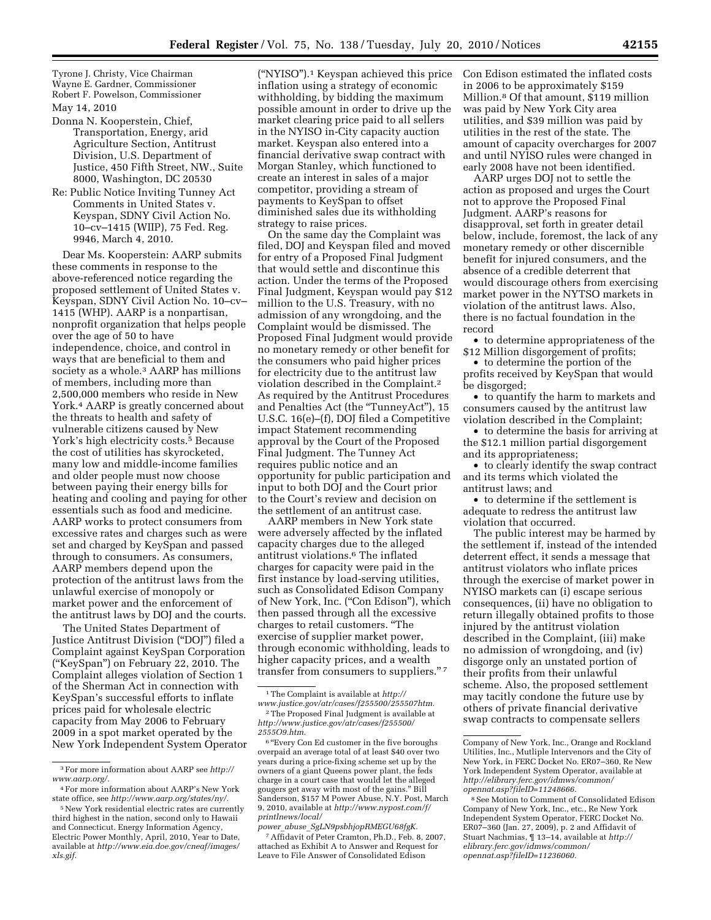Tyrone J. Christy, Vice Chairman
Wayne E. Gardner, Commissioner
Robert F. Powelson, Commissioner

May 14, 2010

Donna N. Kooperstein, Chief, Transportation, Energy, arid Agriculture Section, Antitrust Division, U.S. Department of Justice, 450 Fifth Street, NW., Suite 8000, Washington, DC 20530

Re: Public Notice Inviting Tunney Act Comments in United States v. Keyspan, SDNY Civil Action No. 10–cv–1415 (WIIP), 75 Fed. Reg. 9946, March 4, 2010.

Dear Ms. Kooperstein: AARP submits these comments in response to the above-referenced notice regarding the proposed settlement of United States v. Keyspan, SDNY Civil Action No. 10–cv–1415 (WHP). AARP is a nonpartisan, nonprofit organization that helps people over the age of 50 to have independence, choice, and control in ways that are beneficial to them and society as a whole.[3] AARP has millions of members, including more than 2,500,000 members who reside in New York.[4] AARP is greatly concerned about the threats to health and safety of vulnerable citizens caused by New York's high electricity costs.[5] Because the cost of utilities has skyrocketed, many low and middle-income families and older people must now choose between paying their energy bills for heating and cooling and paying for other essentials such as food and medicine. AARP works to protect consumers from excessive rates and charges such as were set and charged by KeySpan and passed through to consumers. As consumers, AARP members depend upon the protection of the antitrust laws from the unlawful exercise of monopoly or market power and the enforcement of the antitrust laws by DOJ and the courts.

The United States Department of Justice Antitrust Division ("DOJ") filed a Complaint against KeySpan Corporation ("KeySpan") on February 22, 2010. The Complaint alleges violation of Section 1 of the Sherman Act in connection with KeySpan's successful efforts to inflate prices paid for wholesale electric capacity from May 2006 to February 2009 in a spot market operated by the New York Independent System Operator ("NYISO").[1] Keyspan achieved this price inflation using a strategy of economic withholding, by bidding the maximum possible amount in order to drive up the market clearing price paid to all sellers in the NYISO in-City capacity auction market. Keyspan also entered into a financial derivative swap contract with Morgan Stanley, which functioned to create an interest in sales of a major competitor, providing a stream of payments to KeySpan to offset diminished sales due its withholding strategy to raise prices.

On the same day the Complaint was filed, DOJ and Keyspan filed and moved for entry of a Proposed Final Judgment that would settle and discontinue this action. Under the terms of the Proposed Final Judgment, Keyspan would pay $12 million to the U.S. Treasury, with no admission of any wrongdoing, and the Complaint would be dismissed. The Proposed Final Judgment would provide no monetary remedy or other benefit for the consumers who paid higher prices for electricity due to the antitrust law violation described in the Complaint.[2] As required by the Antitrust Procedures and Penalties Act (the "TunneyAct"), 15 U.S.C. 16(e)–(f), DOJ filed a Competitive impact Statement recommending approval by the Court of the Proposed Final Judgment. The Tunney Act requires public notice and an opportunity for public participation and input to both DOJ and the Court prior to the Court's review and decision on the settlement of an antitrust case.

AARP members in New York state were adversely affected by the inflated capacity charges due to the alleged antitrust violations.[6] The inflated charges for capacity were paid in the first instance by load-serving utilities, such as Consolidated Edison Company of New York, Inc. ("Con Edison"), which then passed through all the excessive charges to retail customers. "The exercise of supplier market power, through economic withholding, leads to higher capacity prices, and a wealth transfer from consumers to suppliers."[7] Con Edison estimated the inflated costs in 2006 to be approximately $159 Million.[8] Of that amount, $119 million was paid by New York City area utilities, and $39 million was paid by utilities in the rest of the state. The amount of capacity overcharges for 2007 and until NYISO rules were changed in early 2008 have not been identified.

AARP urges DOJ not to settle the action as proposed and urges the Court not to approve the Proposed Final Judgment. AARP's reasons for disapproval, set forth in greater detail below, include, foremost, the lack of any monetary remedy or other discernible benefit for injured consumers, and the absence of a credible deterrent that would discourage others from exercising market power in the NYTSO markets in violation of the antitrust laws. Also, there is no factual foundation in the record

- to determine appropriateness of the $12 Million disgorgement of profits;
- to determine the portion of the profits received by KeySpan that would be disgorged;
- to quantify the harm to markets and consumers caused by the antitrust law violation described in the Complaint;
- to determine the basis for arriving at the $12.1 million partial disgorgement and its appropriateness;
- to clearly identify the swap contract and its terms which violated the antitrust laws; and
- to determine if the settlement is adequate to redress the antitrust law violation that occurred.

The public interest may be harmed by the settlement if, instead of the intended deterrent effect, it sends a message that antitrust violators who inflate prices through the exercise of market power in NYISO markets can (i) escape serious consequences, (ii) have no obligation to return illegally obtained profits to those injured by the antitrust violation described in the Complaint, (iii) make no admission of wrongdoing, and (iv) disgorge only an unstated portion of their profits from their unlawful scheme. Also, the proposed settlement may tacitly condone the future use by others of private financial derivative swap contracts to compensate sellers

---

[1] The Complaint is available at *http://www.justice.gov/atr/cases/f255500/255507htm.*

[2] The Proposed Final Judgment is available at *http://www.justice.gov/atr/cases/f255500/2555O9.htm.*

[3] For more information about AARP see *http://www.aarp.org/.*

[4] For more information about AARP's New York state office, see *http://www.aarp.org/states/ny/.*

[5] New York residential electric rates are currently third highest in the nation, second only to Hawaii and Connecticut. Energy Information Agency, Electric Power Monthly, April, 2010, Year to Date, available at *http://www.eia.doe.gov/cneaf/images/xls.gif.*

[6] "Every Con Ed customer in the five boroughs overpaid an average total of at least $40 over two years during a price-fixing scheme set up by the owners of a giant Queens power plant, the feds charge in a court case that would let the alleged gougers get away with most of the gains." Bill Sanderson, $157 M Power Abuse, N.Y. Post, March 9, 2010, available at *http://www.nypost.com/f/printlnews/local/power_abuse_SgLN9psbhjopRMEGU68fgK.*

[7] Affidavit of Peter Cramton, Ph.D., Feb. 8, 2007, attached as Exhibit A to Answer and Request for Leave to File Answer of Consolidated Edison Company of New York, Inc., Orange and Rockland Utilities, Inc., Mutliple Intervenors and the City of New York, in FERC Docket No. ER07–360, Re New York Independent System Operator, available at *http://elibrary.ferc.gov/idmws/common/opennat.asp?fileID=11248666.*

[8] See Motion to Comment of Consolidated Edison Company of New York, Inc., etc., Re New York Independent System Operator, FERC Docket No. ER07–360 (Jan. 27, 2009), p. 2 and Affidavit of Stuart Nachmias, ¶ 13–14, available at *http://elibrary.ferc.gov/idmws/common/opennat.asp?fileID=11236060.*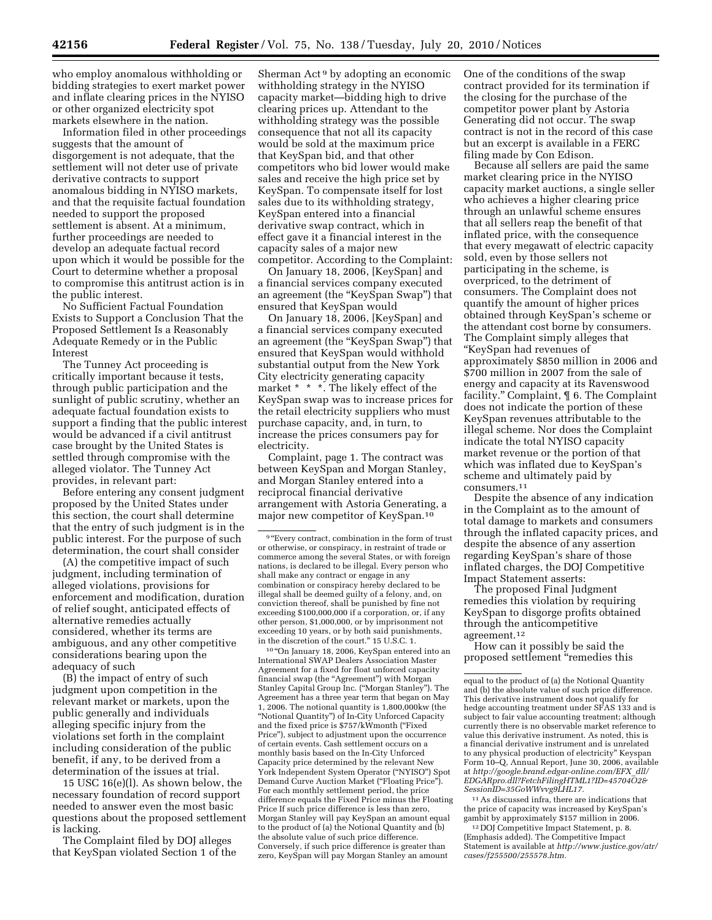who employ anomalous withholding or bidding strategies to exert market power and inflate clearing prices in the NYISO or other organized electricity spot markets elsewhere in the nation.

Information filed in other proceedings suggests that the amount of disgorgement is not adequate, that the settlement will not deter use of private derivative contracts to support anomalous bidding in NYISO markets, and that the requisite factual foundation needed to support the proposed settlement is absent. At a minimum, further proceedings are needed to develop an adequate factual record upon which it would be possible for the Court to determine whether a proposal to compromise this antitrust action is in the public interest.

No Sufficient Factual Foundation Exists to Support a Conclusion That the Proposed Settlement Is a Reasonably Adequate Remedy or in the Public Interest

The Tunney Act proceeding is critically important because it tests, through public participation and the sunlight of public scrutiny, whether an adequate factual foundation exists to support a finding that the public interest would be advanced if a civil antitrust case brought by the United States is settled through compromise with the alleged violator. The Tunney Act provides, in relevant part:

Before entering any consent judgment proposed by the United States under this section, the court shall determine that the entry of such judgment is in the public interest. For the purpose of such determination, the court shall consider

(A) the competitive impact of such judgment, including termination of alleged violations, provisions for enforcement and modification, duration of relief sought, anticipated effects of alternative remedies actually considered, whether its terms are ambiguous, and any other competitive considerations bearing upon the adequacy of such

(B) the impact of entry of such judgment upon competition in the relevant market or markets, upon the public generally and individuals alleging specific injury from the violations set forth in the complaint including consideration of the public benefit, if any, to be derived from a determination of the issues at trial.

15 USC 16(e)(l). As shown below, the necessary foundation of record support needed to answer even the most basic questions about the proposed settlement is lacking.

The Complaint filed by DOJ alleges that KeySpan violated Section 1 of the Sherman Act [9] by adopting an economic withholding strategy in the NYISO capacity market—bidding high to drive clearing prices up. Attendant to the withholding strategy was the possible consequence that not all its capacity would be sold at the maximum price that KeySpan bid, and that other competitors who bid lower would make sales and receive the high price set by KeySpan. To compensate itself for lost sales due to its withholding strategy, KeySpan entered into a financial derivative swap contract, which in effect gave it a financial interest in the capacity sales of a major new competitor. According to the Complaint:

On January 18, 2006, [KeySpan] and a financial services company executed an agreement (the "KeySpan Swap") that ensured that KeySpan would

On January 18, 2006, [KeySpan] and a financial services company executed an agreement (the "KeySpan Swap") that ensured that KeySpan would withhold substantial output from the New York City electricity generating capacity market * * *. The likely effect of the KeySpan swap was to increase prices for the retail electricity suppliers who must purchase capacity, and, in turn, to increase the prices consumers pay for electricity.

Complaint, page 1. The contract was between KeySpan and Morgan Stanley, and Morgan Stanley entered into a reciprocal financial derivative arrangement with Astoria Generating, a major new competitor of KeySpan.[10] One of the conditions of the swap contract provided for its termination if the closing for the purchase of the competitor power plant by Astoria Generating did not occur. The swap contract is not in the record of this case but an excerpt is available in a FERC filing made by Con Edison.

Because all sellers are paid the same market clearing price in the NYISO capacity market auctions, a single seller who achieves a higher clearing price through an unlawful scheme ensures that all sellers reap the benefit of that inflated price, with the consequence that every megawatt of electric capacity sold, even by those sellers not participating in the scheme, is overpriced, to the detriment of consumers. The Complaint does not quantify the amount of higher prices obtained through KeySpan's scheme or the attendant cost borne by consumers. The Complaint simply alleges that "KeySpan had revenues of approximately $850 million in 2006 and $700 million in 2007 from the sale of energy and capacity at its Ravenswood facility." Complaint, ¶ 6. The Complaint does not indicate the portion of these KeySpan revenues attributable to the illegal scheme. Nor does the Complaint indicate the total NYISO capacity market revenue or the portion of that which was inflated due to KeySpan's scheme and ultimately paid by consumers.[11]

Despite the absence of any indication in the Complaint as to the amount of total damage to markets and consumers through the inflated capacity prices, and despite the absence of any assertion regarding KeySpan's share of those inflated charges, the DOJ Competitive Impact Statement asserts:

The proposed Final Judgment remedies this violation by requiring KeySpan to disgorge profits obtained through the anticompetitive agreement.[12]

How can it possibly be said the proposed settlement "remedies this

---

[9] "Every contract, combination in the form of trust or otherwise, or conspiracy, in restraint of trade or commerce among the several States, or with foreign nations, is declared to be illegal. Every person who shall make any contract or engage in any combination or conspiracy hereby declared to be illegal shall be deemed guilty of a felony, and, on conviction thereof, shall be punished by fine not exceeding $100,000,000 if a corporation, or, if any other person, $1,000,000, or by imprisonment not exceeding 10 years, or by both said punishments, in the discretion of the court." 15 U.S.C. 1.

[10] "On January 18, 2006, KeySpan entered into an International SWAP Dealers Association Master Agreement for a fixed for float unforced capacity financial swap (the "Agreement") with Morgan Stanley Capital Group Inc. ("Morgan Stanley"). The Agreement has a three year term that began on May 1, 2006. The notional quantity is 1,800,000kw (the "Notional Quantity") of In-City Unforced Capacity and the fixed price is $757/kWmonth ("Fixed Price"), subject to adjustment upon the occurrence of certain events. Cash settlement occurs on a monthly basis based on the In-City Unforced Capacity price determined by the relevant New York Independent System Operator ("NYISO") Spot Demand Curve Auction Market ("Floating Price"). For each monthly settlement period, the price difference equals the Fixed Price minus the Floating Price If such price difference is less than zero, Morgan Stanley will pay KeySpan an amount equal to the product of (a) the Notional Quantity and (b) the absolute value of such price difference. Conversely, if such price difference is greater than zero, KeySpan will pay Morgan Stanley an amount equal to the product of (a) the Notional Quantity and (b) the absolute value of such price difference. This derivative instrument does not qualify for hedge accounting treatment under SFAS 133 and is subject to fair value accounting treatment; although currently there is no observable market reference to value this derivative instrument. As noted, this is a financial derivative instrument and is unrelated to any physical production of electricity" Keyspan Form 10–Q, Annual Report, June 30, 2006, available at *http://google.brand.edgar-online.com/EFX_dll/EDGARpro.dll?FetchFilingHTML1?ID=4570402&SessionID=35GoWWvvg9LHL17*.

[11] As discussed infra, there are indications that the price of capacity was increased by KeySpan's gambit by approximately $157 million in 2006.

[12] DOJ Competitive Impact Statement, p. 8. (Emphasis added). The Competitive Impact Statement is available at *http://www.justice.gov/atr/cases/f255500/255578.htm*.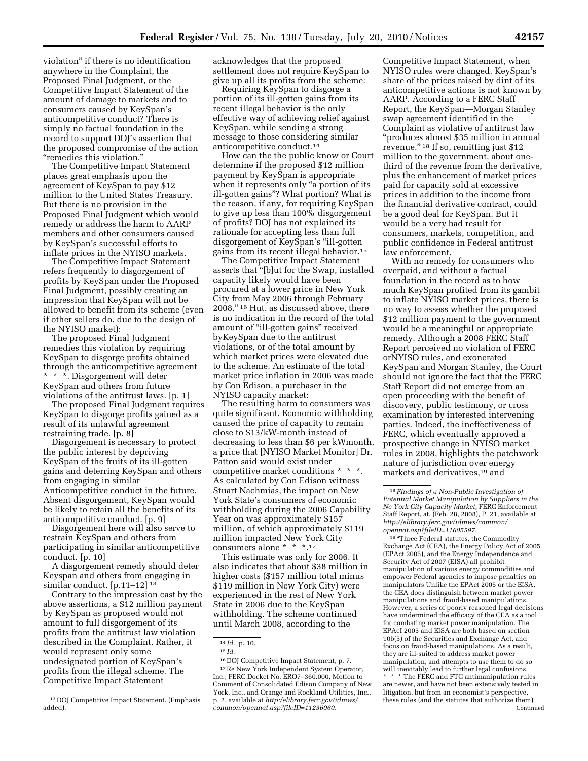violation" if there is no identification anywhere in the Complaint, the Proposed Final Judgment, or the Competitive Impact Statement of the amount of damage to markets and to consumers caused by KeySpan's anticompetitive conduct? There is simply no factual foundation in the record to support DOJ's assertion that the proposed compromise of the action "remedies this violation."

The Competitive Impact Statement places great emphasis upon the agreement of KeySpan to pay $12 million to the United States Treasury. But there is no provision in the Proposed Final Judgment which would remedy or address the harm to AARP members and other consumers caused by KeySpan's successful efforts to inflate prices in the NYISO markets.

The Competitive Impact Statement refers frequently to disgorgement of profits by KeySpan under the Proposed Final Judgment, possibly creating an impression that KeySpan will not be allowed to benefit from its scheme (even if other sellers do, due to the design of the NYISO market):

The proposed Final Judgment remedies this violation by requiring KeySpan to disgorge profits obtained through the anticompetitive agreement * * *. Disgorgement will deter KeySpan and others from future violations of the antitrust laws. [p. 1]

The proposed Final Judgment requires KeySpan to disgorge profits gained as a result of its unlawful agreement restraining trade. [p. 8]

Disgorgement is necessary to protect the public interest by depriving KeySpan of the fruits of its ill-gotten gains and deterring KeySpan and others from engaging in similar Anticompetitive conduct in the future. Absent disgorgement, KeySpan would be likely to retain all the benefits of its anticompetitive conduct. [p. 9]

Disgorgement here will also serve to restrain KeySpan and others from participating in similar anticompetitive conduct. [p. 10]

A disgorgement remedy should deter Keyspan and others from engaging in similar conduct. [p.11–12] [13]

Contrary to the impression cast by the above assertions, a $12 million payment by KeySpan as proposed would not amount to full disgorgement of its profits from the antitrust law violation described in the Complaint. Rather, it would represent only some undesignated portion of KeySpan's profits from the illegal scheme. The Competitive Impact Statement acknowledges that the proposed settlement does not require KeySpan to give up all its profits from the scheme:

Requiring KeySpan to disgorge a portion of its ill-gotten gains from its recent illegal behavior is the only effective way of achieving relief against KeySpan, while sending a strong message to those considering similar anticompetitive conduct.[14]

How can the the public know or Court determine if the proposed $12 million payment by KeySpan is appropriate when it represents only "a portion of its ill-gotten gains"? What portion? What is the reason, if any, for requiring KeySpan to give up less than 100% disgorgement of profits? DOJ has not explained its rationale for accepting less than full disgorgement of KeySpan's "ill-gotten gains from its recent illegal behavior.[15]

The Competitive Impact Statement asserts that "[b]ut for the Swap, installed capacity likely would have been procured at a lower price in New York City from May 2006 through February 2008." [16] Hut, as discussed above, there is no indication in the record of the total amount of "ill-gotten gains" received byKeySpan due to the antitrust violations, or of the total amount by which market prices were elevated due to the scheme. An estimate of the total market price inflation in 2006 was made by Con Edison, a purchaser in the NYISO capacity market:

The resulting harm to consumers was quite significant. Economic withholding caused the price of capacity to remain close to $13/kW-month instead of decreasing to less than $6 per kWmonth, a price that [NYISO Market Monitor] Dr. Patton said would exist under competitive market conditions * * *. As calculated by Con Edison witness Stuart Nachmias, the impact on New York State's consumers of economic withholding during the 2006 Capability Year on was approximately $157 million, of which approximately $119 million impacted New York City consumers alone * * *.[17]

This estimate was only for 2006. It also indicates that about $38 million in higher costs ($157 million total minus $119 million in New York City) were experienced in the rest of New York State in 2006 due to the KeySpan withholding. The scheme continued until March 2008, according to the Competitive Impact Statement, when NYISO rules were changed. KeySpan's share of the prices raised by dint of its anticompetitive actions is not known by AARP. According to a FERC Staff Report, the KeySpan—Morgan Stanley swap agreement identified in the Complaint as violative of antitrust law "produces almost $35 million in annual revenue." [18] If so, remitting just $12 million to the government, about one-third of the revenue from the derivative, plus the enhancement of market prices paid for capacity sold at excessive prices in addition to the income from the financial derivative contract, could be a good deal for KeySpan. But it would be a very bad result for consumers, markets, competition, and public confidence in Federal antitrust law enforcement.

With no remedy for consumers who overpaid, and without a factual foundation in the record as to how much KeySpan profited from its gambit to inflate NYISO market prices, there is no way to assess whether the proposed $12 million payment to the government would be a meaningful or appropriate remedy. Although a 2008 FERC Staff Report perceived no violation of FERC orNYISO rules, and exonerated KeySpan and Morgan Stanley, the Court should not ignore the fact that the FERC Staff Report did not emerge from an open proceeding with the benefit of discovery, public testimony, or cross examination by interested intervening parties. Indeed, the ineffectiveness of FERC, which eventually approved a prospective change in NYISO market rules in 2008, highlights the patchwork nature of jurisdiction over energy markets and derivatives,[19] and

---

[13] DOJ Competitive Impact Statement. (Emphasis added).

[14] *Id.,* p. 10.

[15] *Id.*

[16] DOJ Competitive Impact Statement, p. 7.

[17] Re New York Independent System Operator, Inc., FERC Docket No. ERO7–360.000, Motion to Comment of Consolidated Edison Company of New York, Inc., and Orange and Rockland Utilities, Inc., p. 2, available at *http:/elibrary.ferc.gov/idmws/common/opennat.asp?fileID=11236060.*

[18] *Findings of a Non-Public Investigation of Potential Market Manipulation by Suppliers in the Ne York City Capacity Market,* FERC Enforcement Staff Report, at, (Feb. 28, 2008), P. 21, available at *http://elibrary.ferc.gov/idmws/common/opennat.asp?fileID=11605597.*

[19] "Three Federal statutes, the Commodity Exchange Act (CEA), the Energy Policy Act of 2005 (EPAct 2005), and the Energy Independence and Security Act of 2007 (EISA) all prohibit manipulation of various energy commodities and empower Federal agencies to impose penalties on manipulators Unlike the EPAct 2005 or the EISA, the CEA does distinguish between market power manipulations and fraud-based manipulations. However, a series of poorly reasoned legal decisions have undermined the efficacy of the CEA as a tool for combating market power manipulation. The EPAcI 2005 and EISA are both based on section 10b(5) of the Securities and Exchange Act, and focus on fraud-based manipulations. As a result, they are ill-suited to address market power manipulation, and attempts to use them to do so will inevitably lead to further legal confusions. * * * The FERC and FTC antimanipulation rules are newer, and have not been extensively tested in litigation, but from an economist's perspective, these rules (and the statutes that authorize them) Continued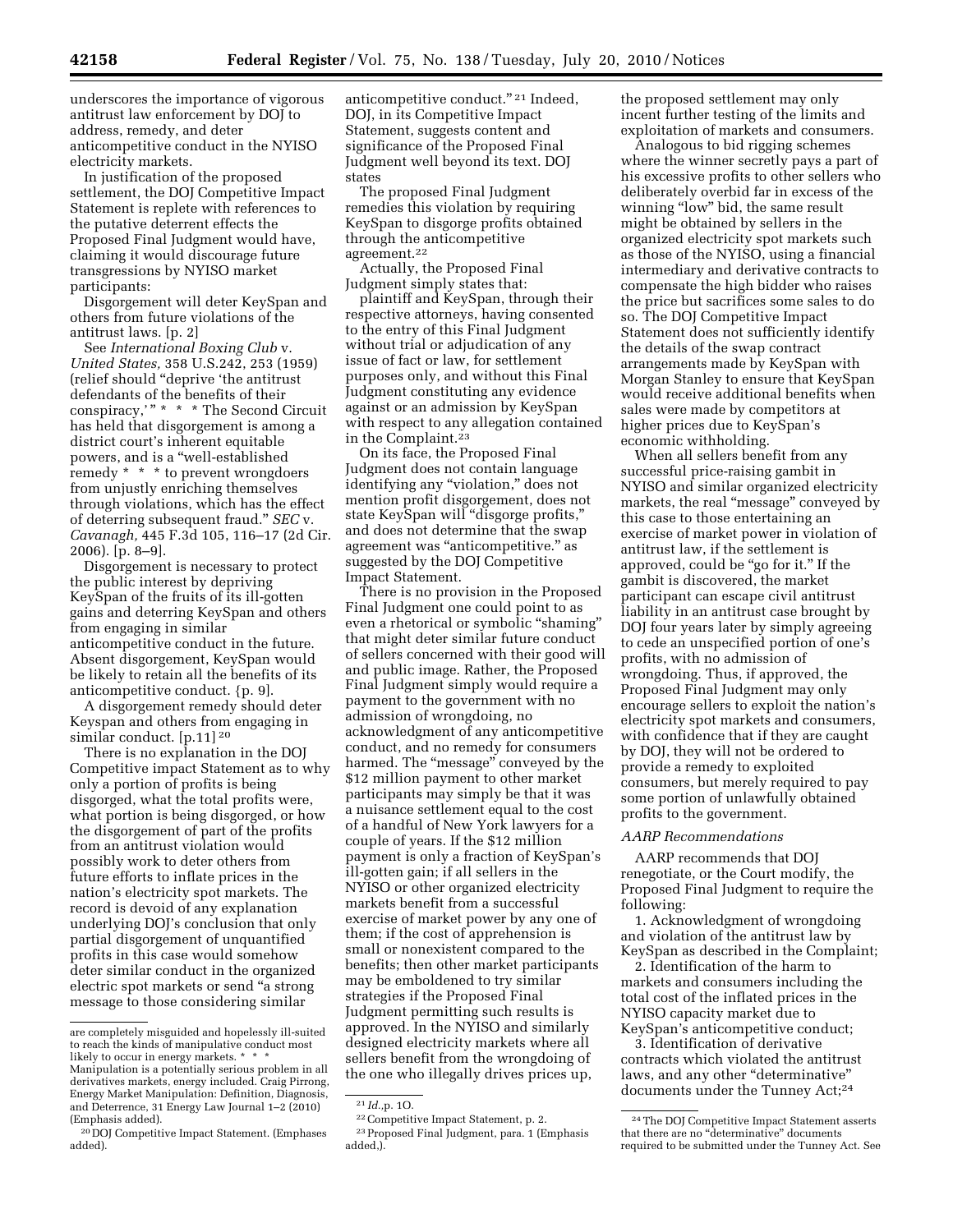underscores the importance of vigorous antitrust law enforcement by DOJ to address, remedy, and deter anticompetitive conduct in the NYISO electricity markets.

In justification of the proposed settlement, the DOJ Competitive Impact Statement is replete with references to the putative deterrent effects the Proposed Final Judgment would have, claiming it would discourage future transgressions by NYISO market participants:

Disgorgement will deter KeySpan and others from future violations of the antitrust laws. [p. 2]

See *International Boxing Club* v. *United States,* 358 U.S.242, 253 (1959) (relief should "deprive 'the antitrust defendants of the benefits of their conspiracy,' " * * * The Second Circuit has held that disgorgement is among a district court's inherent equitable powers, and is a "well-established remedy * * * to prevent wrongdoers from unjustly enriching themselves through violations, which has the effect of deterring subsequent fraud." *SEC* v. *Cavanagh,* 445 F.3d 105, 116–17 (2d Cir. 2006). [p. 8–9].

Disgorgement is necessary to protect the public interest by depriving KeySpan of the fruits of its ill-gotten gains and deterring KeySpan and others from engaging in similar anticompetitive conduct in the future. Absent disgorgement, KeySpan would be likely to retain all the benefits of its anticompetitive conduct. {p. 9].

A disgorgement remedy should deter Keyspan and others from engaging in similar conduct. [p.11] [20]

There is no explanation in the DOJ Competitive impact Statement as to why only a portion of profits is being disgorged, what the total profits were, what portion is being disgorged, or how the disgorgement of part of the profits from an antitrust violation would possibly work to deter others from future efforts to inflate prices in the nation's electricity spot markets. The record is devoid of any explanation underlying DOJ's conclusion that only partial disgorgement of unquantified profits in this case would somehow deter similar conduct in the organized electric spot markets or send "a strong message to those considering similar anticompetitive conduct." [21] Indeed, DOJ, in its Competitive Impact Statement, suggests content and significance of the Proposed Final Judgment well beyond its text. DOJ states

The proposed Final Judgment remedies this violation by requiring KeySpan to disgorge profits obtained through the anticompetitive agreement.[22]

Actually, the Proposed Final Judgment simply states that:

plaintiff and KeySpan, through their respective attorneys, having consented to the entry of this Final Judgment without trial or adjudication of any issue of fact or law, for settlement purposes only, and without this Final Judgment constituting any evidence against or an admission by KeySpan with respect to any allegation contained in the Complaint.[23]

On its face, the Proposed Final Judgment does not contain language identifying any "violation," does not mention profit disgorgement, does not state KeySpan will "disgorge profits," and does not determine that the swap agreement was "anticompetitive." as suggested by the DOJ Competitive Impact Statement.

There is no provision in the Proposed Final Judgment one could point to as even a rhetorical or symbolic "shaming" that might deter similar future conduct of sellers concerned with their good will and public image. Rather, the Proposed Final Judgment simply would require a payment to the government with no admission of wrongdoing, no acknowledgment of any anticompetitive conduct, and no remedy for consumers harmed. The "message" conveyed by the $12 million payment to other market participants may simply be that it was a nuisance settlement equal to the cost of a handful of New York lawyers for a couple of years. If the $12 million payment is only a fraction of KeySpan's ill-gotten gain; if all sellers in the NYISO or other organized electricity markets benefit from a successful exercise of market power by any one of them; if the cost of apprehension is small or nonexistent compared to the benefits; then other market participants may be emboldened to try similar strategies if the Proposed Final Judgment permitting such results is approved. In the NYISO and similarly designed electricity markets where all sellers benefit from the wrongdoing of the one who illegally drives prices up, the proposed settlement may only incent further testing of the limits and exploitation of markets and consumers.

Analogous to bid rigging schemes where the winner secretly pays a part of his excessive profits to other sellers who deliberately overbid far in excess of the winning "low" bid, the same result might be obtained by sellers in the organized electricity spot markets such as those of the NYISO, using a financial intermediary and derivative contracts to compensate the high bidder who raises the price but sacrifices some sales to do so. The DOJ Competitive Impact Statement does not sufficiently identify the details of the swap contract arrangements made by KeySpan with Morgan Stanley to ensure that KeySpan would receive additional benefits when sales were made by competitors at higher prices due to KeySpan's economic withholding.

When all sellers benefit from any successful price-raising gambit in NYISO and similar organized electricity markets, the real "message" conveyed by this case to those entertaining an exercise of market power in violation of antitrust law, if the settlement is approved, could be "go for it." If the gambit is discovered, the market participant can escape civil antitrust liability in an antitrust case brought by DOJ four years later by simply agreeing to cede an unspecified portion of one's profits, with no admission of wrongdoing. Thus, if approved, the Proposed Final Judgment may only encourage sellers to exploit the nation's electricity spot markets and consumers, with confidence that if they are caught by DOJ, they will not be ordered to provide a remedy to exploited consumers, but merely required to pay some portion of unlawfully obtained profits to the government.

### *AARP Recommendations*

AARP recommends that DOJ renegotiate, or the Court modify, the Proposed Final Judgment to require the following:

1. Acknowledgment of wrongdoing and violation of the antitrust law by KeySpan as described in the Complaint;
2. Identification of the harm to markets and consumers including the total cost of the inflated prices in the NYISO capacity market due to KeySpan's anticompetitive conduct;
3. Identification of derivative contracts which violated the antitrust laws, and any other "determinative" documents under the Tunney Act;[24]

---

are completely misguided and hopelessly ill-suited to reach the kinds of manipulative conduct most likely to occur in energy markets. * * * Manipulation is a potentially serious problem in all derivatives markets, energy included. Craig Pirrong, Energy Market Manipulation: Definition, Diagnosis, and Deterrence, 31 Energy Law Journal 1–2 (2010) (Emphasis added).

[20] DOJ Competitive Impact Statement. (Emphases added).

[21] *Id.*,p. 1O.

[22] Competitive Impact Statement, p. 2.

[23] Proposed Final Judgment, para. 1 (Emphasis added,).

[24] The DOJ Competitive Impact Statement asserts that there are no "determinative" documents required to be submitted under the Tunney Act. See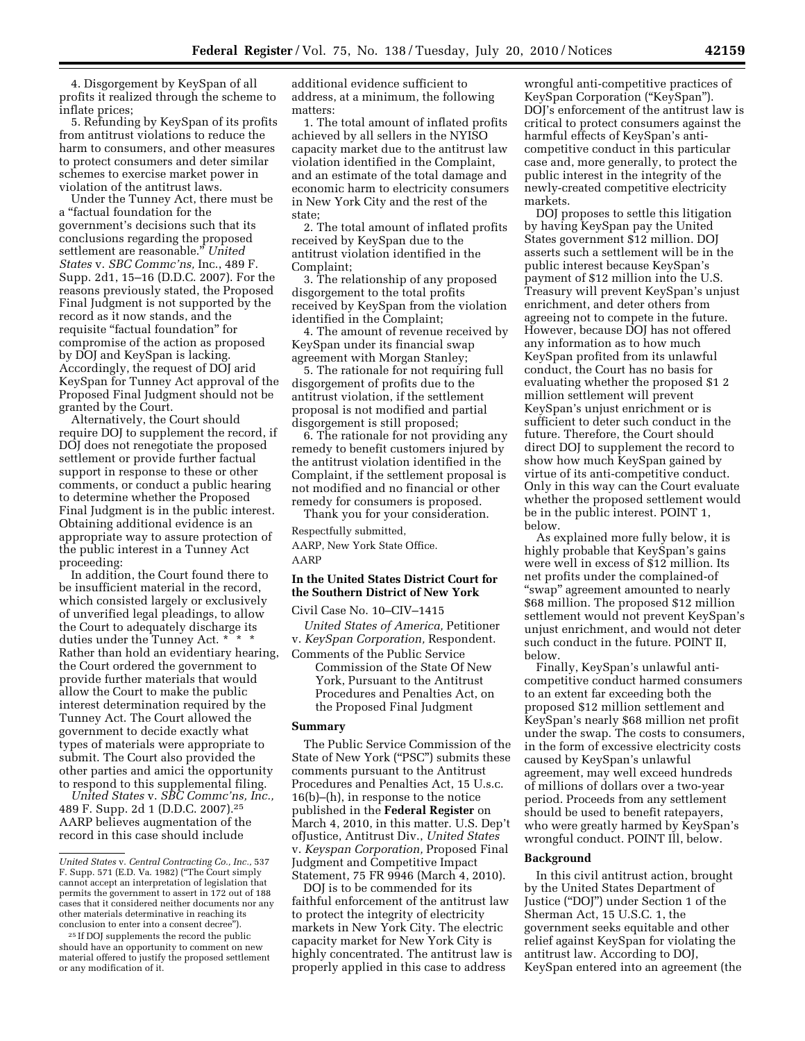4. Disgorgement by KeySpan of all profits it realized through the scheme to inflate prices;

5. Refunding by KeySpan of its profits from antitrust violations to reduce the harm to consumers, and other measures to protect consumers and deter similar schemes to exercise market power in violation of the antitrust laws.

Under the Tunney Act, there must be a "factual foundation for the government's decisions such that its conclusions regarding the proposed settlement are reasonable." *United States* v. *SBC Commc'ns,* Inc., 489 F. Supp. 2d1, 15–16 (D.D.C. 2007). For the reasons previously stated, the Proposed Final Judgment is not supported by the record as it now stands, and the requisite "factual foundation" for compromise of the action as proposed by DOJ and KeySpan is lacking. Accordingly, the request of DOJ arid KeySpan for Tunney Act approval of the Proposed Final Judgment should not be granted by the Court.

Alternatively, the Court should require DOJ to supplement the record, if DOJ does not renegotiate the proposed settlement or provide further factual support in response to these or other comments, or conduct a public hearing to determine whether the Proposed Final Judgment is in the public interest. Obtaining additional evidence is an appropriate way to assure protection of the public interest in a Tunney Act proceeding:

In addition, the Court found there to be insufficient material in the record, which consisted largely or exclusively of unverified legal pleadings, to allow the Court to adequately discharge its duties under the Tunney Act. * * * Rather than hold an evidentiary hearing, the Court ordered the government to provide further materials that would allow the Court to make the public interest determination required by the Tunney Act. The Court allowed the government to decide exactly what types of materials were appropriate to submit. The Court also provided the other parties and amici the opportunity to respond to this supplemental filing.

*United States* v. *SBC Commc'ns, Inc.,* 489 F. Supp. 2d 1 (D.D.C. 2007).[25] AARP believes augmentation of the record in this case should include additional evidence sufficient to address, at a minimum, the following matters:

1. The total amount of inflated profits achieved by all sellers in the NYISO capacity market due to the antitrust law violation identified in the Complaint, and an estimate of the total damage and economic harm to electricity consumers in New York City and the rest of the state;

2. The total amount of inflated profits received by KeySpan due to the antitrust violation identified in the Complaint;

3. The relationship of any proposed disgorgement to the total profits received by KeySpan from the violation identified in the Complaint;

4. The amount of revenue received by KeySpan under its financial swap agreement with Morgan Stanley;

5. The rationale for not requiring full disgorgement of profits due to the antitrust violation, if the settlement proposal is not modified and partial disgorgement is still proposed;

6. The rationale for not providing any remedy to benefit customers injured by the antitrust violation identified in the Complaint, if the settlement proposal is not modified and no financial or other remedy for consumers is proposed.

Thank you for your consideration.

Respectfully submitted,

AARP, New York State Office.

AARP

---

*United States* v. *Central Contracting Co., Inc.,* 537 F. Supp. 571 (E.D. Va. 1982) ("The Court simply cannot accept an interpretation of legislation that permits the government to assert in 172 out of 188 cases that it considered neither documents nor any other materials determinative in reaching its conclusion to enter into a consent decree").

[25] If DOJ supplements the record the public should have an opportunity to comment on new material offered to justify the proposed settlement or any modification of it.

---

## In the United States District Court for the Southern District of New York

Civil Case No. 10–CIV–1415

*United States of America,* Petitioner v. *KeySpan Corporation,* Respondent.

Comments of the Public Service Commission of the State Of New York, Pursuant to the Antitrust Procedures and Penalties Act, on the Proposed Final Judgment

### Summary

The Public Service Commission of the State of New York ("PSC") submits these comments pursuant to the Antitrust Procedures and Penalties Act, 15 U.s.c. 16(b)–(h), in response to the notice published in the **Federal Register** on March 4, 2010, in this matter. U.S. Dep't ofJustice, Antitrust Div., *United States* v. *Keyspan Corporation,* Proposed Final Judgment and Competitive Impact Statement, 75 FR 9946 (March 4, 2010).

DOJ is to be commended for its faithful enforcement of the antitrust law to protect the integrity of electricity markets in New York City. The electric capacity market for New York City is highly concentrated. The antitrust law is properly applied in this case to address wrongful anti-competitive practices of KeySpan Corporation ("KeySpan"). DOJ's enforcement of the antitrust law is critical to protect consumers against the harmful effects of KeySpan's anti-competitive conduct in this particular case and, more generally, to protect the public interest in the integrity of the newly-created competitive electricity markets.

DOJ proposes to settle this litigation by having KeySpan pay the United States government $12 million. DOJ asserts such a settlement will be in the public interest because KeySpan's payment of $12 million into the U.S. Treasury will prevent KeySpan's unjust enrichment, and deter others from agreeing not to compete in the future. However, because DOJ has not offered any information as to how much KeySpan profited from its unlawful conduct, the Court has no basis for evaluating whether the proposed $1 2 million settlement will prevent KeySpan's unjust enrichment or is sufficient to deter such conduct in the future. Therefore, the Court should direct DOJ to supplement the record to show how much KeySpan gained by virtue of its anti-competitive conduct. Only in this way can the Court evaluate whether the proposed settlement would be in the public interest. POINT 1, below.

As explained more fully below, it is highly probable that KeySpan's gains were well in excess of $12 million. Its net profits under the complained-of "swap" agreement amounted to nearly $68 million. The proposed $12 million settlement would not prevent KeySpan's unjust enrichment, and would not deter such conduct in the future. POINT II, below.

Finally, KeySpan's unlawful anti-competitive conduct harmed consumers to an extent far exceeding both the proposed $12 million settlement and KeySpan's nearly $68 million net profit under the swap. The costs to consumers, in the form of excessive electricity costs caused by KeySpan's unlawful agreement, may well exceed hundreds of millions of dollars over a two-year period. Proceeds from any settlement should be used to benefit ratepayers, who were greatly harmed by KeySpan's wrongful conduct. POINT Ill, below.

### Background

In this civil antitrust action, brought by the United States Department of Justice ("DOJ") under Section 1 of the Sherman Act, 15 U.S.C. 1, the government seeks equitable and other relief against KeySpan for violating the antitrust law. According to DOJ, KeySpan entered into an agreement (the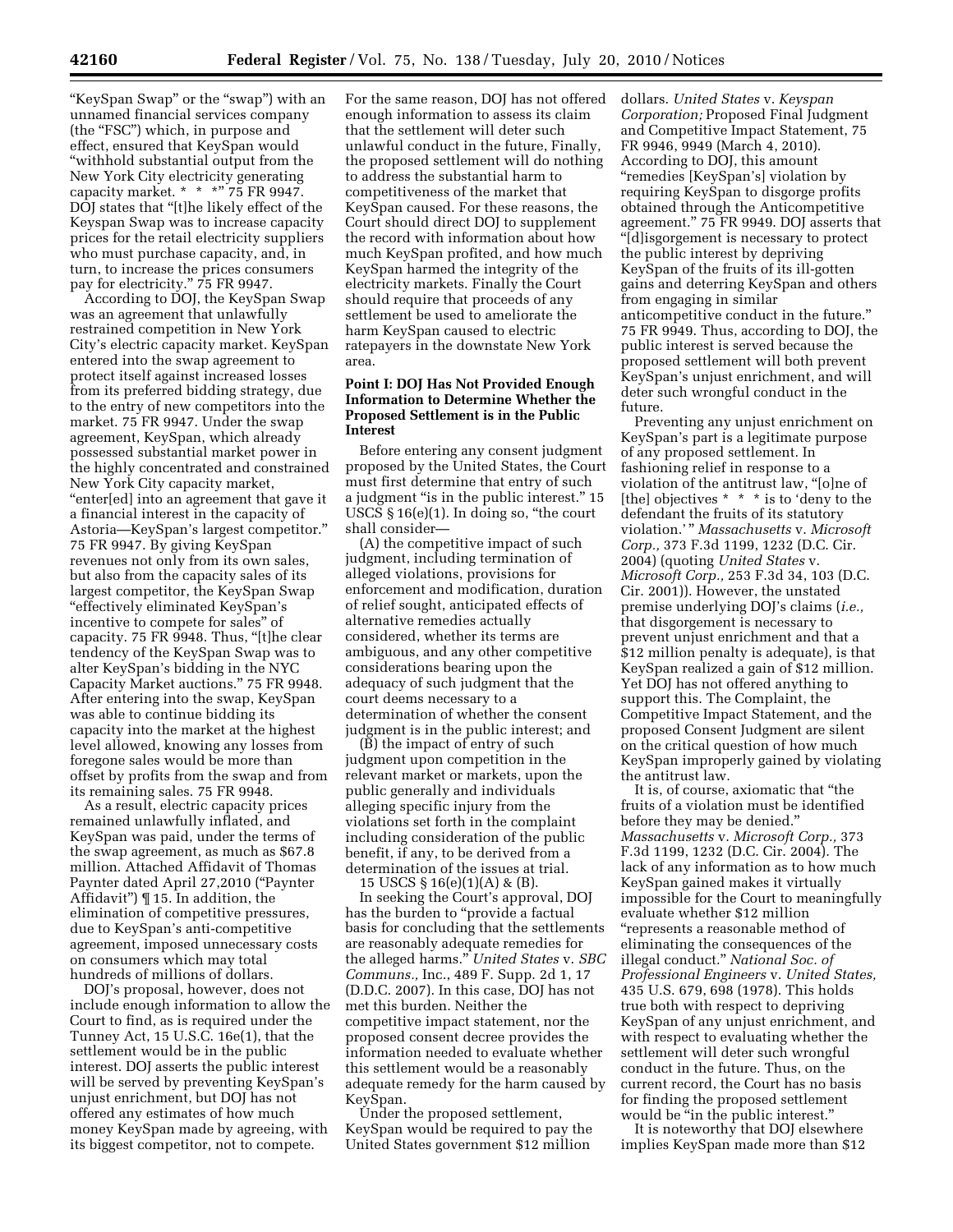"KeySpan Swap" or the "swap") with an unnamed financial services company (the "FSC") which, in purpose and effect, ensured that KeySpan would "withhold substantial output from the New York City electricity generating capacity market. * * *" 75 FR 9947. DOJ states that "[t]he likely effect of the Keyspan Swap was to increase capacity prices for the retail electricity suppliers who must purchase capacity, and, in turn, to increase the prices consumers pay for electricity." 75 FR 9947.

According to DOJ, the KeySpan Swap was an agreement that unlawfully restrained competition in New York City's electric capacity market. KeySpan entered into the swap agreement to protect itself against increased losses from its preferred bidding strategy, due to the entry of new competitors into the market. 75 FR 9947. Under the swap agreement, KeySpan, which already possessed substantial market power in the highly concentrated and constrained New York City capacity market, "enter[ed] into an agreement that gave it a financial interest in the capacity of Astoria—KeySpan's largest competitor." 75 FR 9947. By giving KeySpan revenues not only from its own sales, but also from the capacity sales of its largest competitor, the KeySpan Swap "effectively eliminated KeySpan's incentive to compete for sales" of capacity. 75 FR 9948. Thus, "[t]he clear tendency of the KeySpan Swap was to alter KeySpan's bidding in the NYC Capacity Market auctions." 75 FR 9948. After entering into the swap, KeySpan was able to continue bidding its capacity into the market at the highest level allowed, knowing any losses from foregone sales would be more than offset by profits from the swap and from its remaining sales. 75 FR 9948.

As a result, electric capacity prices remained unlawfully inflated, and KeySpan was paid, under the terms of the swap agreement, as much as $67.8 million. Attached Affidavit of Thomas Paynter dated April 27,2010 ("Paynter Affidavit") ¶ 15. In addition, the elimination of competitive pressures, due to KeySpan's anti-competitive agreement, imposed unnecessary costs on consumers which may total hundreds of millions of dollars.

DOJ's proposal, however, does not include enough information to allow the Court to find, as is required under the Tunney Act, 15 U.S.C. 16e(1), that the settlement would be in the public interest. DOJ asserts the public interest will be served by preventing KeySpan's unjust enrichment, but DOJ has not offered any estimates of how much money KeySpan made by agreeing, with its biggest competitor, not to compete. For the same reason, DOJ has not offered enough information to assess its claim that the settlement will deter such unlawful conduct in the future, Finally, the proposed settlement will do nothing to address the substantial harm to competitiveness of the market that KeySpan caused. For these reasons, the Court should direct DOJ to supplement the record with information about how much KeySpan profited, and how much KeySpan harmed the integrity of the electricity markets. Finally the Court should require that proceeds of any settlement be used to ameliorate the harm KeySpan caused to electric ratepayers in the downstate New York area.

**Point I: DOJ Has Not Provided Enough Information to Determine Whether the Proposed Settlement is in the Public Interest**

Before entering any consent judgment proposed by the United States, the Court must first determine that entry of such a judgment "is in the public interest." 15 USCS § 16(e)(1). In doing so, "the court shall consider—

(A) the competitive impact of such judgment, including termination of alleged violations, provisions for enforcement and modification, duration of relief sought, anticipated effects of alternative remedies actually considered, whether its terms are ambiguous, and any other competitive considerations bearing upon the adequacy of such judgment that the court deems necessary to a determination of whether the consent judgment is in the public interest; and

(B) the impact of entry of such judgment upon competition in the relevant market or markets, upon the public generally and individuals alleging specific injury from the violations set forth in the complaint including consideration of the public benefit, if any, to be derived from a determination of the issues at trial.

15 USCS § 16(e)(1)(A) & (B).

In seeking the Court's approval, DOJ has the burden to "provide a factual basis for concluding that the settlements are reasonably adequate remedies for the alleged harms." *United States* v. *SBC Communs.,* Inc., 489 F. Supp. 2d 1, 17 (D.D.C. 2007). In this case, DOJ has not met this burden. Neither the competitive impact statement, nor the proposed consent decree provides the information needed to evaluate whether this settlement would be a reasonably adequate remedy for the harm caused by KeySpan.

Under the proposed settlement, KeySpan would be required to pay the United States government $12 million dollars. *United States* v. *Keyspan Corporation;* Proposed Final Judgment and Competitive Impact Statement, 75 FR 9946, 9949 (March 4, 2010). According to DOJ, this amount "remedies [KeySpan's] violation by requiring KeySpan to disgorge profits obtained through the Anticompetitive agreement." 75 FR 9949. DOJ asserts that "[d]isgorgement is necessary to protect the public interest by depriving KeySpan of the fruits of its ill-gotten gains and deterring KeySpan and others from engaging in similar anticompetitive conduct in the future." 75 FR 9949. Thus, according to DOJ, the public interest is served because the proposed settlement will both prevent KeySpan's unjust enrichment, and will deter such wrongful conduct in the future.

Preventing any unjust enrichment on KeySpan's part is a legitimate purpose of any proposed settlement. In fashioning relief in response to a violation of the antitrust law, "[o]ne of [the] objectives * * * is to 'deny to the defendant the fruits of its statutory violation.' " *Massachusetts* v. *Microsoft Corp.,* 373 F.3d 1199, 1232 (D.C. Cir. 2004) (quoting *United States* v. *Microsoft Corp.,* 253 F.3d 34, 103 (D.C. Cir. 2001)). However, the unstated premise underlying DOJ's claims (*i.e.,* that disgorgement is necessary to prevent unjust enrichment and that a $12 million penalty is adequate), is that KeySpan realized a gain of $12 million. Yet DOJ has not offered anything to support this. The Complaint, the Competitive Impact Statement, and the proposed Consent Judgment are silent on the critical question of how much KeySpan improperly gained by violating the antitrust law.

It is, of course, axiomatic that "the fruits of a violation must be identified before they may be denied." *Massachusetts* v. *Microsoft Corp.,* 373 F.3d 1199, 1232 (D.C. Cir. 2004). The lack of any information as to how much KeySpan gained makes it virtually impossible for the Court to meaningfully evaluate whether $12 million "represents a reasonable method of eliminating the consequences of the illegal conduct." *National Soc. of Professional Engineers* v. *United States,* 435 U.S. 679, 698 (1978). This holds true both with respect to depriving KeySpan of any unjust enrichment, and with respect to evaluating whether the settlement will deter such wrongful conduct in the future. Thus, on the current record, the Court has no basis for finding the proposed settlement would be "in the public interest."

It is noteworthy that DOJ elsewhere implies KeySpan made more than $12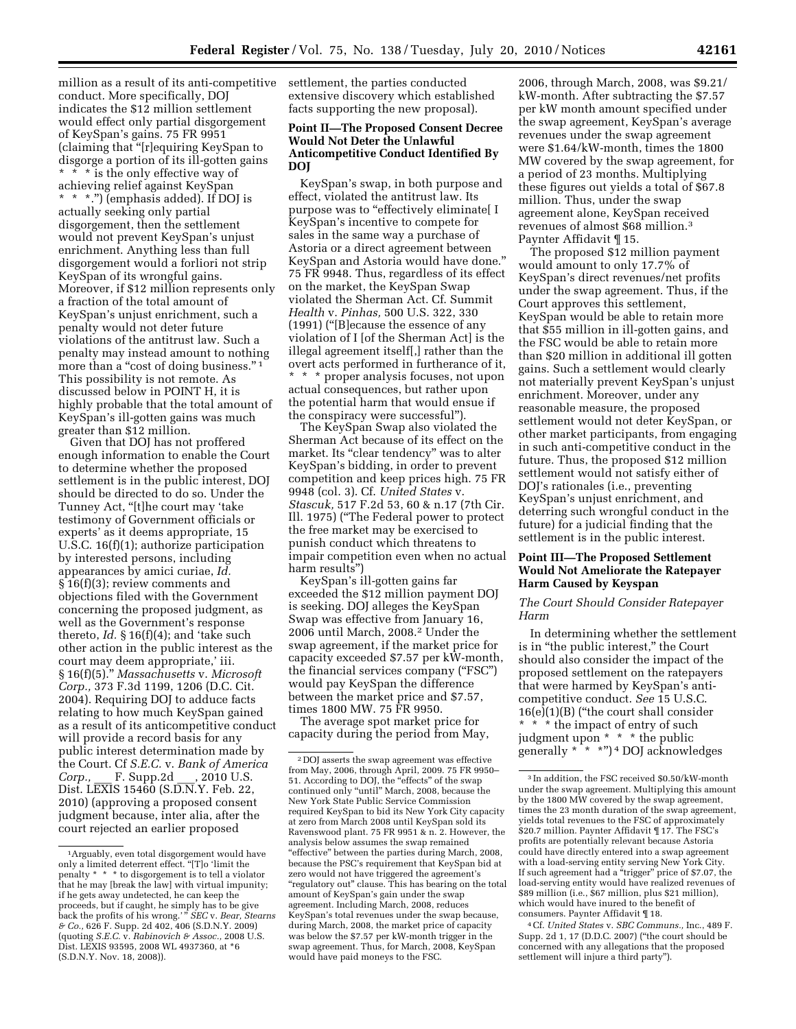million as a result of its anti-competitive conduct. More specifically, DOJ indicates the $12 million settlement would effect only partial disgorgement of KeySpan's gains. 75 FR 9951 (claiming that "[r]equiring KeySpan to disgorge a portion of its ill-gotten gains * * * is the only effective way of achieving relief against KeySpan * * *.") (emphasis added). If DOJ is actually seeking only partial disgorgement, then the settlement would not prevent KeySpan's unjust enrichment. Anything less than full disgorgement would a forliori not strip KeySpan of its wrongful gains. Moreover, if $12 million represents only a fraction of the total amount of KeySpan's unjust enrichment, such a penalty would not deter future violations of the antitrust law. Such a penalty may instead amount to nothing more than a "cost of doing business." [1] This possibility is not remote. As discussed below in POINT H, it is highly probable that the total amount of KeySpan's ill-gotten gains was much greater than $12 million.

Given that DOJ has not proffered enough information to enable the Court to determine whether the proposed settlement is in the public interest, DOJ should be directed to do so. Under the Tunney Act, "[t]he court may 'take testimony of Government officials or experts' as it deems appropriate, 15 U.S.C. 16(f)(1); authorize participation by interested persons, including appearances by amici curiae, *Id.* § 16(f)(3); review comments and objections filed with the Government concerning the proposed judgment, as well as the Government's response thereto, *Id.* § 16(f)(4); and 'take such other action in the public interest as the court may deem appropriate,' iii. § 16(f)(5)." *Massachusetts* v. *Microsoft Corp.,* 373 F.3d 1199, 1206 (D.C. Cit. 2004). Requiring DOJ to adduce facts relating to how much KeySpan gained as a result of its anticompetitive conduct will provide a record basis for any public interest determination made by the Court. Cf *S.E.C.* v. *Bank of America Corp.,* ___ F. Supp.2d ___, 2010 U.S. Dist. LEXIS 15460 (S.D.N.Y. Feb. 22, 2010) (approving a proposed consent judgment because, inter alia, after the court rejected an earlier proposed settlement, the parties conducted extensive discovery which established facts supporting the new proposal).

[1] Arguably, even total disgorgement would have only a limited deterrent effect. "[T]o 'limit the penalty * * * to disgorgement is to tell a violator that he may [break the law] with virtual impunity; if he gets away undetected, he can keep the proceeds, but if caught, he simply has to be give back the profits of his wrong.'" *SEC* v. *Bear, Stearns & Co.,* 626 F. Supp. 2d 402, 406 (S.D.N.Y. 2009) (quoting *S.E.C.* v. *Rabinovich & Assoc.,* 2008 U.S. Dist. LEXIS 93595, 2008 WL 4937360, at *6 (S.D.N.Y. Nov. 18, 2008)).

## Point II—The Proposed Consent Decree Would Not Deter the Unlawful Anticompetitive Conduct Identified By DOJ

KeySpan's swap, in both purpose and effect, violated the antitrust law. Its purpose was to "effectively eliminate[ I KeySpan's incentive to compete for sales in the same way a purchase of Astoria or a direct agreement between KeySpan and Astoria would have done." 75 FR 9948. Thus, regardless of its effect on the market, the KeySpan Swap violated the Sherman Act. Cf. Summit *Health* v. *Pinhas,* 500 U.S. 322, 330 (1991) ("[B]ecause the essence of any violation of I [of the Sherman Act] is the illegal agreement itself[,] rather than the overt acts performed in furtherance of it, * * * proper analysis focuses, not upon actual consequences, but rather upon the potential harm that would ensue if the conspiracy were successful").

The KeySpan Swap also violated the Sherman Act because of its effect on the market. Its "clear tendency" was to alter KeySpan's bidding, in order to prevent competition and keep prices high. 75 FR 9948 (col. 3). Cf. *United States* v. *Stascuk,* 517 F.2d 53, 60 & n.17 (7th Cir. Ill. 1975) ("The Federal power to protect the free market may be exercised to punish conduct which threatens to impair competition even when no actual harm results")

KeySpan's ill-gotten gains far exceeded the $12 million payment DOJ is seeking. DOJ alleges the KeySpan Swap was effective from January 16, 2006 until March, 2008.[2] Under the swap agreement, if the market price for capacity exceeded $7.57 per kW-month, the financial services company ("FSC") would pay KeySpan the difference between the market price and $7.57, times 1800 MW. 75 FR 9950.

The average spot market price for capacity during the period from May, 2006, through March, 2008, was $9.21/kW-month. After subtracting the $7.57 per kW month amount specified under the swap agreement, KeySpan's average revenues under the swap agreement were $1.64/kW-month, times the 1800 MW covered by the swap agreement, for a period of 23 months. Multiplying these figures out yields a total of $67.8 million. Thus, under the swap agreement alone, KeySpan received revenues of almost $68 million.[3] Paynter Affidavit ¶ 15.

[2] DOJ asserts the swap agreement was effective from May, 2006, through April, 2009. 75 FR 9950–51. According to DOJ, the "effects" of the swap continued only "until" March, 2008, because the New York State Public Service Commission required KeySpan to bid its New York City capacity at zero from March 2008 until KeySpan sold its Ravenswood plant. 75 FR 9951 & n. 2. However, the analysis below assumes the swap remained "effective" between the parties during March, 2008, because the PSC's requirement that KeySpan bid at zero would not have triggered the agreement's "regulatory out" clause. This has bearing on the total amount of KeySpan's gain under the swap agreement. Including March, 2008, reduces KeySpan's total revenues under the swap because, during March, 2008, the market price of capacity was below the $7.57 per kW-month trigger in the swap agreement. Thus, for March, 2008, KeySpan would have paid moneys to the FSC.

The proposed $12 million payment would amount to only 17.7% of KeySpan's direct revenues/net profits under the swap agreement. Thus, if the Court approves this settlement, KeySpan would be able to retain more that $55 million in ill-gotten gains, and the FSC would be able to retain more than $20 million in additional ill gotten gains. Such a settlement would clearly not materially prevent KeySpan's unjust enrichment. Moreover, under any reasonable measure, the proposed settlement would not deter KeySpan, or other market participants, from engaging in such anti-competitive conduct in the future. Thus, the proposed $12 million settlement would not satisfy either of DOJ's rationales (i.e., preventing KeySpan's unjust enrichment, and deterring such wrongful conduct in the future) for a judicial finding that the settlement is in the public interest.

## Point III—The Proposed Settlement Would Not Ameliorate the Ratepayer Harm Caused by Keyspan

### *The Court Should Consider Ratepayer Harm*

In determining whether the settlement is in "the public interest," the Court should also consider the impact of the proposed settlement on the ratepayers that were harmed by KeySpan's anti-competitive conduct. *See* 15 U.S.C. 16(e)(1)(B) ("the court shall consider * * * the impact of entry of such judgment upon * * * the public generally * * *")[4] DOJ acknowledges

[3] In addition, the FSC received $0.50/kW-month under the swap agreement. Multiplying this amount by the 1800 MW covered by the swap agreement, times the 23 month duration of the swap agreement, yields total revenues to the FSC of approximately $20.7 million. Paynter Affidavit ¶ 17. The FSC's profits are potentially relevant because Astoria could have directly entered into a swap agreement with a load-serving entity serving New York City. If such agreement had a "trigger" price of $7.07, the load-serving entity would have realized revenues of $89 million (i.e., $67 million, plus $21 million), which would have inured to the benefit of consumers. Paynter Affidavit ¶ 18.

[4] Cf. *United States* v. *SBC Communs.,* Inc., 489 F. Supp. 2d 1, 17 (D.D.C. 2007) ("the court should be concerned with any allegations that the proposed settlement will injure a third party").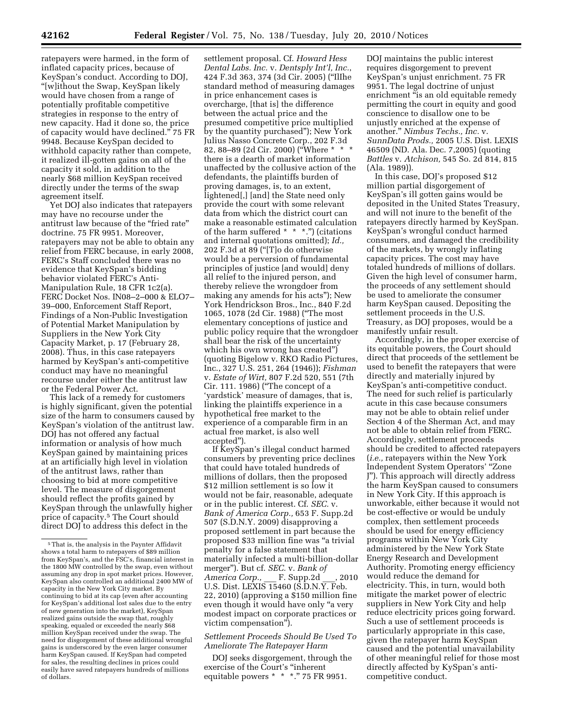ratepayers were harmed, in the form of inflated capacity prices, because of KeySpan's conduct. According to DOJ, "[w]ithout the Swap, KeySpan likely would have chosen from a range of potentially profitable competitive strategies in response to the entry of new capacity. Had it done so, the price of capacity would have declined." 75 FR 9948. Because KeySpan decided to withhold capacity rather than compete, it realized ill-gotten gains on all of the capacity it sold, in addition to the nearly $68 million KeySpan received directly under the terms of the swap agreement itself.

Yet DOJ also indicates that ratepayers may have no recourse under the antitrust law because of the "fried rate" doctrine. 75 FR 9951. Moreover, ratepayers may not be able to obtain any relief from FERC because, in early 2008, FERC's Staff concluded there was no evidence that KeySpan's bidding behavior violated FERC's Anti-Manipulation Rule, 18 CFR 1c2(a). FERC Docket Nos. IN08–2–000 & EL07–39–000, Enforcement Staff Report, Findings of a Non-Public Investigation of Potential Market Manipulation by Suppliers in the New York City Capacity Market, p. 17 (February 28, 2008). Thus, in this case ratepayers harmed by KeySpan's anti-competitive conduct may have no meaningful recourse under either the antitrust law or the Federal Power Act.

This lack of a remedy for customers is highly significant, given the potential size of the harm to consumers caused by KeySpan's violation of the antitrust law. DOJ has not offered any factual information or analysis of how much KeySpan gained by maintaining prices at an artificially high level in violation of the antitrust laws, rather than choosing to bid at more competitive level. The measure of disgorgement should reflect the profits gained by KeySpan through the unlawfully higher price of capacity.[5] The Court should direct DOJ to address this defect in the settlement proposal. Cf. *Howard Hess Dental Labs. Inc.* v. *Dentsply Int'l, Inc.*, 424 F.3d 363, 374 (3d Cir. 2005) ("IlIhe standard method of measuring damages in price enhancement cases is overcharge, [that is] the difference between the actual price and the presumed competitive price multiplied by the quantity purchased"); New York Julius Nasso Concrete Corp., 202 F.3d 82, 88–89 (2d Cir. 2000) ("Where * * * there is a dearth of market information unaffected by the collusive action of the defendants, the plaintiffs burden of proving damages, is, to an extent, lightened[,] [and] the State need only provide the court with some relevant data from which the district court can make a reasonable estimated calculation of the harm suffered * * *.") (citations and internal quotations omitted); *Id.,* 202 F.3d at 89 ("[T]o do otherwise would be a perversion of fundamental principles of justice [and would] deny all relief to the injured person, and thereby relieve the wrongdoer from making any amends for his acts"); New York Hendrickson Bros., Inc., 840 F.2d 1065, 1078 (2d Cir. 1988) ("The most elementary conceptions of justice and public policy require that the wrongdoer shall bear the risk of the uncertainty which his own wrong has created") (quoting Bigelow v. RKO Radio Pictures, Inc., 327 U.S. 251, 264 (1946)); *Fishman* v. *Estate of Wirt,* 807 F.2d 520, 551 (7th Cir. 111. 1986) ("The concept of a 'yardstick' measure of damages, that is, linking the plaintiffs experience in a hypothetical free market to the experience of a comparable firm in an actual free market, is also well accepted").

If KeySpan's illegal conduct harmed consumers by preventing price declines that could have totaled hundreds of millions of dollars, then the proposed $12 million settlement is so low it would not be fair, reasonable, adequate or in the public interest. Cf. *SEC.* v. *Bank of America Corp.,* 653 F. Supp.2d 507 (S.D.N.Y. 2009) disapproving a proposed settlement in part because the proposed $33 million fine was "a trivial penalty for a false statement that materially infected a multi-billion-dollar merger"). But cf. *SEC.* v. *Bank of America Corp.,* ___ F. Supp.2d ___, 2010 U.S. Dist. LEXIS 15460 (S.D.N.Y. Feb. 22, 2010) (approving a $150 million fine even though it would have only "a very modest impact on corporate practices or victim compensation").

*Settlement Proceeds Should Be Used To Ameliorate The Ratepayer Harm*

DOJ seeks disgorgement, through the exercise of the Court's "inherent equitable powers * * *." 75 FR 9951. DOJ maintains the public interest requires disgorgement to prevent KeySpan's unjust enrichment. 75 FR 9951. The legal doctrine of unjust enrichment "is an old equitable remedy permitting the court in equity and good conscience to disallow one to be unjustly enriched at the expense of another." *Nimbus Techs., Inc.* v. *SunnData Prods.,* 2005 U.S. Dist. LEXIS 46509 (ND. Ala. Dec. 7,2005) (quoting *Battles* v. *Atchison,* 545 So. 2d 814, 815 (Ala. 1989)).

In this case, DOJ's proposed $12 million partial disgorgement of KeySpan's ill gotten gains would be deposited in the United States Treasury, and will not inure to the benefit of the ratepayers directly harmed by KeySpan. KeySpan's wrongful conduct harmed consumers, and damaged the credibility of the markets, by wrongly inflating capacity prices. The cost may have totaled hundreds of millions of dollars. Given the high level of consumer harm, the proceeds of any settlement should be used to ameliorate the consumer harm KeySpan caused. Depositing the settlement proceeds in the U.S. Treasury, as DOJ proposes, would be a manifestly unfair result.

Accordingly, in the proper exercise of its equitable powers, the Court should direct that proceeds of the settlement be used to benefit the ratepayers that were directly and materially injured by KeySpan's anti-competitive conduct. The need for such relief is particularly acute in this case because consumers may not be able to obtain relief under Section 4 of the Sherman Act, and may not be able to obtain relief from FERC. Accordingly, settlement proceeds should be credited to affected ratepayers (*i.e.,* ratepayers within the New York Independent System Operators' "Zone J"). This approach will directly address the harm KeySpan caused to consumers in New York City. If this approach is unworkable, either because it would not be cost-effective or would be unduly complex, then settlement proceeds should be used for energy efficiency programs within New York City administered by the New York State Energy Research and Development Authority. Promoting energy efficiency would reduce the demand for electricity. This, in turn, would both mitigate the market power of electric suppliers in New York City and help reduce electricity prices going forward. Such a use of settlement proceeds is particularly appropriate in this case, given the ratepayer harm KeySpan caused and the potential unavailability of other meaningful relief for those most directly affected by KySpan's anti-competitive conduct.

---

[5] That is, the analysis in the Paynter Affidavit shows a total harm to ratepayers of $89 million from KeySpan's, and the FSC's, financial interest in the 1800 MW controlled by the swap, even without assuming any drop in spot market prices. However, KeySpan also controlled an additional 2400 MW of capacity in the New York City market. By continuing to bid at its cap (even after accounting for KeySpan's additional lost sales due to the entry of new generation into the market), KeySpan realized gains outside the swap that, roughly speaking, equaled or exceeded the nearly $68 million KeySpan received under the swap. The need for disgorgement of these additional wrongful gains is underscored by the even larger consumer harm KeySpan caused. If KeySpan had competed for sales, the resulting declines in prices could easily have saved ratepayers hundreds of millions of dollars.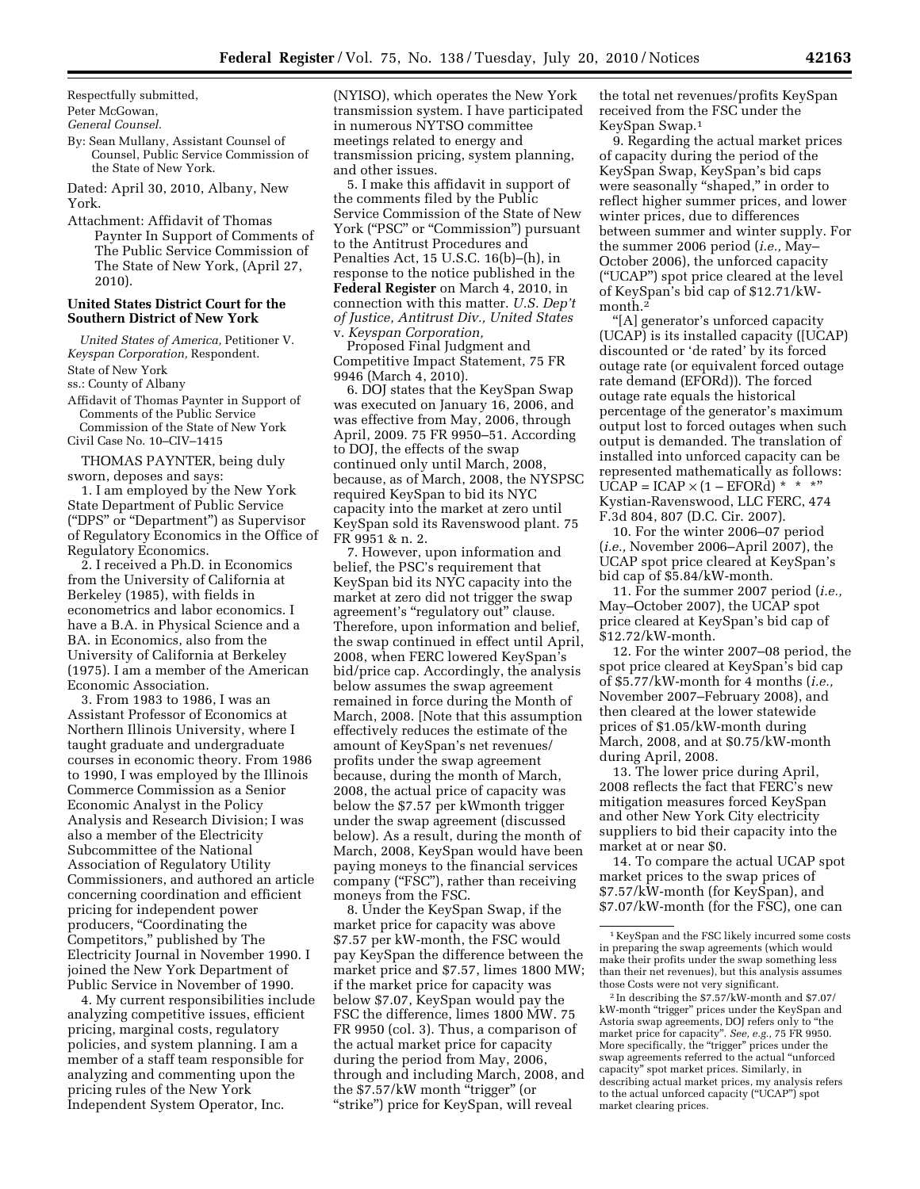Respectfully submitted,

Peter McGowan,

*General Counsel.*

By: Sean Mullany, Assistant Counsel of Counsel, Public Service Commission of the State of New York.

Dated: April 30, 2010, Albany, New York.

Attachment: Affidavit of Thomas Paynter In Support of Comments of The Public Service Commission of The State of New York, (April 27, 2010).

### United States District Court for the Southern District of New York

*United States of America,* Petitioner V. *Keyspan Corporation,* Respondent.

State of New York

ss.: County of Albany

Affidavit of Thomas Paynter in Support of Comments of the Public Service Commission of the State of New York

Civil Case No. 10–CIV–1415

THOMAS PAYNTER, being duly sworn, deposes and says:

1. I am employed by the New York State Department of Public Service ("DPS" or "Department") as Supervisor of Regulatory Economics in the Office of Regulatory Economics.

2. I received a Ph.D. in Economics from the University of California at Berkeley (1985), with fields in econometrics and labor economics. I have a B.A. in Physical Science and a BA. in Economics, also from the University of California at Berkeley (1975). I am a member of the American Economic Association.

3. From 1983 to 1986, I was an Assistant Professor of Economics at Northern Illinois University, where I taught graduate and undergraduate courses in economic theory. From 1986 to 1990, I was employed by the Illinois Commerce Commission as a Senior Economic Analyst in the Policy Analysis and Research Division; I was also a member of the Electricity Subcommittee of the National Association of Regulatory Utility Commissioners, and authored an article concerning coordination and efficient pricing for independent power producers, "Coordinating the Competitors," published by The Electricity Journal in November 1990. I joined the New York Department of Public Service in November of 1990.

4. My current responsibilities include analyzing competitive issues, efficient pricing, marginal costs, regulatory policies, and system planning. I am a member of a staff team responsible for analyzing and commenting upon the pricing rules of the New York Independent System Operator, Inc. (NYISO), which operates the New York transmission system. I have participated in numerous NYTSO committee meetings related to energy and transmission pricing, system planning, and other issues.

5. I make this affidavit in support of the comments filed by the Public Service Commission of the State of New York ("PSC" or "Commission") pursuant to the Antitrust Procedures and Penalties Act, 15 U.S.C. 16(b)–(h), in response to the notice published in the **Federal Register** on March 4, 2010, in connection with this matter. *U.S. Dep't of Justice, Antitrust Div., United States* v. *Keyspan Corporation,* Proposed Final Judgment and Competitive Impact Statement, 75 FR 9946 (March 4, 2010).

6. DOJ states that the KeySpan Swap was executed on January 16, 2006, and was effective from May, 2006, through April, 2009. 75 FR 9950–51. According to DOJ, the effects of the swap continued only until March, 2008, because, as of March, 2008, the NYSPSC required KeySpan to bid its NYC capacity into the market at zero until KeySpan sold its Ravenswood plant. 75 FR 9951 & n. 2.

7. However, upon information and belief, the PSC's requirement that KeySpan bid its NYC capacity into the market at zero did not trigger the swap agreement's "regulatory out" clause. Therefore, upon information and belief, the swap continued in effect until April, 2008, when FERC lowered KeySpan's bid/price cap. Accordingly, the analysis below assumes the swap agreement remained in force during the Month of March, 2008. [Note that this assumption effectively reduces the estimate of the amount of KeySpan's net revenues/profits under the swap agreement because, during the month of March, 2008, the actual price of capacity was below the $7.57 per kWmonth trigger under the swap agreement (discussed below). As a result, during the month of March, 2008, KeySpan would have been paying moneys to the financial services company ("FSC"), rather than receiving moneys from the FSC.

8. Under the KeySpan Swap, if the market price for capacity was above $7.57 per kW-month, the FSC would pay KeySpan the difference between the market price and $7.57, limes 1800 MW; if the market price for capacity was below $7.07, KeySpan would pay the FSC the difference, limes 1800 MW. 75 FR 9950 (col. 3). Thus, a comparison of the actual market price for capacity during the period from May, 2006, through and including March, 2008, and the $7.57/kW month "trigger" (or "strike") price for KeySpan, will reveal the total net revenues/profits KeySpan received from the FSC under the KeySpan Swap.[1]

9. Regarding the actual market prices of capacity during the period of the KeySpan Swap, KeySpan's bid caps were seasonally "shaped," in order to reflect higher summer prices, and lower winter prices, due to differences between summer and winter supply. For the summer 2006 period (*i.e.,* May–October 2006), the unforced capacity ("UCAP") spot price cleared at the level of KeySpan's bid cap of $12.71/kW-month.[2]

"[A] generator's unforced capacity (UCAP) is its installed capacity ([UCAP) discounted or 'de rated' by its forced outage rate (or equivalent forced outage rate demand (EFORd)). The forced outage rate equals the historical percentage of the generator's maximum output lost to forced outages when such output is demanded. The translation of installed into unforced capacity can be represented mathematically as follows: $UCAP = ICAP \times (1 - EFORd)$ * * *" Kystian-Ravenswood, LLC FERC, 474 F.3d 804, 807 (D.C. Cir. 2007).

10. For the winter 2006–07 period (*i.e.,* November 2006–April 2007), the UCAP spot price cleared at KeySpan's bid cap of $5.84/kW-month.

11. For the summer 2007 period (*i.e.,* May–October 2007), the UCAP spot price cleared at KeySpan's bid cap of $12.72/kW-month.

12. For the winter 2007–08 period, the spot price cleared at KeySpan's bid cap of $5.77/kW-month for 4 months (*i.e.,* November 2007–February 2008), and then cleared at the lower statewide prices of $1.05/kW-month during March, 2008, and at $0.75/kW-month during April, 2008.

13. The lower price during April, 2008 reflects the fact that FERC's new mitigation measures forced KeySpan and other New York City electricity suppliers to bid their capacity into the market at or near $0.

14. To compare the actual UCAP spot market prices to the swap prices of $7.57/kW-month (for KeySpan), and $7.07/kW-month (for the FSC), one can

---

[1] KeySpan and the FSC likely incurred some costs in preparing the swap agreements (which would make their profits under the swap something less than their net revenues), but this analysis assumes those Costs were not very significant.

[2] In describing the $7.57/kW-month and $7.07/kW-month "trigger" prices under the KeySpan and Astoria swap agreements, DOJ refers only to "the market price for capacity". *See, e.g.,* 75 FR 9950. More specifically, the "trigger" prices under the swap agreements referred to the actual "unforced capacity" spot market prices. Similarly, in describing actual market prices, my analysis refers to the actual unforced capacity ("UCAP") spot market clearing prices.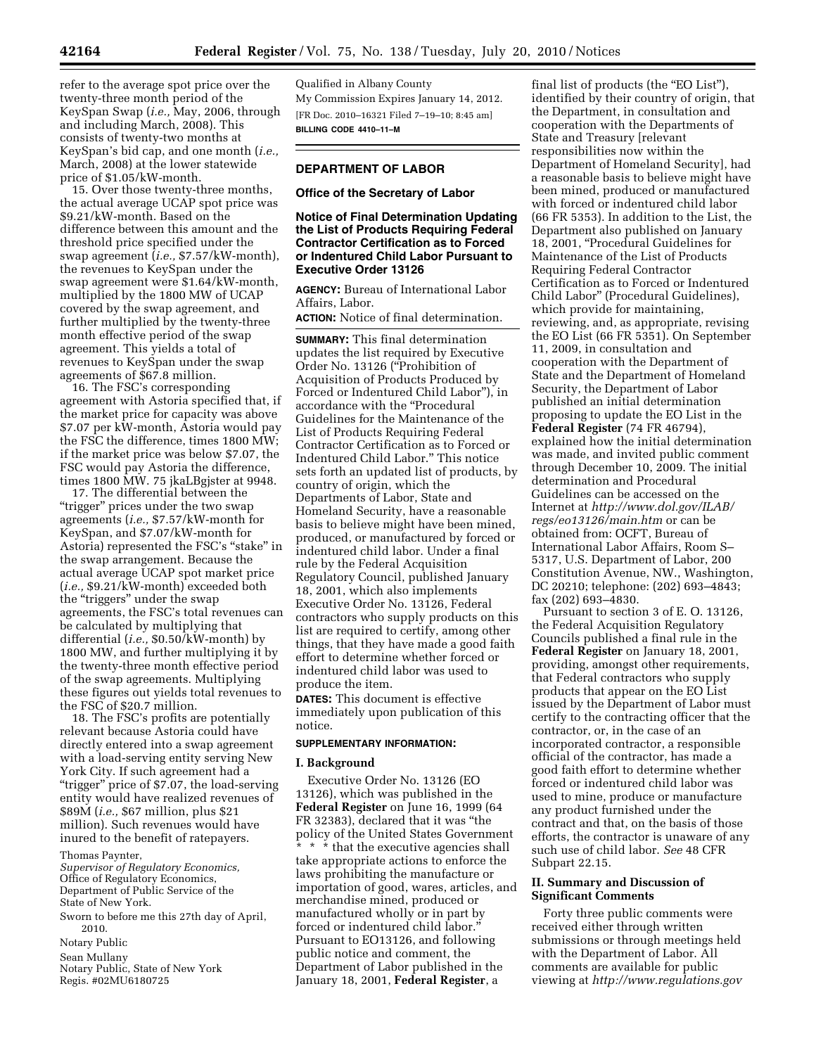refer to the average spot price over the twenty-three month period of the KeySpan Swap (*i.e.,* May, 2006, through and including March, 2008). This consists of twenty-two months at KeySpan's bid cap, and one month (*i.e.,* March, 2008) at the lower statewide price of $1.05/kW-month.

15. Over those twenty-three months, the actual average UCAP spot price was $9.21/kW-month. Based on the difference between this amount and the threshold price specified under the swap agreement (*i.e.,* $7.57/kW-month), the revenues to KeySpan under the swap agreement were $1.64/kW-month, multiplied by the 1800 MW of UCAP covered by the swap agreement, and further multiplied by the twenty-three month effective period of the swap agreement. This yields a total of revenues to KeySpan under the swap agreements of $67.8 million.

16. The FSC's corresponding agreement with Astoria specified that, if the market price for capacity was above $7.07 per kW-month, Astoria would pay the FSC the difference, times 1800 MW; if the market price was below $7.07, the FSC would pay Astoria the difference, times 1800 MW. 75 jkaLBgjster at 9948.

17. The differential between the "trigger" prices under the two swap agreements (*i.e.,* $7.57/kW-month for KeySpan, and $7.07/kW-month for Astoria) represented the FSC's "stake" in the swap arrangement. Because the actual average UCAP spot market price (*i.e.,* $9.21/kW-month) exceeded both the "triggers" under the swap agreements, the FSC's total revenues can be calculated by multiplying that differential (*i.e.,* $0.50/kW-month) by 1800 MW, and further multiplying it by the twenty-three month effective period of the swap agreements. Multiplying these figures out yields total revenues to the FSC of $20.7 million.

18. The FSC's profits are potentially relevant because Astoria could have directly entered into a swap agreement with a load-serving entity serving New York City. If such agreement had a "trigger" price of $7.07, the load-serving entity would have realized revenues of $89M (*i.e.,* $67 million, plus $21 million). Such revenues would have inured to the benefit of ratepayers.

Thomas Paynter,
*Supervisor of Regulatory Economics,* Office of Regulatory Economics, Department of Public Service of the State of New York.

Sworn to before me this 27th day of April, 2010.

Notary Public

Sean Mullany
Notary Public, State of New York
Regis. #02MU6180725
Qualified in Albany County
My Commission Expires January 14, 2012.

[FR Doc. 2010–16321 Filed 7–19–10; 8:45 am]

**BILLING CODE 4410–11–M**

## DEPARTMENT OF LABOR

### Office of the Secretary of Labor

### Notice of Final Determination Updating the List of Products Requiring Federal Contractor Certification as to Forced or Indentured Child Labor Pursuant to Executive Order 13126

**AGENCY:** Bureau of International Labor Affairs, Labor.

**ACTION:** Notice of final determination.

**SUMMARY:** This final determination updates the list required by Executive Order No. 13126 ("Prohibition of Acquisition of Products Produced by Forced or Indentured Child Labor"), in accordance with the "Procedural Guidelines for the Maintenance of the List of Products Requiring Federal Contractor Certification as to Forced or Indentured Child Labor." This notice sets forth an updated list of products, by country of origin, which the Departments of Labor, State and Homeland Security, have a reasonable basis to believe might have been mined, produced, or manufactured by forced or indentured child labor. Under a final rule by the Federal Acquisition Regulatory Council, published January 18, 2001, which also implements Executive Order No. 13126, Federal contractors who supply products on this list are required to certify, among other things, that they have made a good faith effort to determine whether forced or indentured child labor was used to produce the item.

**DATES:** This document is effective immediately upon publication of this notice.

**SUPPLEMENTARY INFORMATION:**

#### I. Background

Executive Order No. 13126 (EO 13126), which was published in the **Federal Register** on June 16, 1999 (64 FR 32383), declared that it was "the policy of the United States Government * * * that the executive agencies shall take appropriate actions to enforce the laws prohibiting the manufacture or importation of good, wares, articles, and merchandise mined, produced or manufactured wholly or in part by forced or indentured child labor." Pursuant to EO13126, and following public notice and comment, the Department of Labor published in the January 18, 2001, **Federal Register**, a final list of products (the "EO List"), identified by their country of origin, that the Department, in consultation and cooperation with the Departments of State and Treasury [relevant responsibilities now within the Department of Homeland Security], had a reasonable basis to believe might have been mined, produced or manufactured with forced or indentured child labor (66 FR 5353). In addition to the List, the Department also published on January 18, 2001, "Procedural Guidelines for Maintenance of the List of Products Requiring Federal Contractor Certification as to Forced or Indentured Child Labor" (Procedural Guidelines), which provide for maintaining, reviewing, and, as appropriate, revising the EO List (66 FR 5351). On September 11, 2009, in consultation and cooperation with the Department of State and the Department of Homeland Security, the Department of Labor published an initial determination proposing to update the EO List in the **Federal Register** (74 FR 46794), explained how the initial determination was made, and invited public comment through December 10, 2009. The initial determination and Procedural Guidelines can be accessed on the Internet at *http://www.dol.gov/ILAB/regs/eo13126/main.htm* or can be obtained from: OCFT, Bureau of International Labor Affairs, Room S–5317, U.S. Department of Labor, 200 Constitution Avenue, NW., Washington, DC 20210; telephone: (202) 693–4843; fax (202) 693–4830.

Pursuant to section 3 of E. O. 13126, the Federal Acquisition Regulatory Councils published a final rule in the **Federal Register** on January 18, 2001, providing, amongst other requirements, that Federal contractors who supply products that appear on the EO List issued by the Department of Labor must certify to the contracting officer that the contractor, or, in the case of an incorporated contractor, a responsible official of the contractor, has made a good faith effort to determine whether forced or indentured child labor was used to mine, produce or manufacture any product furnished under the contract and that, on the basis of those efforts, the contractor is unaware of any such use of child labor. *See* 48 CFR Subpart 22.15.

#### II. Summary and Discussion of Significant Comments

Forty three public comments were received either through written submissions or through meetings held with the Department of Labor. All comments are available for public viewing at *http://www.regulations.gov*